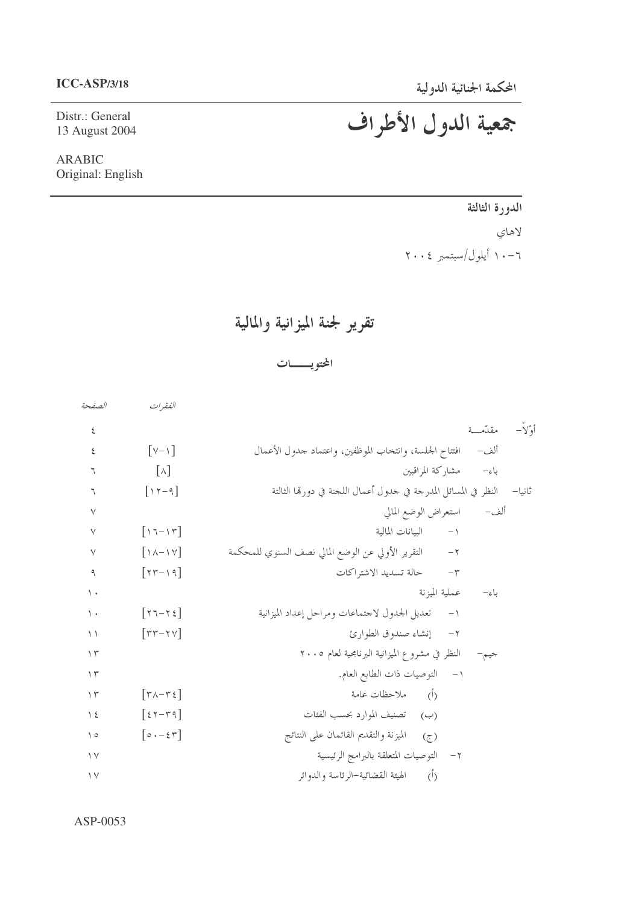**ICC-ASP/3/18**

**المحكمة الجنائية الدولية**

Distr.: General
13 August 2004

# جمعية الدول الأطراف

ARABIC
Original: English

**الدورة الثالثة**

لاهاي

٦-١٠ أيلول/سبتمبر ٢٠٠٤

## تقرير لجنة الميزانية والمالية

### المحتويـــات

| | الفقرات | الصفحة |
|---|---|---|
| أوّلاً- مقدّمـــة | | ٤ |
| ألف- افتتاح الجلسة، وانتخاب الموظفين، واعتماد جدول الأعمال | [١-٧] | ٤ |
| باء- مشاركة المراقبين | [٨] | ٦ |
| ثانيا- النظر في المسائل المدرجة في جدول أعمال اللجنة في دورتها الثالثة | [٩-١٢] | ٦ |
| ألف- استعراض الوضع المالي | | ٧ |
| ١- البيانات المالية | [١٣-١٦] | ٧ |
| ٢- التقرير الأولي عن الوضع المالي نصف السنوي للمحكمة | [١٧-١٨] | ٧ |
| ٣- حالة تسديد الاشتراكات | [١٩-٢٣] | ٩ |
| باء- عملية الميزنة | | ١٠ |
| ١- تعديل الجدول لاجتماعات ومراحل إعداد الميزانية | [٢٤-٢٦] | ١٠ |
| ٢- إنشاء صندوق الطوارئ | [٢٧-٣٣] | ١١ |
| جيم- النظر في مشروع الميزانية البرنامجية لعام ٢٠٠٥ | | ١٣ |
| ١- التوصيات ذات الطابع العام. | | ١٣ |
| (أ) ملاحظات عامة | [٣٤-٣٨] | ١٣ |
| (ب) تصنيف الموارد بحسب الفئات | [٣٩-٤٢] | ١٤ |
| (ج) الميزنة والتقديم القائمان على النتائج | [٤٣-٥٠] | ١٥ |
| ٢- التوصيات المتعلقة بالبرامج الرئيسية | | ١٧ |
| (أ) الهيئة القضائية-الرئاسة والدوائر | | ١٧ |

ASP-0053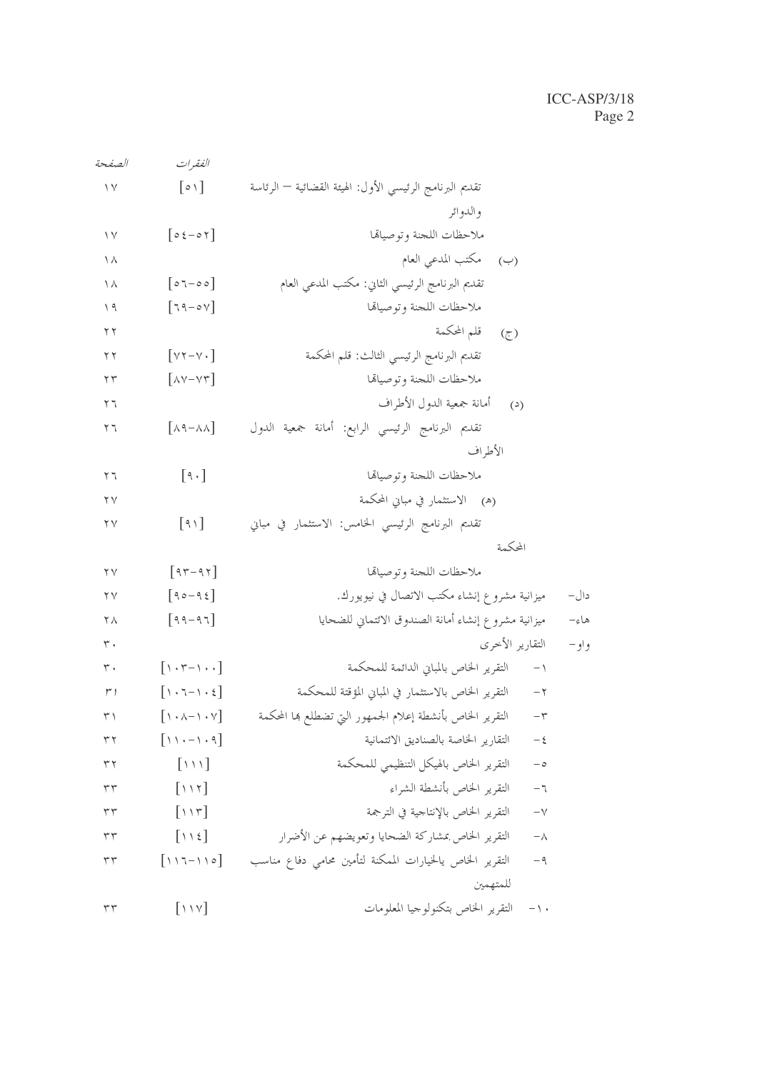| | الفقرات | الصفحة |
|---|---|---|
| تقديم البرنامج الرئيسي الأول: الهيئة القضائية — الرئاسة والدوائر | [٥١] | ١٧ |
| ملاحظات اللجنة وتوصياتها | [٥٢-٥٤] | ١٧ |
| (ب) مكتب المدعي العام | | ١٨ |
| تقديم البرنامج الرئيسي الثاني: مكتب المدعي العام | [٥٥-٥٦] | ١٨ |
| ملاحظات اللجنة وتوصياتها | [٥٧-٦٩] | ١٩ |
| (ج) قلم المحكمة | | ٢٢ |
| تقديم البرنامج الرئيسي الثالث: قلم المحكمة | [٧٠-٧٢] | ٢٢ |
| ملاحظات اللجنة وتوصياتها | [٧٣-٨٧] | ٢٣ |
| (د) أمانة جمعية الدول الأطراف | | ٢٦ |
| تقديم البرنامج الرئيسي الرابع: أمانة جمعية الدول الأطراف | [٨٨-٨٩] | ٢٦ |
| ملاحظات اللجنة وتوصياتها | [٩٠] | ٢٦ |
| (هـ) الاستثمار في مباني المحكمة | | ٢٧ |
| تقديم البرنامج الرئيسي الخامس: الاستثمار في مباني المحكمة | [٩١] | ٢٧ |
| ملاحظات اللجنة وتوصياتها | [٩٢-٩٣] | ٢٧ |
| دال- ميزانية مشروع إنشاء مكتب الاتصال في نيويورك. | [٩٤-٩٥] | ٢٧ |
| هاء- ميزانية مشروع إنشاء أمانة الصندوق الائتماني للضحايا | [٩٦-٩٩] | ٢٨ |
| واو- التقارير الأخرى | | ٣٠ |
| ١- التقرير الخاص بالمباني الدائمة للمحكمة | [١٠٠-١٠٣] | ٣٠ |
| ٢- التقرير الخاص بالاستثمار في المباني المؤقتة للمحكمة | [١٠٤-١٠٦] | ٣١ |
| ٣- التقرير الخاص بأنشطة إعلام الجمهور التي تضطلع بها المحكمة | [١٠٧-١٠٨] | ٣١ |
| ٤- التقارير الخاصة بالصناديق الائتمانية | [١٠٩-١١٠] | ٣٢ |
| ٥- التقرير الخاص بالهيكل التنظيمي للمحكمة | [١١١] | ٣٢ |
| ٦- التقرير الخاص بأنشطة الشراء | [١١٢] | ٣٣ |
| ٧- التقرير الخاص بالإنتاجية في الترجمة | [١١٣] | ٣٣ |
| ٨- التقرير الخاص بمشاركة الضحايا وتعويضهم عن الأضرار | [١١٤] | ٣٣ |
| ٩- التقرير الخاص بالخيارات الممكنة لتأمين محامي دفاع مناسب للمتهمين | [١١٥-١١٦] | ٣٣ |
| ١٠- التقرير الخاص بتكنولوجيا المعلومات | [١١٧] | ٣٣ |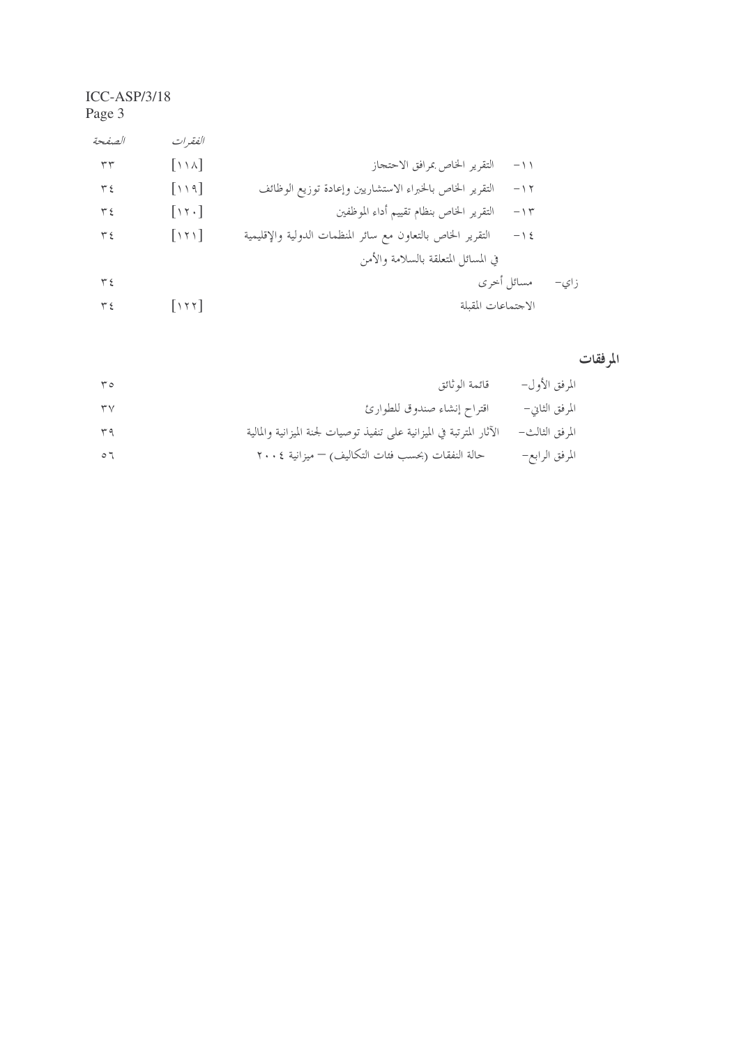| | الفقرات | الصفحة |
|---|---|---|
| ١١- التقرير الخاص بمرافق الاحتجاز | [١١٨] | ٣٣ |
| ١٢- التقرير الخاص بالخبراء الاستشاريين وإعادة توزيع الوظائف | [١١٩] | ٣٤ |
| ١٣- التقرير الخاص بنظام تقييم أداء الموظفين | [١٢٠] | ٣٤ |
| ١٤- التقرير الخاص بالتعاون مع سائر المنظمات الدولية والإقليمية في المسائل المتعلقة بالسلامة والأمن | [١٢١] | ٣٤ |
| زاي- مسائل أخرى | | ٣٤ |
| الاجتماعات المقبلة | [١٢٢] | ٣٤ |

## المرفقات

| | الصفحة |
|---|---|
| المرفق الأول- قائمة الوثائق | ٣٥ |
| المرفق الثاني- اقتراح إنشاء صندوق للطوارئ | ٣٧ |
| المرفق الثالث- الآثار المترتبة في الميزانية على تنفيذ توصيات لجنة الميزانية والمالية | ٣٩ |
| المرفق الرابع- حالة النفقات (بحسب فئات التكاليف) — ميزانية ٢٠٠٤ | ٥٦ |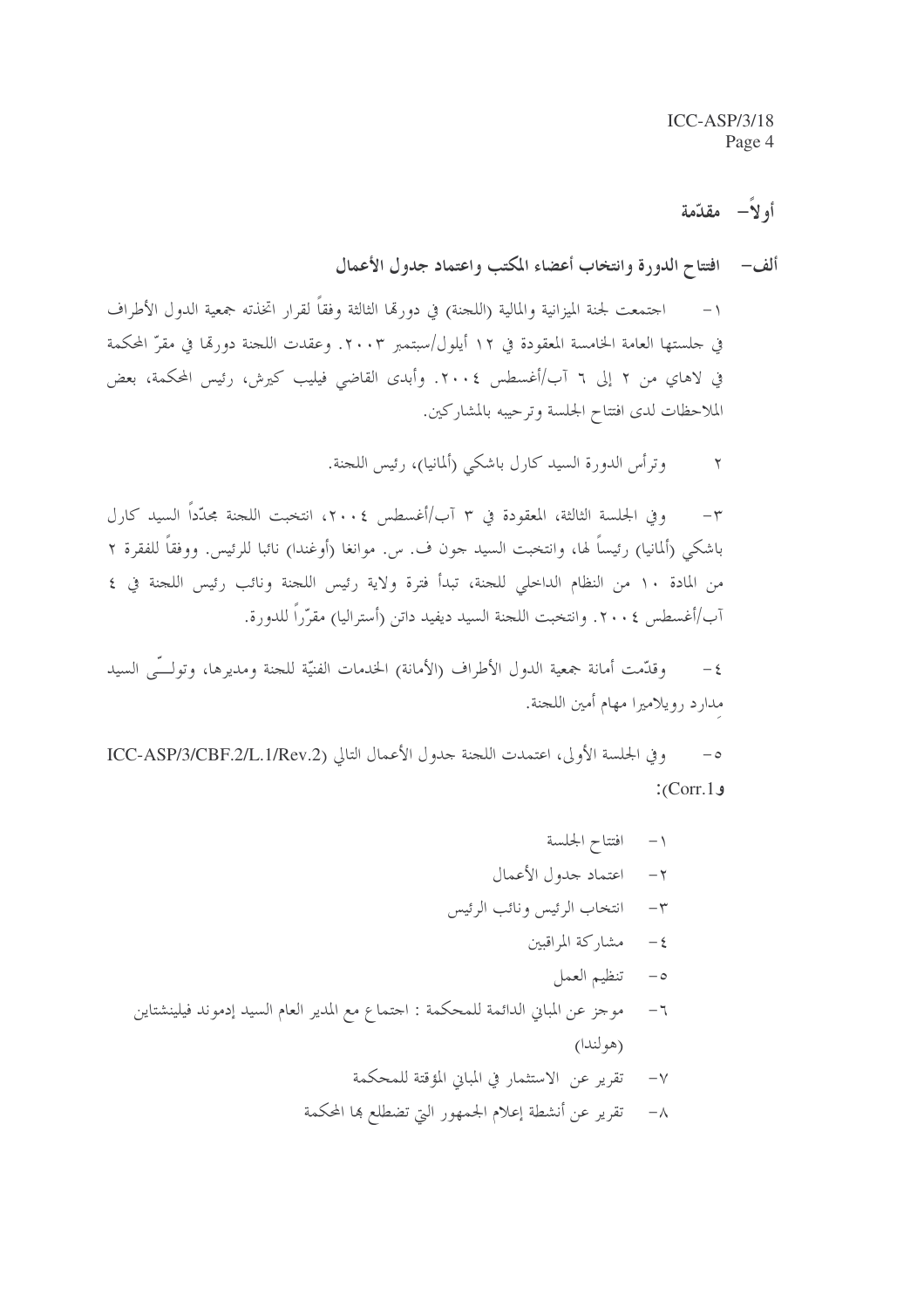# أولاً– مقدّمة

## ألف– افتتاح الدورة وانتخاب أعضاء المكتب واعتماد جدول الأعمال

١– اجتمعت لجنة الميزانية والمالية (اللجنة) في دورتها الثالثة وفقاً لقرار اتخذته جمعية الدول الأطراف في جلستها العامة الخامسة المعقودة في ١٢ أيلول/سبتمبر ٢٠٠٣. وعقدت اللجنة دورتها في مقرّ المحكمة في لاهاي من ٢ إلى ٦ آب/أغسطس ٢٠٠٤. وأبدى القاضي فيليب كيرش، رئيس المحكمة، بعض الملاحظات لدى افتتاح الجلسة وترحيبه بالمشاركين.

٢ وترأس الدورة السيد كارل باشكي (ألمانيا)، رئيس اللجنة.

٣– وفي الجلسة الثالثة، المعقودة في ٣ آب/أغسطس ٢٠٠٤، انتخبت اللجنة مجدّداً السيد كارل باشكي (ألمانيا) رئيساً لها، وانتخبت السيد جون ف. س. موانغا (أوغندا) نائبا للرئيس. ووفقاً للفقرة ٢ من المادة ١٠ من النظام الداخلي للجنة، تبدأ فترة ولاية رئيس اللجنة ونائب رئيس اللجنة في ٤ آب/أغسطس ٢٠٠٤. وانتخبت اللجنة السيد ديفيد داتن (أستراليا) مقرّراً للدورة.

٤– وقدّمت أمانة جمعية الدول الأطراف (الأمانة) الخدمات الفنيّة للجنة ومديرها، وتولـّى السيد مدارد رويلاميرا مهام أمين اللجنة.

٥– وفي الجلسة الأولى، اعتمدت اللجنة جدول الأعمال التالي (ICC-ASP/3/CBF.2/L.1/Rev.2 وCorr.1):

١– افتتاح الجلسة

٢– اعتماد جدول الأعمال

٣– انتخاب الرئيس ونائب الرئيس

٤– مشاركة المراقبين

٥– تنظيم العمل

٦– موجز عن المباني الدائمة للمحكمة : اجتماع مع المدير العام السيد إدموند فيلينشتاين (هولندا)

٧– تقرير عن الاستثمار في المباني المؤقتة للمحكمة

٨– تقرير عن أنشطة إعلام الجمهور التي تضطلع بها المحكمة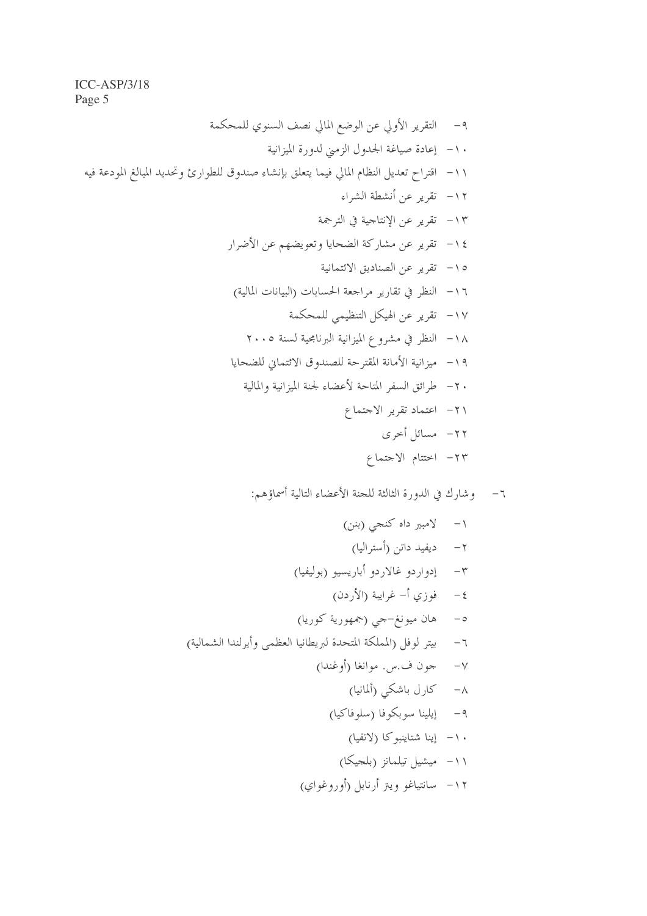٩- التقرير الأولي عن الوضع المالي نصف السنوي للمحكمة

١٠- إعادة صياغة الجدول الزمني لدورة الميزانية

١١- اقتراح تعديل النظام المالي فيما يتعلق بإنشاء صندوق للطوارئ وتحديد المبالغ المودعة فيه

١٢- تقرير عن أنشطة الشراء

١٣- تقرير عن الإنتاجية في الترجمة

١٤- تقرير عن مشاركة الضحايا وتعويضهم عن الأضرار

١٥- تقرير عن الصناديق الائتمانية

١٦- النظر في تقارير مراجعة الحسابات (البيانات المالية)

١٧- تقرير عن الهيكل التنظيمي للمحكمة

١٨- النظر في مشروع الميزانية البرنامجية لسنة ٢٠٠٥

١٩- ميزانية الأمانة المقترحة للصندوق الائتماني للضحايا

٢٠- طرائق السفر المتاحة لأعضاء لجنة الميزانية والمالية

٢١- اعتماد تقرير الاجتماع

٢٢- مسائل أخرى

٢٣- اختتام الاجتماع

٦- وشارك في الدورة الثالثة للجنة الأعضاء التالية أسماؤهم:

١- لامبير داه كنجي (بنن)

٢- ديفيد داتن (أستراليا)

٣- إدواردو غالاردو أباريسيو (بوليفيا)

٤- فوزي أ- غرايبة (الأردن)

٥- هان ميونغ-جي (جمهورية كوريا)

٦- بيتر لوفل (المملكة المتحدة لبريطانيا العظمى وأيرلندا الشمالية)

٧- جون ف.س. موانغا (أوغندا)

٨- كارل باشكي (ألمانيا)

٩- إيلينا سوبكوفا (سلوفاكيا)

١٠- إينا شتاينبوكا (لاتفيا)

١١- ميشيل تيلمانز (بلجيكا)

١٢- سانتياغو ويتز أرنابل (أوروغواي)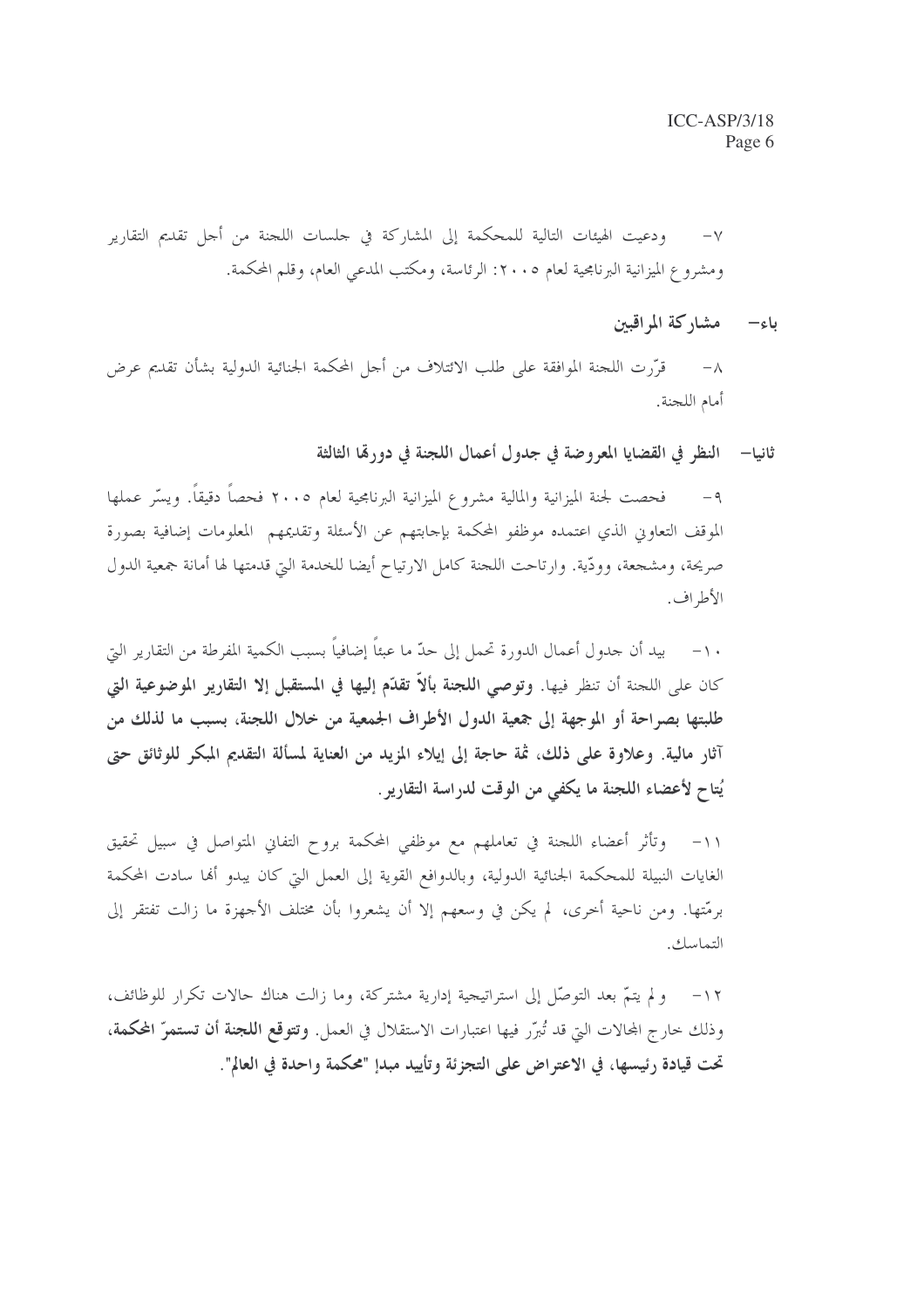٧- ودعيت الهيئات التالية للمحكمة إلى المشاركة في جلسات اللجنة من أجل تقديم التقارير ومشروع الميزانية البرنامجية لعام ٢٠٠٥: الرئاسة، ومكتب المدعي العام، وقلم المحكمة.

### باء- مشاركة المراقبين

٨- قرّرت اللجنة الموافقة على طلب الائتلاف من أجل المحكمة الجنائية الدولية بشأن تقديم عرض أمام اللجنة.

## ثانيا- النظر في القضايا المعروضة في جدول أعمال اللجنة في دورتها الثالثة

٩- فحصت لجنة الميزانية والمالية مشروع الميزانية البرنامجية لعام ٢٠٠٥ فحصاً دقيقاً. ويسّر عملها الموقف التعاوني الذي اعتمده موظفو المحكمة بإجابتهم عن الأسئلة وتقديمهم المعلومات إضافية بصورة صريحة، ومشجعة، وودّية. وارتاحت اللجنة كامل الارتياح أيضا للخدمة التي قدمتها لها أمانة جمعية الدول الأطراف.

١٠- بيد أن جدول أعمال الدورة تحمل إلى حدّ ما عبئاً إضافياً بسبب الكمية المفرطة من التقارير التي كان على اللجنة أن تنظر فيها. **وتوصي اللجنة بألاّ تقدّم إليها في المستقبل إلا التقارير الموضوعية التي طلبتها بصراحة أو الموجهة إلى جمعية الدول الأطراف الجمعية من خلال اللجنة، بسبب ما لذلك من آثار مالية. وعلاوة على ذلك، ثمة حاجة إلى إيلاء المزيد من العناية لمسألة التقديم المبكر للوثائق حتى يُتاح لأعضاء اللجنة ما يكفي من الوقت لدراسة التقارير.**

١١- وتأثر أعضاء اللجنة في تعاملهم مع موظفي المحكمة بروح التفاني المتواصل في سبيل تحقيق الغايات النبيلة للمحكمة الجنائية الدولية، وبالدوافع القوية إلى العمل التي كان يبدو أنها سادت المحكمة برمّتها. ومن ناحية أخرى، لم يكن في وسعهم إلا أن يشعروا بأن مختلف الأجهزة ما زالت تفتقر إلى التماسك.

١٢- ولم يتمّ بعد التوصّل إلى استراتيجية إدارية مشتركة، وما زالت هناك حالات تكرار للوظائف، وذلك خارج المجالات التي قد تُبرّر فيها اعتبارات الاستقلال في العمل. **وتتوقع اللجنة أن تستمرّ المحكمة، تحت قيادة رئيسها، في الاعتراض على التجزئة وتأييد مبدإ "محكمة واحدة في العالم".**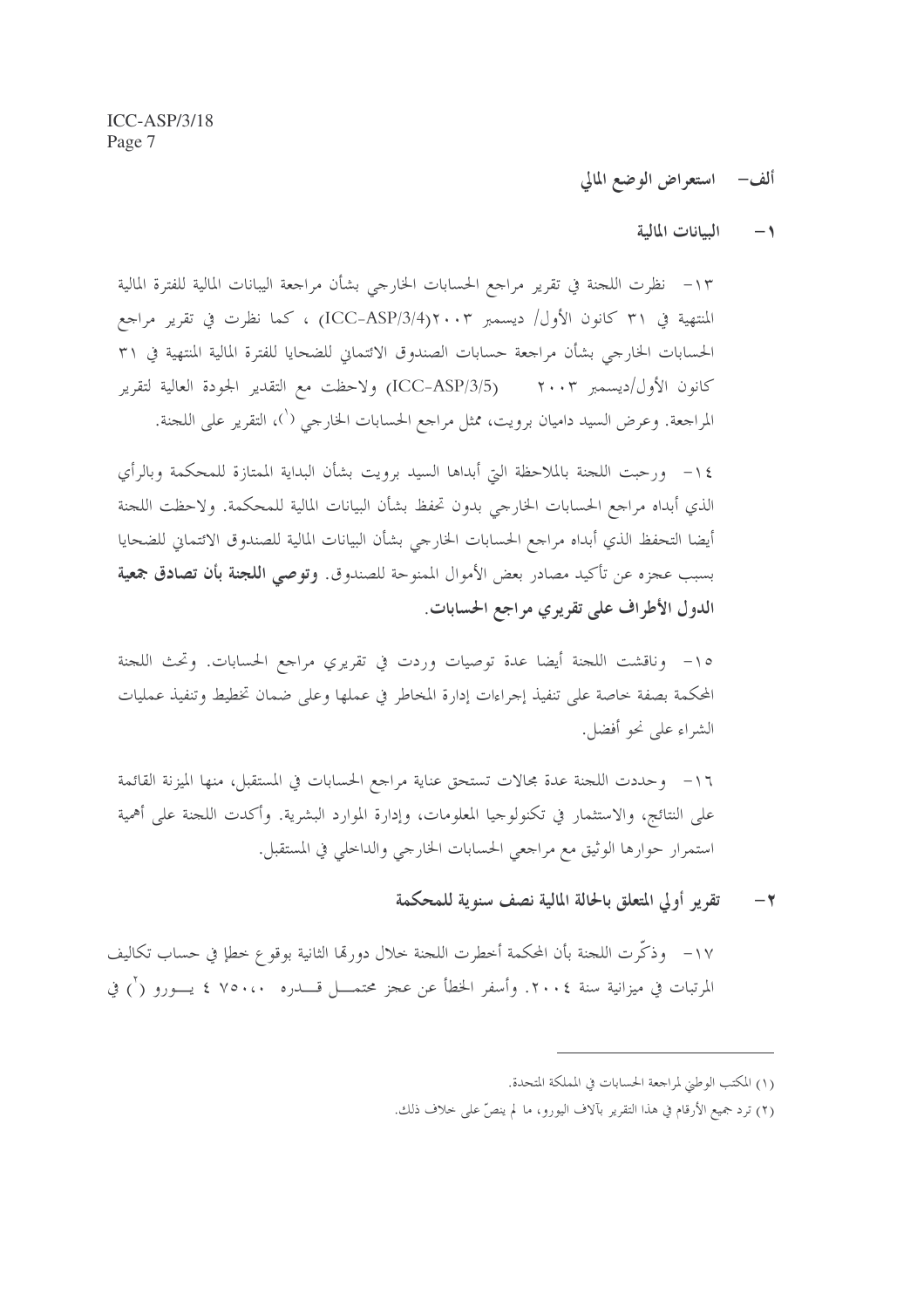## ألف– استعراض الوضع المالي

### ١– البيانات المالية

١٣– نظرت اللجنة في تقرير مراجع الحسابات الخارجي بشأن مراجعة البيانات المالية للفترة المالية المنتهية في ٣١ كانون الأول/ ديسمبر ٢٠٠٣(ICC-ASP/3/4) ، كما نظرت في تقرير مراجع الحسابات الخارجي بشأن مراجعة حسابات الصندوق الائتماني للضحايا للفترة المالية المنتهية في ٣١ كانون الأول/ديسمبر ٢٠٠٣ (ICC-ASP/3/5) ولاحظت مع التقدير الجودة العالية لتقرير المراجعة. وعرض السيد داميان برويت، ممثل مراجع الحسابات الخارجي [(١)]، التقرير على اللجنة.

١٤– ورحبت اللجنة بالملاحظة التي أبداها السيد برويت بشأن البداية الممتازة للمحكمة وبالرأي الذي أبداه مراجع الحسابات الخارجي بدون تحفظ بشأن البيانات المالية للمحكمة. ولاحظت اللجنة أيضا التحفظ الذي أبداه مراجع الحسابات الخارجي بشأن البيانات المالية للصندوق الائتماني للضحايا بسبب عجزه عن تأكيد مصادر بعض الأموال الممنوحة للصندوق. **وتوصي اللجنة بأن تصادق جمعية الدول الأطراف على تقريري مراجع الحسابات.**

١٥– وناقشت اللجنة أيضا عدة توصيات وردت في تقريري مراجع الحسابات. وتحث اللجنة المحكمة بصفة خاصة على تنفيذ إجراءات إدارة المخاطر في عملها وعلى ضمان تخطيط وتنفيذ عمليات الشراء على نحو أفضل.

١٦– وحددت اللجنة عدة مجالات تستحق عناية مراجع الحسابات في المستقبل، منها الميزنة القائمة على النتائج، والاستثمار في تكنولوجيا المعلومات، وإدارة الموارد البشرية. وأكدت اللجنة على أهمية استمرار حوارها الوثيق مع مراجعي الحسابات الخارجي والداخلي في المستقبل.

### ٢– تقرير أولي المتعلق بالحالة المالية نصف سنوية للمحكمة

١٧– وذكّرت اللجنة بأن المحكمة أخطرت اللجنة خلال دورتها الثانية بوقوع خطإ في حساب تكاليف المرتبات في ميزانية سنة ٢٠٠٤. وأسفر الخطأ عن عجز محتمل قدره ٤ ٧٥٠،٠ يورو [(٢)] في

---

(١) المكتب الوطني لمراجعة الحسابات في المملكة المتحدة.

(٢) ترد جميع الأرقام في هذا التقرير بآلاف اليورو، ما لم ينصّ على خلاف ذلك.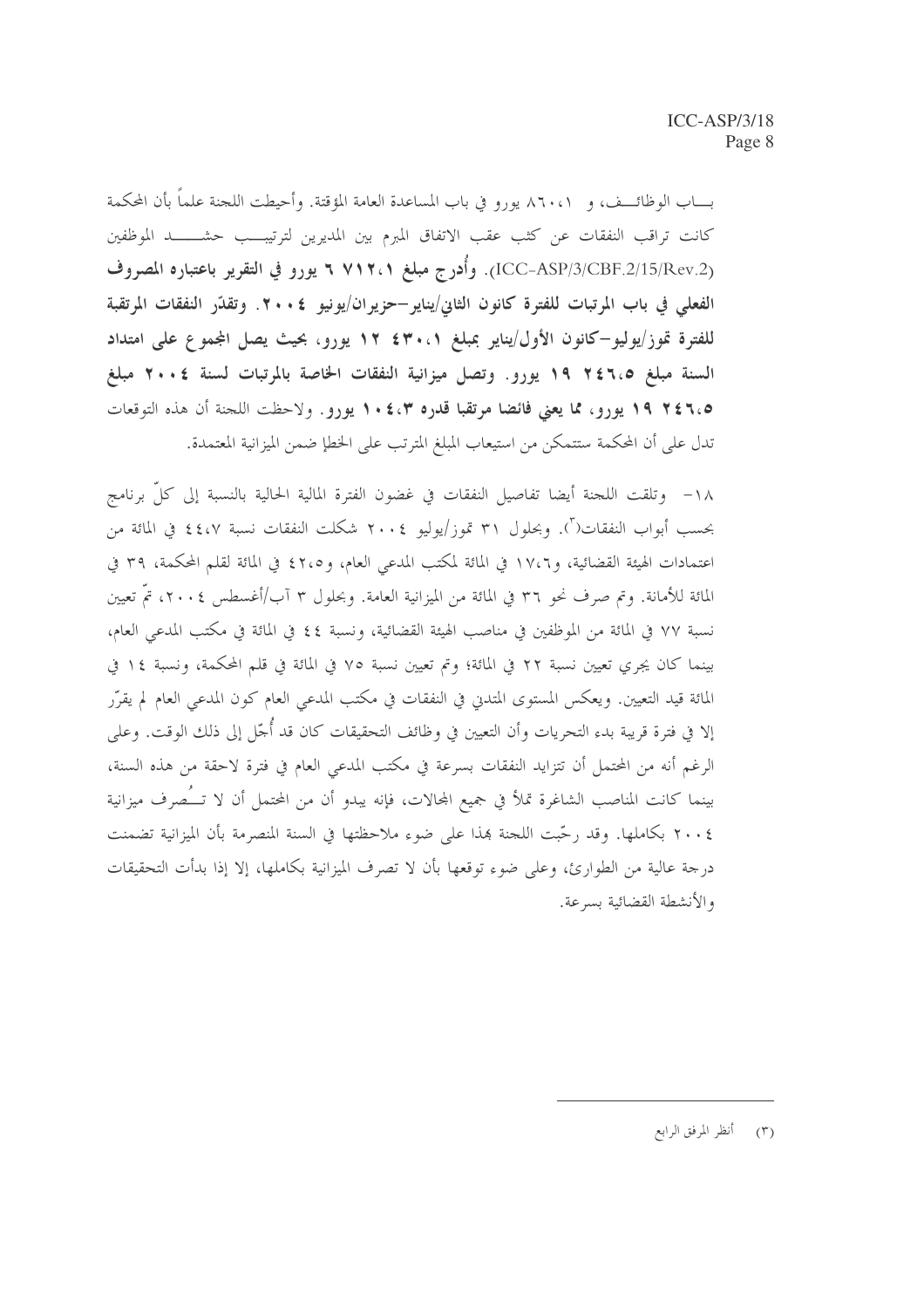بـــاب الوظائـــف، و ٨٦٠،١ يورو في باب المساعدة العامة المؤقتة. وأحيطت اللجنة علماً بأن المحكمة كانت تراقب النفقات عن كثب عقب الاتفاق المبرم بين المديرين لترتيـــب حشـــد الموظفين (ICC-ASP/3/CBF.2/15/Rev.2). **وأُدرج مبلغ ٧١٢،١ ٦ يورو في التقرير باعتباره المصروف الفعلي في باب المرتبات للفترة كانون الثاني/يناير–حزيران/يونيو ٢٠٠٤. وتقدّر النفقات المرتقبة للفترة تموز/يوليو–كانون الأول/يناير بمبلغ ٤٣٠،١ ١٢ يورو، بحيث يصل المجموع على امتداد السنة مبلغ ٢٤٦،٥ ١٩ يورو. وتصل ميزانية النفقات الخاصة بالمرتبات لسنة ٢٠٠٤ مبلغ ٢٤٦،٥ ١٩ يورو، مما يعني فائضا مرتقبا قدره ١٠٤،٣ يورو.** ولاحظت اللجنة أن هذه التوقعات تدل على أن المحكمة ستتمكن من استيعاب المبلغ المترتب على الخطإ ضمن الميزانية المعتمدة.

١٨- وتلقت اللجنة أيضا تفاصيل النفقات في غضون الفترة المالية الحالية بالنسبة إلى كلّ برنامج بحسب أبواب النفقات[٣]. وبحلول ٣١ تموز/يوليو ٢٠٠٤ شكلت النفقات نسبة ٤٤،٧ في المائة من اعتمادات الهيئة القضائية، و١٧،٦ في المائة لمكتب المدعي العام، و٤٢،٥ في المائة لقلم المحكمة، ٣٩ في المائة للأمانة. وتم صرف نحو ٣٦ في المائة من الميزانية العامة. وبحلول ٣ آب/أغسطس ٢٠٠٤، تمّ تعيين نسبة ٧٧ في المائة من الموظفين في مناصب الهيئة القضائية، ونسبة ٤٤ في المائة في مكتب المدعي العام، بينما كان يجري تعيين نسبة ٢٢ في المائة؛ وتم تعيين نسبة ٧٥ في المائة في قلم المحكمة، ونسبة ١٤ في المائة قيد التعيين. ويعكس المستوى المتدني في النفقات في مكتب المدعي العام كون المدعي العام لم يقرّر إلا في فترة قريبة بدء التحريات وأن التعيين في وظائف التحقيقات كان قد أُجّل إلى ذلك الوقت. وعلى الرغم أنه من المحتمل أن تتزايد النفقات بسرعة في مكتب المدعي العام في فترة لاحقة من هذه السنة، بينما كانت المناصب الشاغرة تملأ في جميع المجالات، فإنه يبدو أن من المحتمل أن لا تـــُصرف ميزانية ٢٠٠٤ بكاملها. وقد رحّبت اللجنة بهذا على ضوء ملاحظتها في السنة المنصرمة بأن الميزانية تضمنت درجة عالية من الطوارئ، وعلى ضوء توقعها بأن لا تصرف الميزانية بكاملها، إلا إذا بدأت التحقيقات والأنشطة القضائية بسرعة.

---

(٣) أنظر المرفق الرابع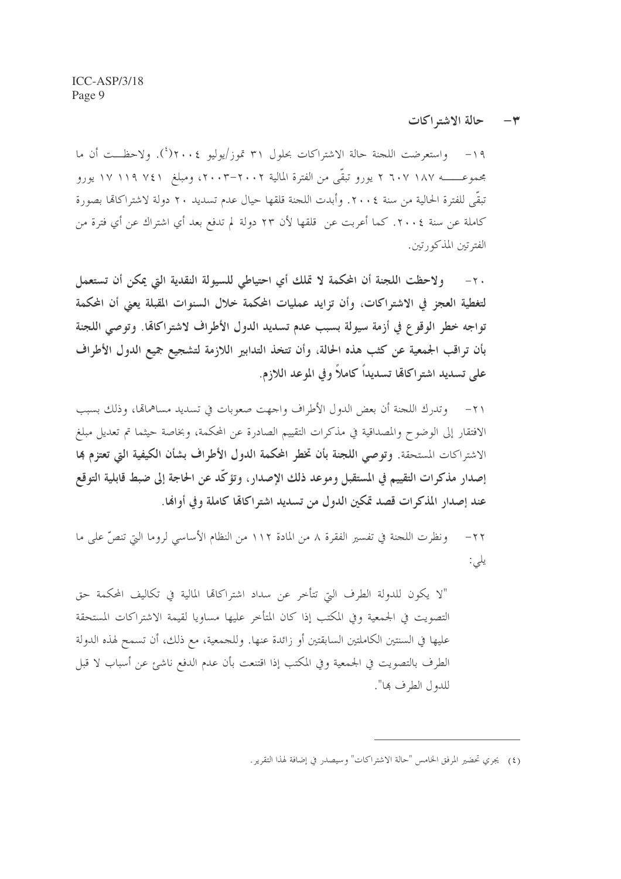## ٣- حالة الاشتراكات

١٩- واستعرضت اللجنة حالة الاشتراكات بحلول ٣١ تموز/يوليو ٢٠٠٤([٤]). ولاحظت أن ما مجموعه ٢ ٦٠٧ ١٨٧ يورو تبقّى من الفترة المالية ٢٠٠٢-٢٠٠٣، ومبلغ ١٧ ١١٩ ٧٤١ يورو تبقّى للفترة الحالية من سنة ٢٠٠٤. وأبدت اللجنة قلقها حيال عدم تسديد ٢٠ دولة لاشتراكاتها بصورة كاملة عن سنة ٢٠٠٤. كما أعربت عن قلقها لأن ٢٣ دولة لم تدفع بعد أي اشتراك عن أي فترة من الفترتين المذكورتين.

**٢٠- ولاحظت اللجنة أن المحكمة لا تملك أي احتياطي للسيولة النقدية التي يمكن أن تستعمل لتغطية العجز في الاشتراكات، وأن تزايد عمليات المحكمة خلال السنوات المقبلة يعني أن المحكمة تواجه خطر الوقوع في أزمة سيولة بسبب عدم تسديد الدول الأطراف لاشتراكاتها. وتوصي اللجنة بأن تراقب الجمعية عن كثب هذه الحالة، وأن تتخذ التدابير اللازمة لتشجيع جميع الدول الأطراف على تسديد اشتراكاتها تسديداً كاملاً وفي الموعد اللازم.**

٢١- وتدرك اللجنة أن بعض الدول الأطراف واجهت صعوبات في تسديد مساهماتها، وذلك بسبب الافتقار إلى الوضوح والمصداقية في مذكرات التقييم الصادرة عن المحكمة، وبخاصة حيثما تم تعديل مبلغ الاشتراكات المستحقة. **وتوصي اللجنة بأن تخطر المحكمة الدول الأطراف بشأن الكيفية التي تعتزم بها إصدار مذكرات التقييم في المستقبل وموعد ذلك الإصدار، وتؤكّد عن الحاجة إلى ضبط قابلية التوقع عند إصدار المذكرات قصد تمكين الدول من تسديد اشتراكاتها كاملة وفي أوانها.**

٢٢- ونظرت اللجنة في تفسير الفقرة ٨ من المادة ١١٢ من النظام الأساسي لروما التي تنصّ على ما يلي:

"لا يكون للدولة الطرف التي تتأخر عن سداد اشتراكاتها المالية في تكاليف المحكمة حق التصويت في الجمعية وفي المكتب إذا كان المتأخر عليها مساويا لقيمة الاشتراكات المستحقة عليها في السنتين الكاملتين السابقتين أو زائدة عنها. وللجمعية، مع ذلك، أن تسمح لهذه الدولة الطرف بالتصويت في الجمعية وفي المكتب إذا اقتنعت بأن عدم الدفع ناشئ عن أسباب لا قبل للدول الطرف بها".

---

(٤) يجري تحضير المرفق الخامس "حالة الاشتراكات" وسيصدر في إضافة لهذا التقرير.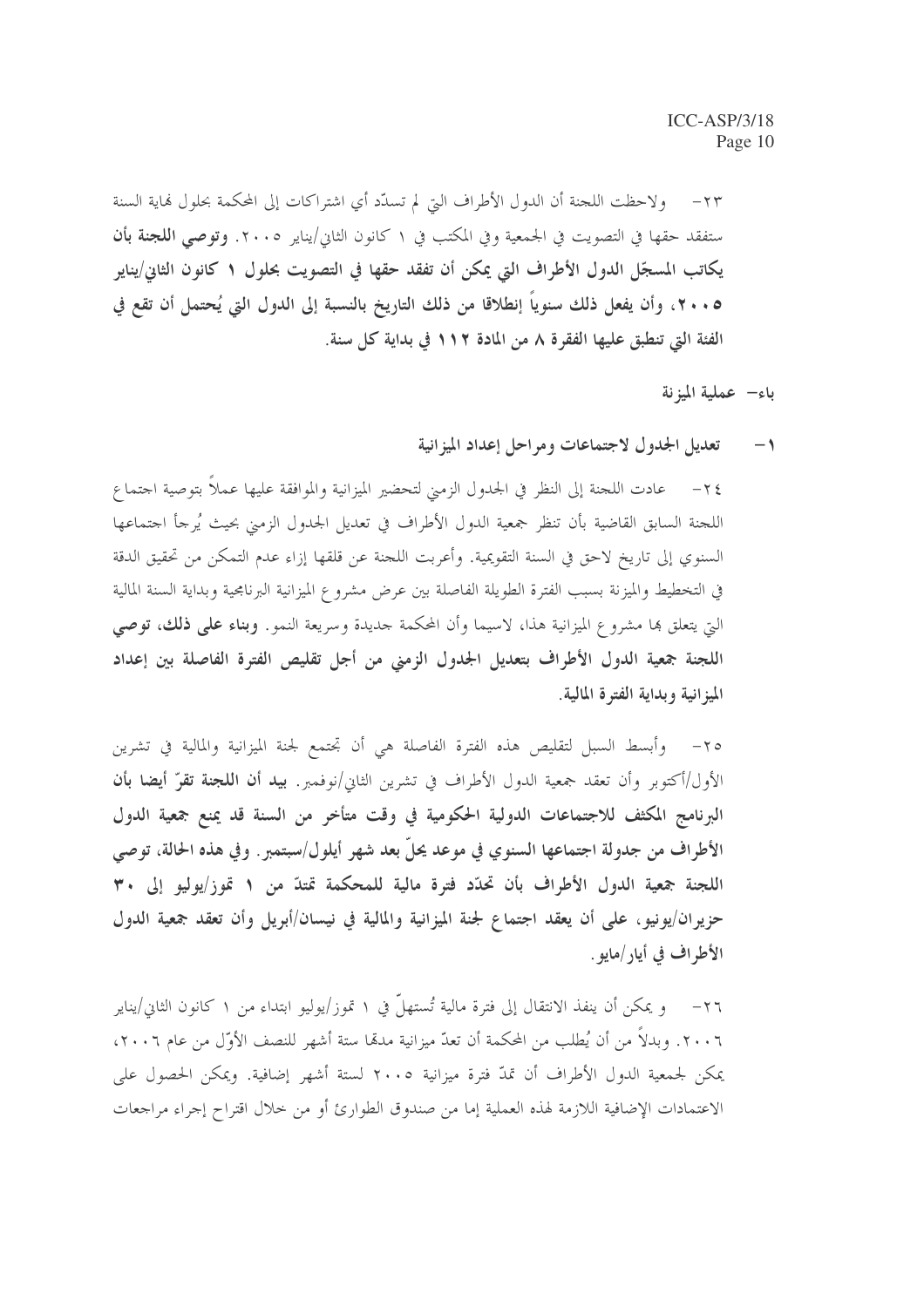٢٣- ولاحظت اللجنة أن الدول الأطراف التي لم تسدّد أي اشتراكات إلى المحكمة بحلول نهاية السنة ستفقد حقها في التصويت في الجمعية وفي المكتب في ١ كانون الثاني/يناير ٢٠٠٥. **وتوصي اللجنة بأن يكاتب المسجّل الدول الأطراف التي يمكن أن تفقد حقها في التصويت بحلول ١ كانون الثاني/يناير ٢٠٠٥، وأن يفعل ذلك سنوياً إنطلاقا من ذلك التاريخ بالنسبة إلى الدول التي يُحتمل أن تقع في الفئة التي تنطبق عليها الفقرة ٨ من المادة ١١٢ في بداية كل سنة.**

## باء- عملية الميزنة

### ١- تعديل الجدول لاجتماعات ومراحل إعداد الميزانية

٢٤- عادت اللجنة إلى النظر في الجدول الزمني لتحضير الميزانية والموافقة عليها عملاً بتوصية اجتماع اللجنة السابق القاضية بأن تنظر جمعية الدول الأطراف في تعديل الجدول الزمني بحيث يُرجأ اجتماعها السنوي إلى تاريخ لاحق في السنة التقويمية. وأعربت اللجنة عن قلقها إزاء عدم التمكن من تحقيق الدقة في التخطيط والميزنة بسبب الفترة الطويلة الفاصلة بين عرض مشروع الميزانية البرنامجية وبداية السنة المالية التي يتعلق بها مشروع الميزانية هذا، لاسيما وأن المحكمة جديدة وسريعة النمو. **وبناء على ذلك، توصي اللجنة جمعية الدول الأطراف بتعديل الجدول الزمني من أجل تقليص الفترة الفاصلة بين إعداد الميزانية وبداية الفترة المالية.**

٢٥- وأبسط السبل لتقليص هذه الفترة الفاصلة هي أن تجتمع لجنة الميزانية والمالية في تشرين الأول/أكتوبر وأن تعقد جمعية الدول الأطراف في تشرين الثاني/نوفمبر. **بيد أن اللجنة تقرّ أيضا بأن البرنامج المكثف للاجتماعات الدولية الحكومية في وقت متأخر من السنة قد يمنع جمعية الدول الأطراف من جدولة اجتماعها السنوي في موعد يحلّ بعد شهر أيلول/سبتمبر. وفي هذه الحالة، توصي اللجنة جمعية الدول الأطراف بأن تحدّد فترة مالية للمحكمة تمتدّ من ١ تموز/يوليو إلى ٣٠ حزيران/يونيو، على أن يعقد اجتماع لجنة الميزانية والمالية في نيسان/أبريل وأن تعقد جمعية الدول الأطراف في أيار/مايو.**

٢٦- و يمكن أن ينفذ الانتقال إلى فترة مالية تُستهلّ في ١ تموز/يوليو ابتداء من ١ كانون الثاني/يناير ٢٠٠٦. وبدلاً من أن يُطلب من المحكمة أن تعدّ ميزانية مدتها ستة أشهر للنصف الأوّل من عام ٢٠٠٦، يمكن لجمعية الدول الأطراف أن تمدّ فترة ميزانية ٢٠٠٥ لستة أشهر إضافية. ويمكن الحصول على الاعتمادات الإضافية اللازمة لهذه العملية إما من صندوق الطوارئ أو من خلال اقتراح إجراء مراجعات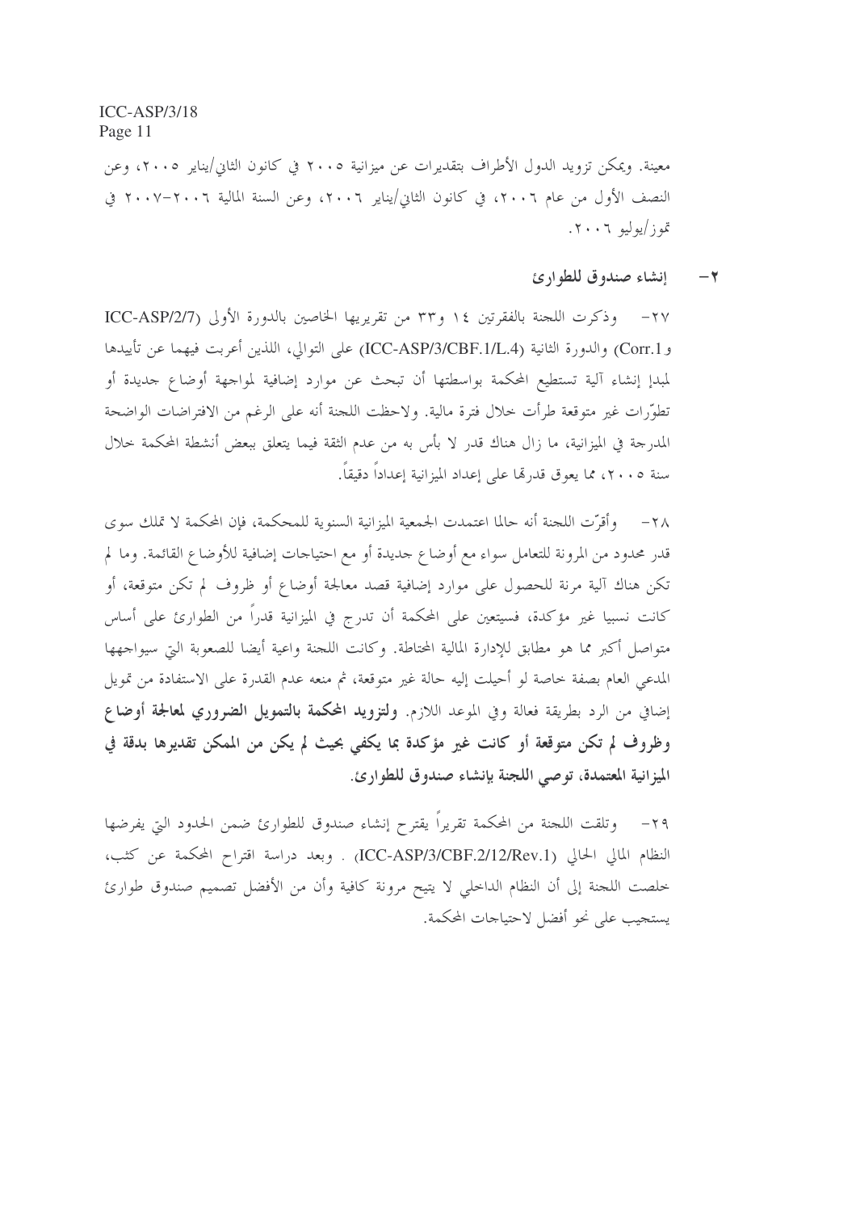معينة. ويمكن تزويد الدول الأطراف بتقديرات عن ميزانية ٢٠٠٥ في كانون الثاني/يناير ٢٠٠٥، وعن النصف الأول من عام ٢٠٠٦، في كانون الثاني/يناير ٢٠٠٦، وعن السنة المالية ٢٠٠٦-٢٠٠٧ في تموز/يوليو ٢٠٠٦.

## ٢- إنشاء صندوق للطوارئ

٢٧- وذكرت اللجنة بالفقرتين ١٤ و٣٣ من تقريريها الخاصين بالدورة الأولى (ICC-ASP/2/7 وCorr.1) والدورة الثانية (ICC-ASP/3/CBF.1/L.4) على التوالي، اللذين أعربت فيهما عن تأييدها لمبدإ إنشاء آلية تستطيع المحكمة بواسطتها أن تبحث عن موارد إضافية لمواجهة أوضاع جديدة أو تطوّرات غير متوقعة طرأت خلال فترة مالية. ولاحظت اللجنة أنه على الرغم من الافتراضات الواضحة المدرجة في الميزانية، ما زال هناك قدر لا بأس به من عدم الثقة فيما يتعلق ببعض أنشطة المحكمة خلال سنة ٢٠٠٥، مما يعوق قدرتها على إعداد الميزانية إعداداً دقيقاً.

٢٨- وأقرّت اللجنة أنه حالما اعتمدت الجمعية الميزانية السنوية للمحكمة، فإن المحكمة لا تملك سوى قدر محدود من المرونة للتعامل سواء مع أوضاع جديدة أو مع احتياجات إضافية للأوضاع القائمة. وما لم تكن هناك آلية مرنة للحصول على موارد إضافية قصد معالجة أوضاع أو ظروف لم تكن متوقعة، أو كانت نسبيا غير مؤكدة، فسيتعين على المحكمة أن تدرج في الميزانية قدراً من الطوارئ على أساس متواصل أكبر مما هو مطابق للإدارة المالية المحتاطة. وكانت اللجنة واعية أيضا للصعوبة التي سيواجهها المدعي العام بصفة خاصة لو أحيلت إليه حالة غير متوقعة، ثم منعه عدم القدرة على الاستفادة من تمويل إضافي من الرد بطريقة فعالة وفي الموعد اللازم. **ولتزويد المحكمة بالتمويل الضروري لمعالجة أوضاع وظروف لم تكن متوقعة أو كانت غير مؤكدة بما يكفي بحيث لم يكن من الممكن تقديرها بدقة في الميزانية المعتمدة، توصي اللجنة بإنشاء صندوق للطوارئ.**

٢٩- وتلقت اللجنة من المحكمة تقريراً يقترح إنشاء صندوق للطوارئ ضمن الحدود التي يفرضها النظام المالي الحالي (ICC-ASP/3/CBF.2/12/Rev.1) . وبعد دراسة اقتراح المحكمة عن كثب، خلصت اللجنة إلى أن النظام الداخلي لا يتيح مرونة كافية وأن من الأفضل تصميم صندوق طوارئ يستجيب على نحو أفضل لاحتياجات المحكمة.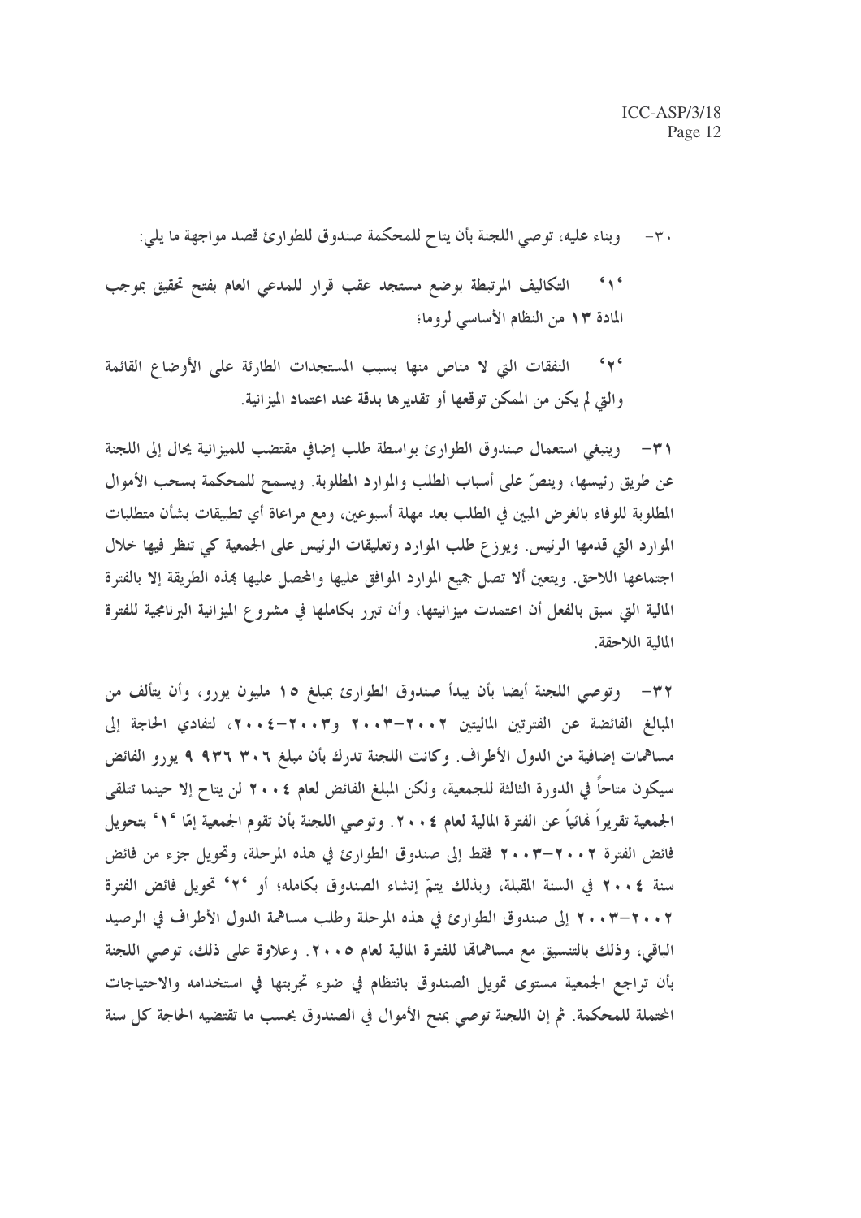٣٠- وبناء عليه، توصي اللجنة بأن يتاح للمحكمة صندوق للطوارئ قصد مواجهة ما يلي:

'١' التكاليف المرتبطة بوضع مستجد عقب قرار للمدعي العام بفتح تحقيق بموجب المادة ١٣ من النظام الأساسي لروما؛

'٢' النفقات التي لا مناص منها بسبب المستجدات الطارئة على الأوضاع القائمة والتي لم يكن من الممكن توقعها أو تقديرها بدقة عند اعتماد الميزانية.

٣١- وينبغي استعمال صندوق الطوارئ بواسطة طلب إضافي مقتضب للميزانية يحال إلى اللجنة عن طريق رئيسها، وينصّ على أسباب الطلب والموارد المطلوبة. ويسمح للمحكمة بسحب الأموال المطلوبة للوفاء بالغرض المبين في الطلب بعد مهلة أسبوعين، ومع مراعاة أي تطبيقات بشأن متطلبات الموارد التي قدمها الرئيس. ويوزع طلب الموارد وتعليقات الرئيس على الجمعية كي تنظر فيها خلال اجتماعها اللاحق. ويتعين ألا تصل جميع الموارد الموافق عليها والمحصل عليها بهذه الطريقة إلا بالفترة المالية التي سبق بالفعل أن اعتمدت ميزانيتها، وأن تبرر بكاملها في مشروع الميزانية البرنامجية للفترة المالية اللاحقة.

٣٢- وتوصي اللجنة أيضا بأن يبدأ صندوق الطوارئ بمبلغ ١٥ مليون يورو، وأن يتألف من المبالغ الفائضة عن الفترتين الماليتين ٢٠٠٢-٢٠٠٣ و٢٠٠٣-٢٠٠٤، لتفادي الحاجة إلى مساهمات إضافية من الدول الأطراف. وكانت اللجنة تدرك بأن مبلغ ٣٠٦ ٩٣٦ ٩ يورو الفائض سيكون متاحاً في الدورة الثالثة للجمعية، ولكن المبلغ الفائض لعام ٢٠٠٤ لن يتاح إلا حينما تتلقى الجمعية تقريراً نهائياً عن الفترة المالية لعام ٢٠٠٤. وتوصي اللجنة بأن تقوم الجمعية إمّا '١' بتحويل فائض الفترة ٢٠٠٢-٢٠٠٣ فقط إلى صندوق الطوارئ في هذه المرحلة، وتحويل جزء من فائض سنة ٢٠٠٤ في السنة المقبلة، وبذلك يتمّ إنشاء الصندوق بكامله؛ أو '٢' تحويل فائض الفترة ٢٠٠٢-٢٠٠٣ إلى صندوق الطوارئ في هذه المرحلة وطلب مساهمة الدول الأطراف في الرصيد الباقي، وذلك بالتنسيق مع مساهماتها للفترة المالية لعام ٢٠٠٥. وعلاوة على ذلك، توصي اللجنة بأن تراجع الجمعية مستوى تمويل الصندوق بانتظام في ضوء تجربتها في استخدامه والاحتياجات المحتملة للمحكمة. ثم إن اللجنة توصي بمنح الأموال في الصندوق بحسب ما تقتضيه الحاجة كل سنة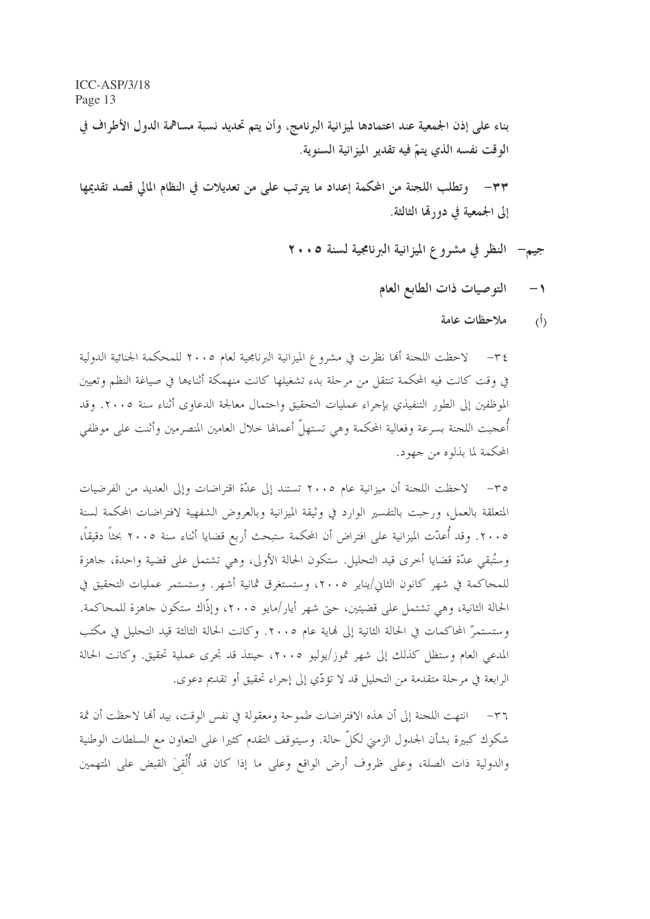**بناء على إذن الجمعية عند اعتمادها لميزانية البرنامج، وأن يتم تحديد نسبة مساهمة الدول الأطراف في الوقت نفسه الذي يتمّ فيه تقدير الميزانية السنوية.**

**٣٣- وتطلب اللجنة من المحكمة إعداد ما يترتب على من تعديلات في النظام المالي قصد تقديمها إلى الجمعية في دورتها الثالثة.**

## جيم- النظر في مشروع الميزانية البرنامجية لسنة ٢٠٠٥

### ١- التوصيات ذات الطابع العام

#### (أ) ملاحظات عامة

٣٤- لاحظت اللجنة أنها نظرت في مشروع الميزانية البرنامجية لعام ٢٠٠٥ للمحكمة الجنائية الدولية في وقت كانت فيه المحكمة تنتقل من مرحلة بدء تشغيلها كانت منهمكة أثناءها في صياغة النظم وتعيين الموظفين إلى الطور التنفيذي بإجراء عمليات التحقيق واحتمال معالجة الدعاوى أثناء سنة ٢٠٠٥. وقد أُعجبت اللجنة بسرعة وفعالية المحكمة وهي تستهلّ أعمالها خلال العامين المنصرمين وأثنت على موظفي المحكمة لما بذلوه من جهود.

٣٥- لاحظت اللجنة أن ميزانية عام ٢٠٠٥ تستند إلى عدّة اقتراضات وإلى العديد من الفرضيات المتعلقة بالعمل، ورحبت بالتفسير الوارد في وثيقة الميزانية وبالعروض الشفهية لافتراضات المحكمة لسنة ٢٠٠٥. وقد أُعدّت الميزانية على افتراض أن المحكمة ستبحث أربع قضايا أثناء سنة ٢٠٠٥ بحثاً دقيقاً، وستُبقي عدّة قضايا أخرى قيد التحليل. ستكون الحالة الأولى، وهي تشتمل على قضية واحدة، جاهزة للمحاكمة في شهر كانون الثاني/يناير ٢٠٠٥، وستستغرق ثمانية أشهر. وستستمر عمليات التحقيق في الحالة الثانية، وهي تشتمل على قضيتين، حتى شهر أيار/مايو ٢٠٠٥، وإذّاك ستكون جاهزة للمحاكمة. وستستمرّ المحاكمات في الحالة الثانية إلى نهاية عام ٢٠٠٥. وكانت الحالة الثالثة قيد التحليل في مكتب المدعي العام وستظل كذلك إلى شهر تموز/يوليو ٢٠٠٥، حينئذ قد تجرى عملية تحقيق. وكانت الحالة الرابعة في مرحلة متقدمة من التحليل قد لا تؤدّي إلى إجراء تحقيق أو تقديم دعوى.

٣٦- انتهت اللجنة إلى أن هذه الافتراضات طموحة ومعقولة في نفس الوقت، بيد أنها لاحظت أن ثمة شكوك كبيرة بشأن الجدول الزمني لكلّ حالة. وسيتوقف التقدم كثيرا على التعاون مع السلطات الوطنية والدولية ذات الصلة، وعلى ظروف أرض الواقع وعلى ما إذا كان قد أُلْقِيَ القبض على المتهمين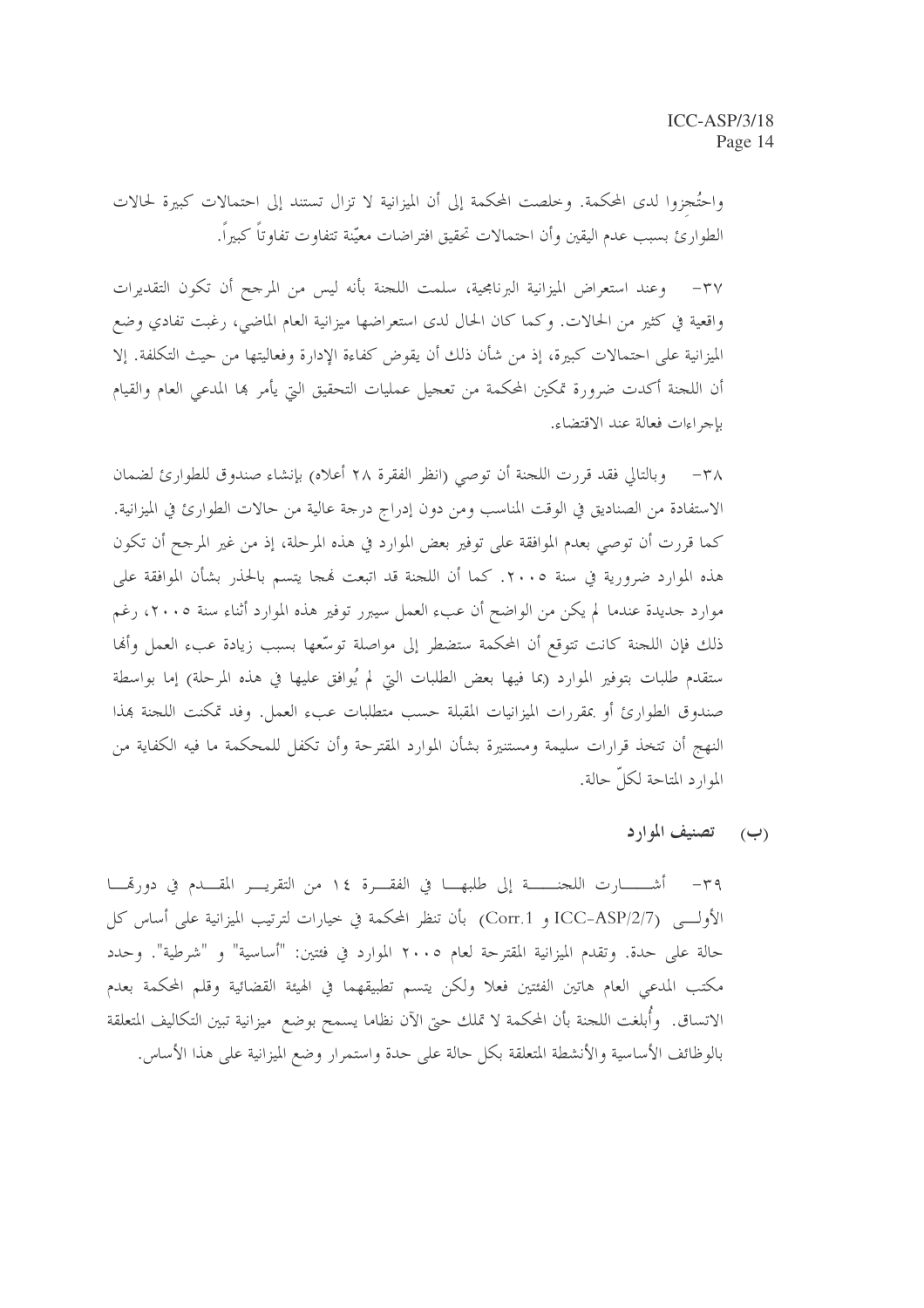واحتُجزوا لدى المحكمة. وخلصت المحكمة إلى أن الميزانية لا تزال تستند إلى احتمالات كبيرة لحالات الطوارئ بسبب عدم اليقين وأن احتمالات تحقيق افتراضات معيّنة تتفاوت تفاوتاً كبيراً.

٣٧- وعند استعراض الميزانية البرنامجية، سلمت اللجنة بأنه ليس من المرجح أن تكون التقديرات واقعية في كثير من الحالات. وكما كان الحال لدى استعراضها ميزانية العام الماضي، رغبت تفادي وضع الميزانية على احتمالات كبيرة، إذ من شأن ذلك أن يقوض كفاءة الإدارة وفعاليتها من حيث التكلفة. إلا أن اللجنة أكدت ضرورة تمكين المحكمة من تعجيل عمليات التحقيق التي يأمر بها المدعي العام والقيام بإجراءات فعالة عند الاقتضاء.

٣٨- وبالتالي فقد قررت اللجنة أن توصي (انظر الفقرة ٢٨ أعلاه) بإنشاء صندوق للطوارئ لضمان الاستفادة من الصناديق في الوقت المناسب ومن دون إدراج درجة عالية من حالات الطوارئ في الميزانية. كما قررت أن توصي بعدم الموافقة على توفير بعض الموارد في هذه المرحلة، إذ من غير المرجح أن تكون هذه الموارد ضرورية في سنة ٢٠٠٥. كما أن اللجنة قد اتبعت نهجا يتسم بالحذر بشأن الموافقة على موارد جديدة عندما لم يكن من الواضح أن عبء العمل سيبرر توفير هذه الموارد أثناء سنة ٢٠٠٥، رغم ذلك فإن اللجنة كانت تتوقع أن المحكمة ستضطر إلى مواصلة توسّعها بسبب زيادة عبء العمل وأنها ستقدم طلبات بتوفير الموارد (بما فيها بعض الطلبات التي لم يُوافق عليها في هذه المرحلة) إما بواسطة صندوق الطوارئ أو بمقررات الميزانيات المقبلة حسب متطلبات عبء العمل. وقد تمكنت اللجنة بهذا النهج أن تتخذ قرارات سليمة ومستنيرة بشأن الموارد المقترحة وأن تكفل للمحكمة ما فيه الكفاية من الموارد المتاحة لكلّ حالة.

**(ب) تصنيف الموارد**

٣٩- أشارت اللجنة إلى طلبها في الفقرة ١٤ من التقرير المقدم في دورتها الأولى (ICC-ASP/2/7 و Corr.1) بأن تنظر المحكمة في خيارات لترتيب الميزانية على أساس كل حالة على حدة. وتقدم الميزانية المقترحة لعام ٢٠٠٥ الموارد في فئتين: "أساسية" و "شرطية". وحدد مكتب المدعي العام هاتين الفئتين فعلا ولكن يتسم تطبيقهما في الهيئة القضائية وقلم المحكمة بعدم الاتساق. وأُبلغت اللجنة بأن المحكمة لا تملك حتى الآن نظاما يسمح بوضع ميزانية تبين التكاليف المتعلقة بالوظائف الأساسية والأنشطة المتعلقة بكل حالة على حدة واستمرار وضع الميزانية على هذا الأساس.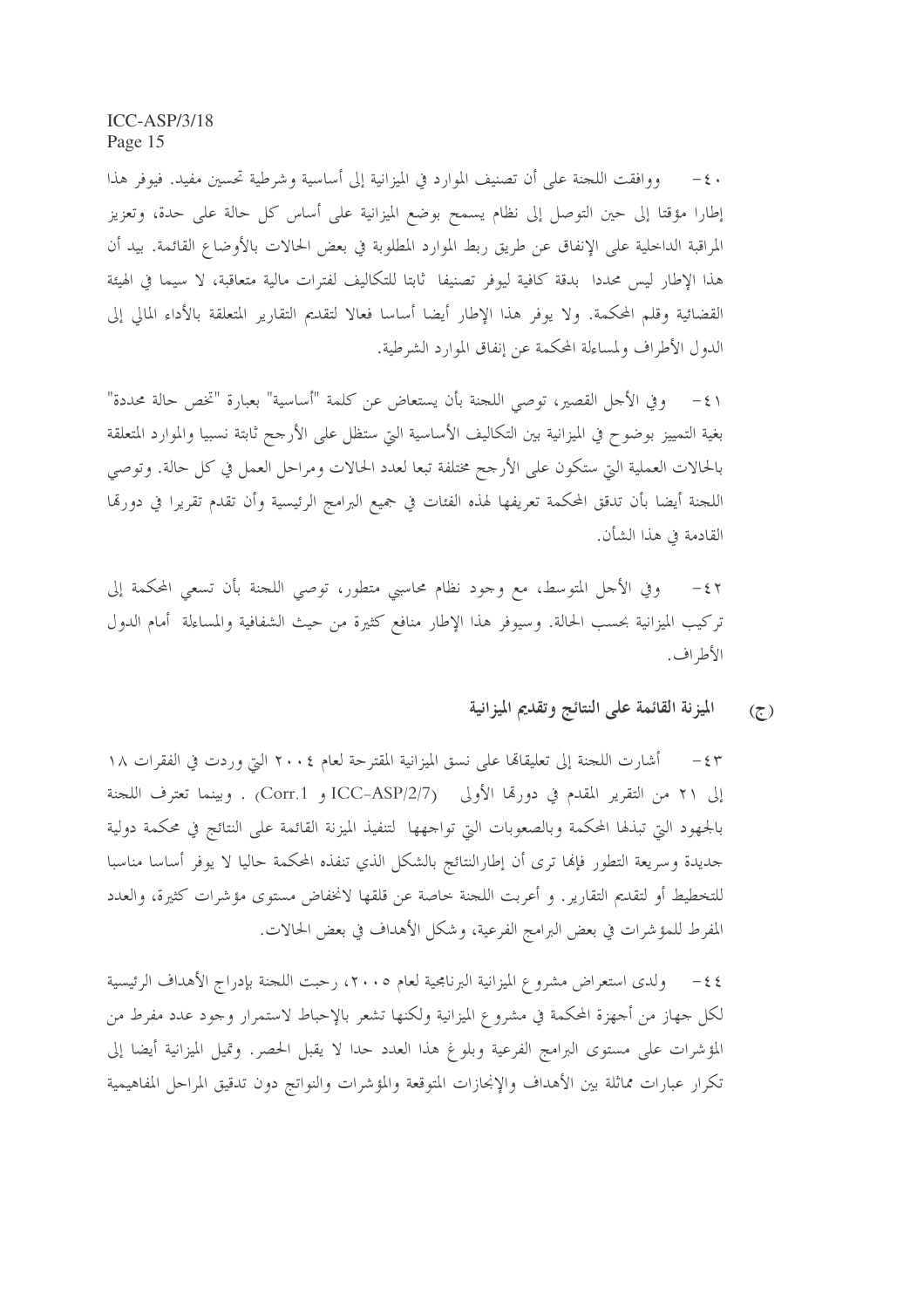٤٠- ووافقت اللجنة على أن تصنيف الموارد في الميزانية إلى أساسية وشرطية تحسين مفيد. فيوفر هذا إطارا مؤقتا إلى حين التوصل إلى نظام يسمح بوضع الميزانية على أساس كل حالة على حدة، وتعزيز المراقبة الداخلية على الإنفاق عن طريق ربط الموارد المطلوبة في بعض الحالات بالأوضاع القائمة. بيد أن هذا الإطار ليس محددا بدقة كافية ليوفر تصنيفا ثابتا للتكاليف لفترات مالية متعاقبة، لا سيما في الهيئة القضائية وقلم المحكمة. ولا يوفر هذا الإطار أيضا أساسا فعالا لتقديم التقارير المتعلقة بالأداء المالي إلى الدول الأطراف ولمساءلة المحكمة عن إنفاق الموارد الشرطية.

٤١- وفي الأجل القصير، توصي اللجنة بأن يستعاض عن كلمة "أساسية" بعبارة "تخص حالة محددة" بغية التمييز بوضوح في الميزانية بين التكاليف الأساسية التي ستظل على الأرجح ثابتة نسبيا والموارد المتعلقة بالحالات العملية التي ستكون على الأرجح مختلفة تبعا لعدد الحالات ومراحل العمل في كل حالة. وتوصي اللجنة أيضا بأن تدقق المحكمة تعريفها لهذه الفئات في جميع البرامج الرئيسية وأن تقدم تقريرا في دورتها القادمة في هذا الشأن.

٤٢- وفي الأجل المتوسط، مع وجود نظام محاسبي متطور، توصي اللجنة بأن تسعى المحكمة إلى تركيب الميزانية بحسب الحالة. وسيوفر هذا الإطار منافع كثيرة من حيث الشفافية والمساءلة أمام الدول الأطراف.

## (ج) الميزنة القائمة على النتائج وتقديم الميزانية

٤٣- أشارت اللجنة إلى تعليقاتها على نسق الميزانية المقترحة لعام ٢٠٠٤ التي وردت في الفقرات ١٨ إلى ٢١ من التقرير المقدم في دورتها الأولى (ICC-ASP/2/7 و Corr.1) . وبينما تعترف اللجنة بالجهود التي تبذلها المحكمة وبالصعوبات التي تواجهها لتنفيذ الميزنة القائمة على النتائج في محكمة دولية جديدة وسريعة التطور فإنها ترى أن إطارالنتائج بالشكل الذي تنفذه المحكمة حاليا لا يوفر أساسا مناسبا للتخطيط أو لتقديم التقارير. و أعربت اللجنة خاصة عن قلقها لانخفاض مستوى مؤشرات كثيرة، والعدد المفرط للمؤشرات في بعض البرامج الفرعية، وشكل الأهداف في بعض الحالات.

٤٤- ولدى استعراض مشروع الميزانية البرنامجية لعام ٢٠٠٥، رحبت اللجنة بإدراج الأهداف الرئيسية لكل جهاز من أجهزة المحكمة في مشروع الميزانية ولكنها تشعر بالإحباط لاستمرار وجود عدد مفرط من المؤشرات على مستوى البرامج الفرعية وبلوغ هذا العدد حدا لا يقبل الحصر. وتميل الميزانية أيضا إلى تكرار عبارات مماثلة بين الأهداف والإنجازات المتوقعة والمؤشرات والنواتج دون تدقيق المراحل المفاهيمية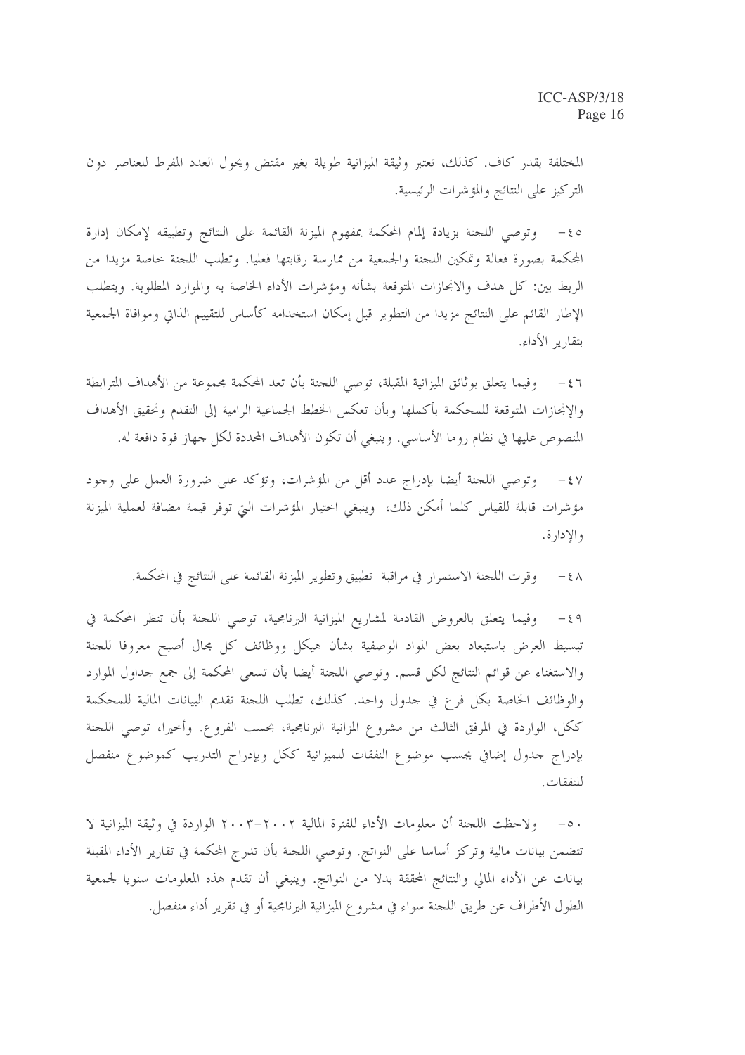المختلفة بقدر كاف. كذلك، تعتبر وثيقة الميزانية طويلة بغير مقتض ويحول العدد المفرط للعناصر دون التركيز على النتائج والمؤشرات الرئيسية.

٤٥- وتوصي اللجنة بزيادة إلمام المحكمة بمفهوم الميزنة القائمة على النتائج وتطبيقه لإمكان إدارة المحكمة بصورة فعالة وتمكين اللجنة والجمعية من ممارسة رقابتها فعليا. وتطلب اللجنة خاصة مزيدا من الربط بين: كل هدف والانجازات المتوقعة بشأنه ومؤشرات الأداء الخاصة به والموارد المطلوبة. ويتطلب الإطار القائم على النتائج مزيدا من التطوير قبل إمكان استخدامه كأساس للتقييم الذاتي وموافاة الجمعية بتقارير الأداء.

٤٦- وفيما يتعلق بوثائق الميزانية المقبلة، توصي اللجنة بأن تعد المحكمة مجموعة من الأهداف المترابطة والإنجازات المتوقعة للمحكمة بأكملها وبأن تعكس الخطط الجماعية الرامية إلى التقدم وتحقيق الأهداف المنصوص عليها في نظام روما الأساسي. وينبغي أن تكون الأهداف المحددة لكل جهاز قوة دافعة له.

٤٧- وتوصي اللجنة أيضا بإدراج عدد أقل من المؤشرات، وتؤكد على ضرورة العمل على وجود مؤشرات قابلة للقياس كلما أمكن ذلك، وينبغي اختيار المؤشرات التي توفر قيمة مضافة لعملية الميزنة والإدارة.

٤٨- وقرت اللجنة الاستمرار في مراقبة تطبيق وتطوير الميزنة القائمة على النتائج في المحكمة.

٤٩- وفيما يتعلق بالعروض القادمة لمشاريع الميزانية البرنامجية، توصي اللجنة بأن تنظر المحكمة في تبسيط العرض باستبعاد بعض المواد الوصفية بشأن هيكل ووظائف كل مجال أصبح معروفا للجنة والاستغناء عن قوائم النتائج لكل قسم. وتوصي اللجنة أيضا بأن تسعى المحكمة إلى جمع جداول الموارد والوظائف الخاصة بكل فرع في جدول واحد. كذلك، تطلب اللجنة تقديم البيانات المالية للمحكمة ككل، الواردة في المرفق الثالث من مشروع المزانية البرنامجية، بحسب الفروع. وأخيرا، توصي اللجنة بإدراج جدول إضافي بحسب موضوع النفقات للميزانية ككل وبإدراج التدريب كموضوع منفصل للنفقات.

٥٠- ولاحظت اللجنة أن معلومات الأداء للفترة المالية ٢٠٠٢-٢٠٠٣ الواردة في وثيقة الميزانية لا تتضمن بيانات مالية وتركز أساسا على النواتج. وتوصي اللجنة بأن تدرج المحكمة في تقارير الأداء المقبلة بيانات عن الأداء المالي والنتائج المحققة بدلا من النواتج. وينبغي أن تقدم هذه المعلومات سنويا لجمعية الطول الأطراف عن طريق اللجنة سواء في مشروع الميزانية البرنامجية أو في تقرير أداء منفصل.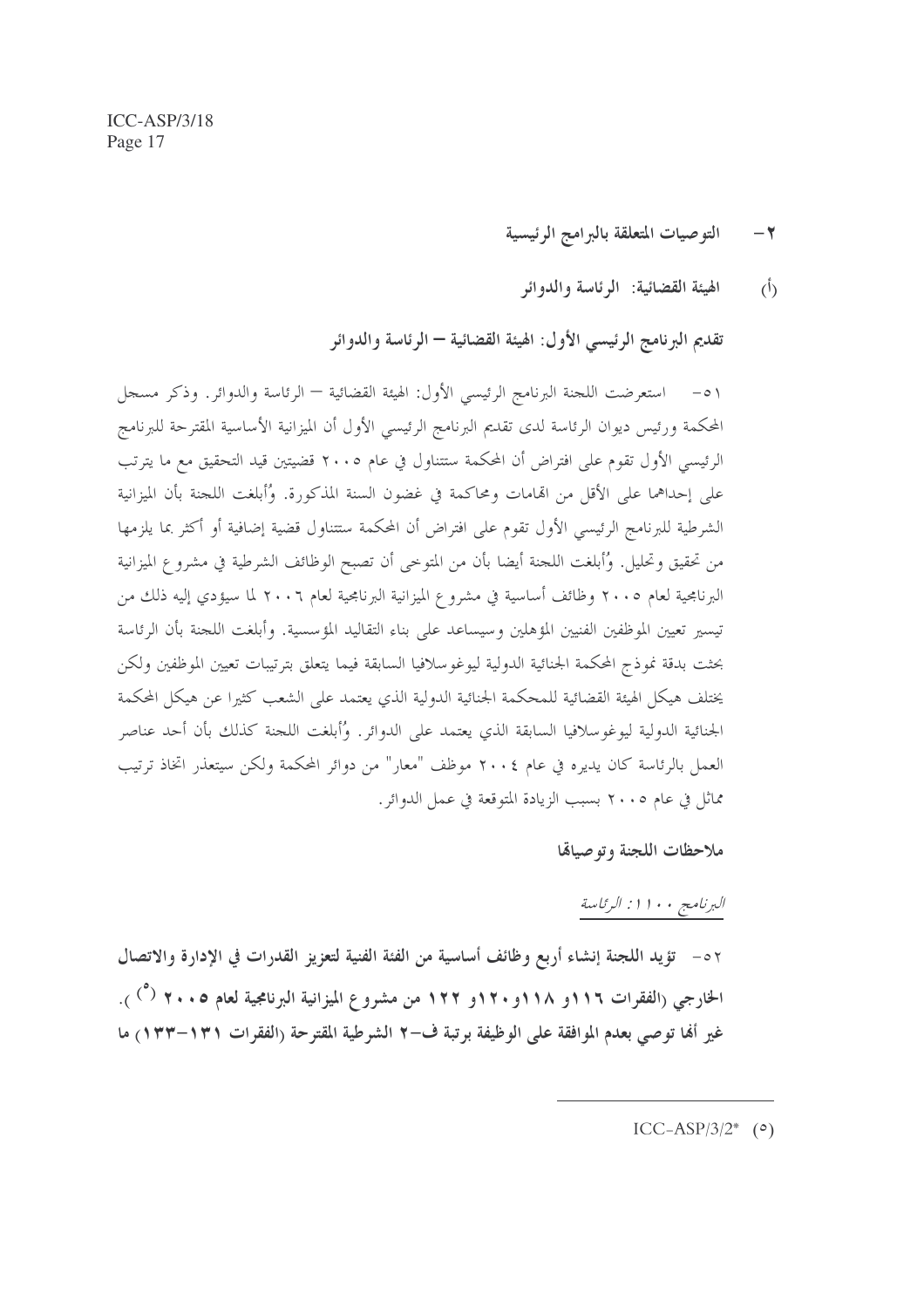## ٢- التوصيات المتعلقة بالبرامج الرئيسية

### (أ) الهيئة القضائية: الرئاسة والدوائر

### تقديم البرنامج الرئيسي الأول: الهيئة القضائية – الرئاسة والدوائر

٥١- استعرضت اللجنة البرنامج الرئيسي الأول: الهيئة القضائية – الرئاسة والدوائر. وذكر مسجل المحكمة ورئيس ديوان الرئاسة لدى تقديم البرنامج الرئيسي الأول أن الميزانية الأساسية المقترحة للبرنامج الرئيسي الأول تقوم على افتراض أن المحكمة ستتناول في عام ٢٠٠٥ قضيتين قيد التحقيق مع ما يترتب على إحداهما على الأقل من اتهامات ومحاكمة في غضون السنة المذكورة. وأُبلغت اللجنة بأن الميزانية الشرطية للبرنامج الرئيسي الأول تقوم على افتراض أن المحكمة ستتناول قضية إضافية أو أكثر بما يلزمها من تحقيق وتحليل. وأُبلغت اللجنة أيضا بأن من المتوخى أن تصبح الوظائف الشرطية في مشروع الميزانية البرنامجية لعام ٢٠٠٥ وظائف أساسية في مشروع الميزانية البرنامجية لعام ٢٠٠٦ لما سيؤدي إليه ذلك من تيسير تعيين الموظفين الفنيين المؤهلين وسيساعد على بناء التقاليد المؤسسية. وأبلغت اللجنة بأن الرئاسة بحثت بدقة نموذج المحكمة الجنائية الدولية ليوغوسلافيا السابقة فيما يتعلق بترتيبات تعيين الموظفين ولكن يختلف هيكل الهيئة القضائية للمحكمة الجنائية الدولية الذي يعتمد على الشعب كثيرا عن هيكل المحكمة الجنائية الدولية ليوغوسلافيا السابقة الذي يعتمد على الدوائر. وأُبلغت اللجنة كذلك بأن أحد عناصر العمل بالرئاسة كان يديره في عام ٢٠٠٤ موظف "معار" من دوائر المحكمة ولكن سيتعذر اتخاذ ترتيب مماثل في عام ٢٠٠٥ بسبب الزيادة المتوقعة في عمل الدوائر.

### ملاحظات اللجنة وتوصياتها

*البرنامج ١١٠٠: الرئاسة*

**٥٢- تؤيد اللجنة إنشاء أربع وظائف أساسية من الفئة الفنية لتعزيز القدرات في الإدارة والاتصال الخارجي (الفقرات ١١٦ و١١٨ و١٢٠ و١٢٢ من مشروع الميزانية البرنامجية لعام ٢٠٠٥ [٥]). غير أنها توصي بعدم الموافقة على الوظيفة برتبة ف-٢ الشرطية المقترحة (الفقرات ١٣١-١٣٣) ما**

---

(٥) ICC-ASP/3/2*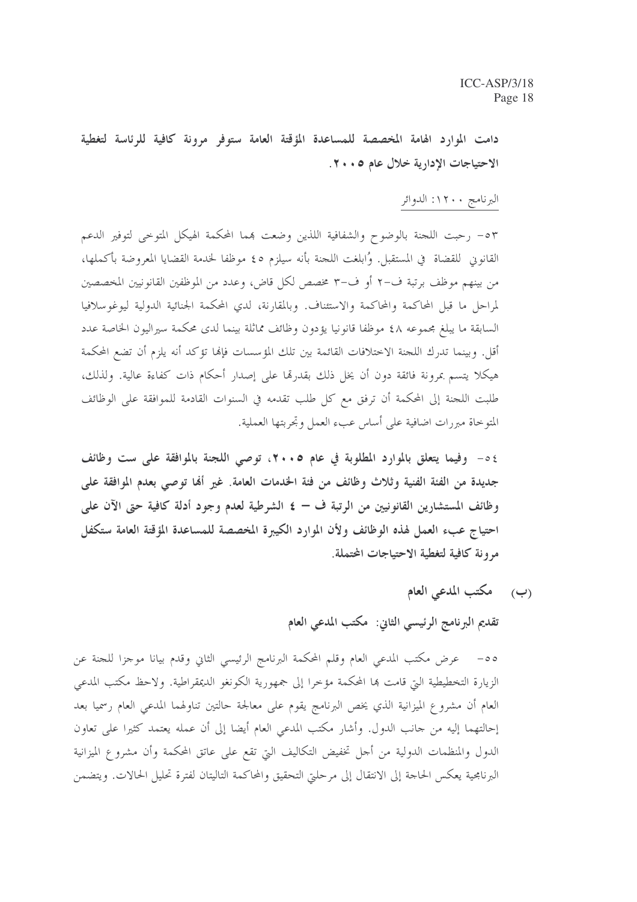**دامت الموارد الهامة المخصصة للمساعدة المؤقتة العامة ستوفر مرونة كافية للرئاسة لتغطية الاحتياجات الإدارية خلال عام ٢٠٠٥.**

البرنامج ١٢٠٠: الدوائر

٥٣- رحبت اللجنة بالوضوح والشفافية اللذين وضعت بهما المحكمة الهيكل المتوخى لتوفير الدعم القانوني للقضاة في المستقبل. وُابلغت اللجنة بأنه سيلزم ٤٥ موظفا لخدمة القضايا المعروضة بأكملها، من بينهم موظف برتبة ف-٢ أو ف-٣ مخصص لكل قاض، وعدد من الموظفين القانونيين المخصصين لمراحل ما قبل المحاكمة والمحاكمة والاستئناف. وبالمقارنة، لدى المحكمة الجنائية الدولية ليوغوسلافيا السابقة ما يبلغ مجموعه ٤٨ موظفا قانونيا يؤدون وظائف مماثلة بينما لدى محكمة سيراليون الخاصة عدد أقل. وبينما تدرك اللجنة الاختلافات القائمة بين تلك المؤسسات فإنها تؤكد أنه يلزم أن تضع المحكمة هيكلا يتسم بمرونة فائقة دون أن يخل ذلك بقدرتها على إصدار أحكام ذات كفاءة عالية. ولذلك، طلبت اللجنة إلى المحكمة أن ترفق مع كل طلب تقدمه في السنوات القادمة للموافقة على الوظائف المتوخاة مبررات اضافية على أساس عبء العمل وتجربتها العملية.

**٥٤- وفيما يتعلق بالموارد المطلوبة في عام ٢٠٠٥، توصي اللجنة بالموافقة على ست وظائف جديدة من الفئة الفنية وثلاث وظائف من فئة الخدمات العامة. غير أنها توصي بعدم الموافقة على وظائف المستشارين القانونيين من الرتبة ف - ٤ الشرطية لعدم وجود أدلة كافية حتى الآن على احتياج عبء العمل لهذه الوظائف ولأن الموارد الكبيرة المخصصة للمساعدة المؤقتة العامة ستكفل مرونة كافية لتغطية الاحتياجات المحتملة.**

**(ب) مكتب المدعي العام**

**تقديم البرنامج الرئيسي الثاني: مكتب المدعي العام**

٥٥- عرض مكتب المدعي العام وقلم المحكمة البرنامج الرئيسي الثاني وقدم بيانا موجزا للجنة عن الزيارة التخطيطية التي قامت بها المحكمة مؤخرا إلى جمهورية الكونغو الديمقراطية. ولاحظ مكتب المدعي العام أن مشروع الميزانية الذي يخص البرنامج يقوم على معالجة حالتين تناولهما المدعي العام رسميا بعد إحالتهما إليه من جانب الدول. وأشار مكتب المدعي العام أيضا إلى أن عمله يعتمد كثيرا على تعاون الدول والمنظمات الدولية من أجل تخفيض التكاليف التي تقع على عاتق المحكمة وأن مشروع الميزانية البرنامجية يعكس الحاجة إلى الانتقال إلى مرحلتي التحقيق والمحاكمة التاليتان لفترة تحليل الحالات. ويتضمن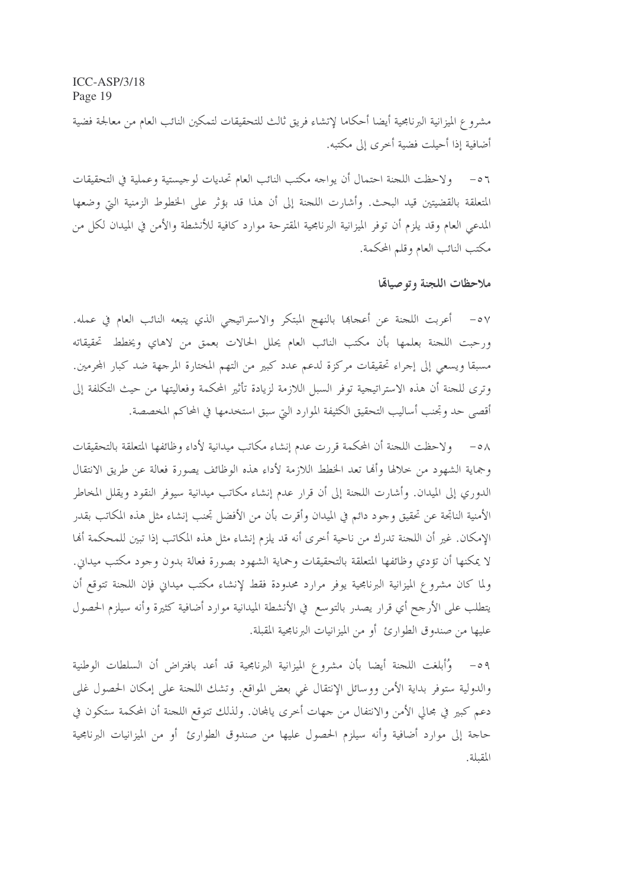مشروع الميزانية البرنامجية أيضا أحكاما لإنشاء فريق ثالث للتحقيقات لتمكين النائب العام من معالجة قضية أضافية إذا أحيلت قضية أخرى إلى مكتبه.

٥٦- ولاحظت اللجنة احتمال أن يواجه مكتب النائب العام تحديات لوجيستية وعملية في التحقيقات المتعلقة بالقضيتين قيد البحث. وأشارت اللجنة إلى أن هذا قد يؤثر على الخطوط الزمنية التي وضعها المدعي العام وقد يلزم أن توفر الميزانية البرنامجية المقترحة موارد كافية للأنشطة والأمن في الميدان لكل من مكتب النائب العام وقلم المحكمة.

### ملاحظات اللجنة وتوصياتها

٥٧- أعربت اللجنة عن أعجابها بالنهج المبتكر والاستراتيجي الذي يتبعه النائب العام في عمله. ورحبت اللجنة بعلمها بأن مكتب النائب العام يحلل الحالات بعمق من لاهاي ويخطط تحقيقاته مسبقا ويسعي إلى إجراء تحقيقات مركزة لدعم عدد كبير من التهم المختارة المرجهة ضد كبار المجرمين. وترى للجنة أن هذه الاستراتيجية توفر السبل اللازمة لزيادة تأثير المحكمة وفعاليتها من حيث التكلفة إلى أقصى حد وتجنب أساليب التحقيق الكثيفة الموارد التي سبق استخدمها في المحاكم المخصصة.

٥٨- ولاحظت اللجنة أن المحكمة قررت عدم إنشاء مكاتب ميدانية لأداء وظائفها المتعلقة بالتحقيقات وحماية الشهود من خلالها وأنها تعد الخطط اللازمة لأداء هذه الوظائف بصورة فعالة عن طريق الانتقال الدوري إلى الميدان. وأشارت اللجنة إلى أن قرار عدم إنشاء مكاتب ميدانية سيوفر النقود ويقلل المخاطر الأمنية الناتجة عن تحقيق وجود دائم في الميدان وأقرت بأن من الأفضل تجنب إنشاء مثل هذه المكاتب بقدر الإمكان. غير أن اللجنة تدرك من ناحية أخرى أنه قد يلزم إنشاء مثل هذه المكاتب إذا تبين للمحكمة أنها لا يمكنها أن تؤدي وظائفها المتعلقة بالتحقيقات وحماية الشهود بصورة فعالة بدون وجود مكتب ميداني. ولما كان مشروع الميزانية البرنامجية يوفر مرارد محدودة فقط لإنشاء مكتب ميداني فإن اللجنة تتوقع أن يتطلب على الأرجح أي قرار يصدر بالتوسع في الأنشطة الميدانية موارد أضافية كثيرة وأنه سيلزم الحصول عليها من صندوق الطوارئ أو من الميزانيات البرنامجية المقبلة.

٥٩- وُأبلغت اللجنة أيضا بأن مشروع الميزانية البرنامجية قد أعد بافتراض أن السلطات الوطنية والدولية ستوفر بداية الأمن ووسائل الإنتقال غي بعض المواقع. وتشك اللجنة على إمكان الحصول غلى دعم كبير في مجالي الأمن والانتفال من جهات أخرى بالمجان. ولذلك تتوقع اللجنة أن المحكمة ستكون في حاجة إلى موارد أضافية وأنه سيلزم الحصول عليها من صندوق الطوارئ أو من الميزانيات البرنامجية المقبلة.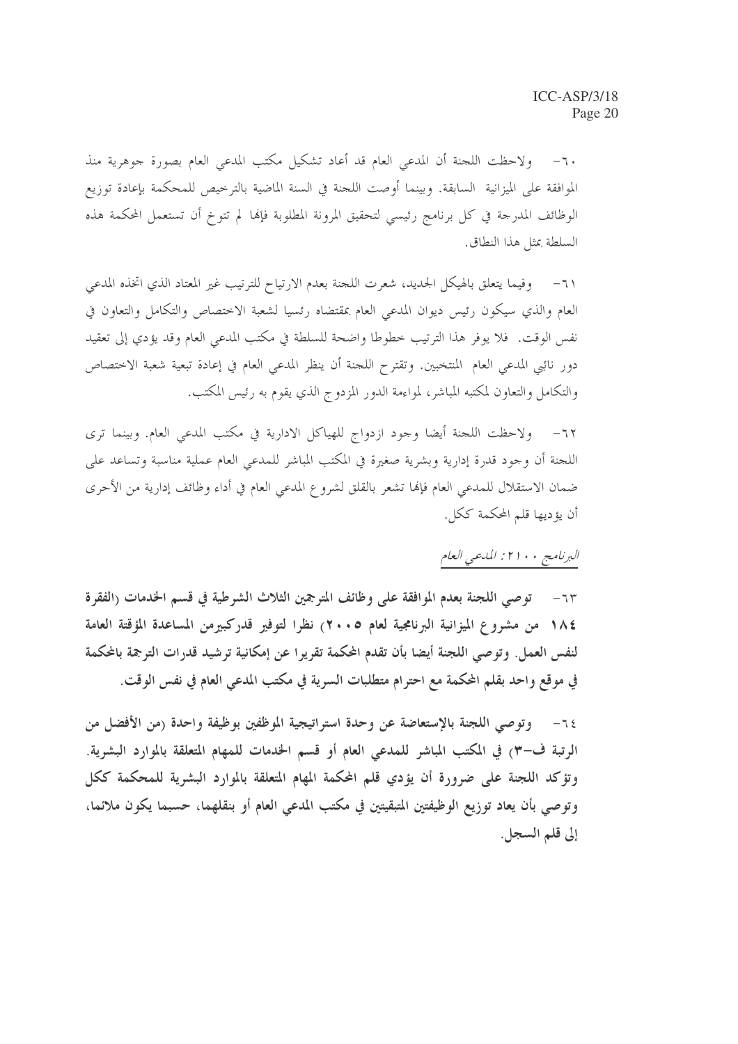٦٠- ولاحظت اللجنة أن المدعي العام قد أعاد تشكيل مكتب المدعي العام بصورة جوهرية منذ الموافقة على الميزانية السابقة. وبينما أوصت اللجنة في السنة الماضية بالترخيص للمحكمة بإعادة توزيع الوظائف المدرجة في كل برنامج رئيسي لتحقيق المرونة المطلوبة فإنها لم تتوخ أن تستعمل المحكمة هذه السلطة بمثل هذا النطاق.

٦١- وفيما يتعلق بالهيكل الجديد، شعرت اللجنة بعدم الارتياح للترتيب غير المعتاد الذي اتخذه المدعي العام والذي سيكون رئيس ديوان المدعي العام بمقتضاه رئيسا لشعبة الاختصاص والتكامل والتعاون في نفس الوقت. فلا يوفر هذا الترتيب خطوطا واضحة للسلطة في مكتب المدعي العام وقد يؤدي إلى تعقيد دور نائبي المدعي العام المنتخبين. وتقترح اللجنة أن ينظر المدعي العام في إعادة تبعية شعبة الاختصاص والتكامل والتعاون لمكتبه المباشر، لمواءمة الدور المزدوج الذي يقوم به رئيس المكتب.

٦٢- ولاحظت اللجنة أيضا وجود ازدواج للهياكل الادارية في مكتب المدعي العام. وبينما ترى اللجنة أن وجود قدرة إدارية وبشرية صغيرة في المكتب المباشر للمدعي العام عملية مناسبة وتساعد على ضمان الاستقلال للمدعي العام فإنها تشعر بالقلق لشروع المدعي العام في أداء وظائف إدارية من الأحرى أن يؤديها قلم المحكمة ككل.

*البرنامج ٢١٠٠: المدعي العام*

**٦٣- توصي اللجنة بعدم الموافقة على وظائف المترجمين الثلاث الشرطية في قسم الخدمات (الفقرة ١٨٤ من مشروع الميزانية البرنامجية لعام ٢٠٠٥) نظرا لتوفير قدركبيرمن المساعدة المؤقتة العامة لنفس العمل. وتوصي اللجنة أيضا بأن تقدم المحكمة تقريرا عن إمكانية ترشيد قدرات الترجمة بالمحكمة في موقع واحد بقلم المحكمة مع احترام متطلبات السرية في مكتب المدعي العام في نفس الوقت.**

**٦٤- وتوصي اللجنة بالإستعاضة عن وحدة استراتيجية الموظفين بوظيفة واحدة (من الأفضل من الرتبة ف-٣) في المكتب المباشر للمدعي العام أو قسم الخدمات للمهام المتعلقة بالموارد البشرية. وتؤكد اللجنة على ضرورة أن يؤدي قلم المحكمة المهام المتعلقة بالموارد البشرية للمحكمة ككل وتوصي بأن يعاد توزيع الوظيفتين المتبقيتين في مكتب المدعي العام أو بنقلهما، حسبما يكون ملائما، إلى قلم السجل.**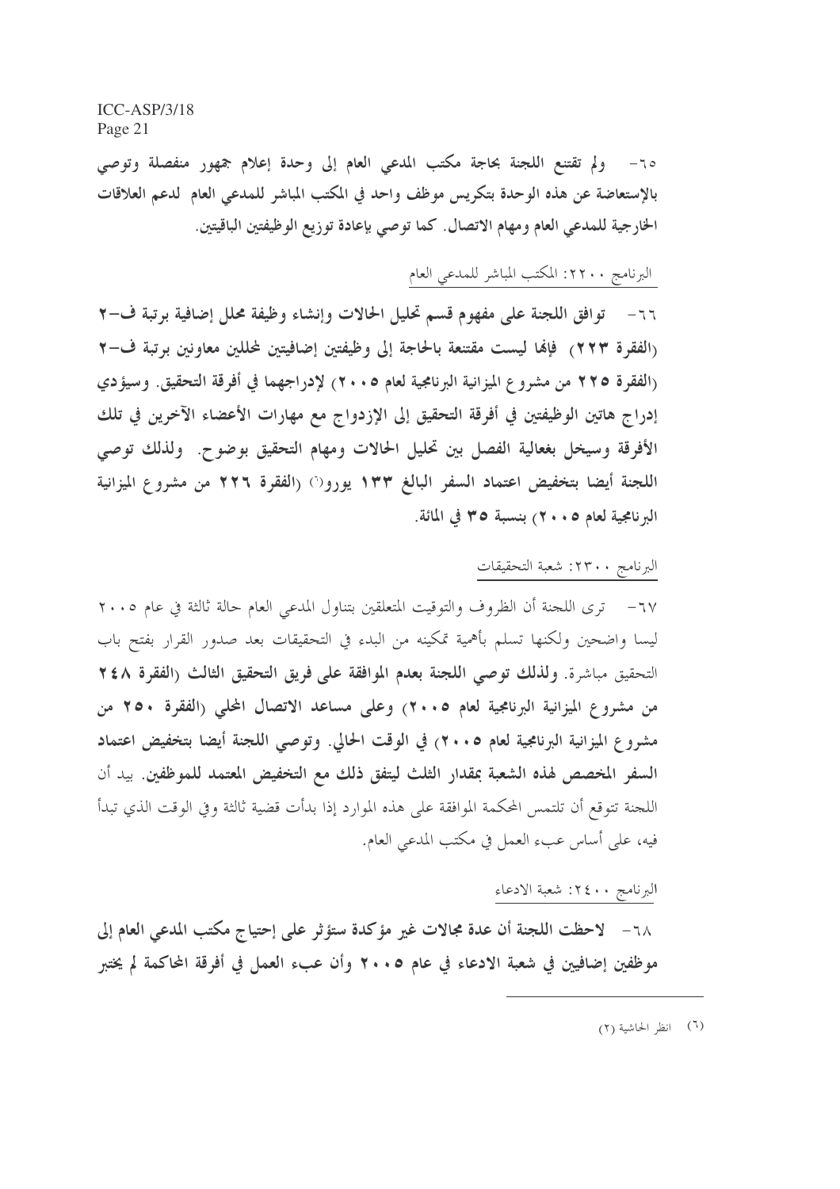٦٥- **ولم تقتنع اللجنة بحاجة مكتب المدعي العام إلى وحدة إعلام جمهور منفصلة وتوصي بالإستعاضة عن هذه الوحدة بتكريس موظف واحد في المكتب المباشر للمدعي العام لدعم العلاقات الخارجية للمدعي العام ومهام الاتصال. كما توصي بإعادة توزيع الوظيفتين الباقيتين.**

البرنامج ٢٢٠٠: المكتب المباشر للمدعي العام

٦٦- **توافق اللجنة على مفهوم قسم تحليل الحالات وإنشاء وظيفة محلل إضافية برتبة ف-٢ (الفقرة ٢٢٣) فإنها ليست مقتنعة بالحاجة إلى وظيفتين إضافيتين لمحللين معاونين برتبة ف-٢ (الفقرة ٢٢٥ من مشروع الميزانية البرنامجية لعام ٢٠٠٥) لإدراجهما في أفرقة التحقيق. وسيؤدي إدراج هاتين الوظيفتين في أفرقة التحقيق إلى الإزدواج مع مهارات الأعضاء الآخرين في تلك الأفرقة وسيخل بفعالية الفصل بين تحليل الحالات ومهام التحقيق بوضوح. ولذلك توصي اللجنة أيضا بتخفيض اعتماد السفر البالغ ١٣٣ يورو[٦] (الفقرة ٢٢٦ من مشروع الميزانية البرنامجية لعام ٢٠٠٥) بنسبة ٣٥ في المائة.**

البرنامج ٢٣٠٠: شعبة التحقيقات

٦٧- ترى اللجنة أن الظروف والتوقيت المتعلقين بتناول المدعي العام حالة ثالثة في عام ٢٠٠٥ ليسا واضحين ولكنها تسلم بأهمية تمكينه من البدء في التحقيقات بعد صدور القرار بفتح باب التحقيق مباشرة. **ولذلك توصي اللجنة بعدم الموافقة على فريق التحقيق الثالث (الفقرة ٢٤٨ من مشروع الميزانية البرنامجية لعام ٢٠٠٥) وعلى مساعد الاتصال المحلي (الفقرة ٢٥٠ من مشروع الميزانية البرنامجية لعام ٢٠٠٥) في الوقت الحالي. وتوصي اللجنة أيضا بتخفيض اعتماد السفر المخصص لهذه الشعبة بمقدار الثلث ليتفق ذلك مع التخفيض المعتمد للموظفين.** بيد أن اللجنة تتوقع أن تلتمس المحكمة الموافقة على هذه الموارد إذا بدأت قضية ثالثة وفي الوقت الذي تبدأ فيه، على أساس عبء العمل في مكتب المدعي العام.

البرنامج ٢٤٠٠: شعبة الادعاء

٦٨- **لاحظت اللجنة أن عدة مجالات غير مؤكدة ستؤثر على إحتياج مكتب المدعي العام إلى موظفين إضافيين في شعبة الادعاء في عام ٢٠٠٥ وأن عبء العمل في أفرقة المحاكمة لم يختبر**

---

(٦) انظر الحاشية (٢)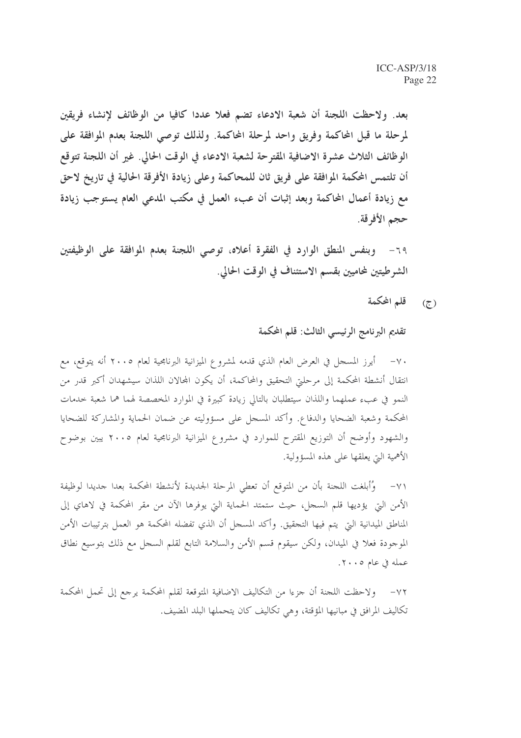**بعد. ولاحظت اللجنة أن شعبة الادعاء تضم فعلا عددا كافيا من الوظائف لإنشاء فريقين لمرحلة ما قبل المحاكمة وفريق واحد لمرحلة المحاكمة. ولذلك توصي اللجنة بعدم الموافقة على الوظائف الثلاث عشرة الاضافية المقترحة لشعبة الادعاء في الوقت الحالي. غير أن اللجنة تتوقع أن تلتمس المحكمة الموافقة على فريق ثان للمحاكمة وعلى زيادة الأفرقة الحالية في تاريخ لاحق مع زيادة أعمال المحاكمة وبعد إثبات أن عبء العمل في مكتب المدعي العام يستوجب زيادة حجم الأفرقة.**

**٦٩- وبنفس المنطق الوارد في الفقرة أعلاه، توصي اللجنة بعدم الموافقة على الوظيفتين الشرطيتين لمحامين بقسم الاستئناف في الوقت الحالي.**

**(ج) قلم المحكمة**

**تقديم البرنامج الرئيسي الثالث: قلم المحكمة**

٧٠- أبرز المسجل في العرض العام الذي قدمه لمشروع الميزانية البرنامجية لعام ٢٠٠٥ أنه يتوقع، مع انتقال أنشطة المحكمة إلى مرحلتي التحقيق والمحاكمة، أن يكون المجالان اللذان سيشهدان أكبر قدر من النمو في عبء عملهما واللذان سيتطلبان بالتالي زيادة كبيرة في الموارد المخصصة لهما هما شعبة خدمات المحكمة وشعبة الضحايا والدفاع. وأكد المسجل على مسؤوليته عن ضمان الحماية والمشاركة للضحايا والشهود وأوضح أن التوزيع المقترح للموارد في مشروع الميزانية البرنامجية لعام ٢٠٠٥ يبين بوضوح الأهمية التي يعلقها على هذه المسؤولية.

٧١- وأُبلغت اللجنة بأن من المتوقع أن تعطي المرحلة الجديدة لأنشطة المحكمة بعدا جديدا لوظيفة الأمن التي يؤديها قلم السجل، حيث ستمتد الحماية التي يوفرها الآن من مقر المحكمة في لاهاي إلى المناطق الميدانية التي يتم فيها التحقيق. وأكد المسجل أن الذي تفضله المحكمة هو العمل بترتيبات الأمن الموجودة فعلا في الميدان، ولكن سيقوم قسم الأمن والسلامة التابع لقلم السجل مع ذلك بتوسيع نطاق عمله في عام ٢٠٠٥.

٧٢- ولاحظت اللجنة أن جزءا من التكاليف الاضافية المتوقعة لقلم المحكمة يرجع إلى تحمل المحكمة تكاليف المرافق في مبانيها المؤقتة، وهي تكاليف كان يتحملها البلد المضيف.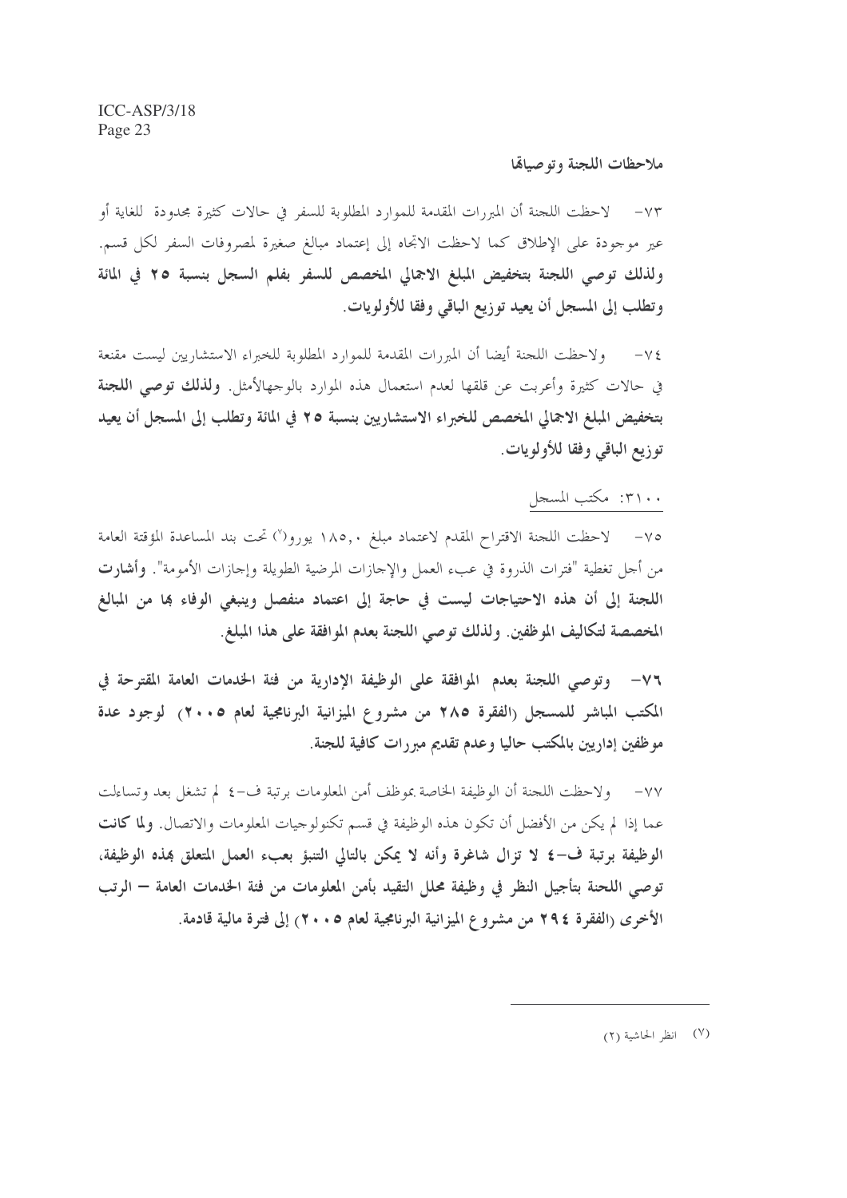**ملاحظات اللجنة وتوصياتها**

٧٣- لاحظت اللجنة أن المبررات المقدمة للموارد المطلوبة للسفر في حالات كثيرة محدودة للغاية أو غير موجودة على الإطلاق كما لاحظت الاتجاه إلى إعتماد مبالغ صغيرة لمصروفات السفر لكل قسم. **ولذلك توصي اللجنة بتخفيض المبلغ الاجمالي المخصص للسفر بقلم السجل بنسبة ٢٥ في المائة وتطلب إلى المسجل أن يعيد توزيع الباقي وفقا للأولويات.**

٧٤- ولاحظت اللجنة أيضا أن المبررات المقدمة للموارد المطلوبة للخبراء الاستشاريين ليست مقنعة في حالات كثيرة وأعربت عن قلقها لعدم استعمال هذه الموارد بالوجهالأمثل. **ولذلك توصي اللجنة بتخفيض المبلغ الاجمالي المخصص للخبراء الاستشاريين بنسبة ٢٥ في المائة وتطلب إلى المسجل أن يعيد توزيع الباقي وفقا للأولويات.**

### ٣١٠٠: مكتب المسجل

٧٥- لاحظت اللجنة الاقتراح المقدم لاعتماد مبلغ ١٨٥,٠ يورو[٧] تحت بند المساعدة المؤقتة العامة من أجل تغطية "فترات الذروة في عبء العمل والإجازات المرضية الطويلة وإجازات الأمومة". **وأشارت اللجنة إلى أن هذه الاحتياجات ليست في حاجة إلى اعتماد منفصل وينبغي الوفاء بها من المبالغ المخصصة لتكاليف الموظفين. ولذلك توصي اللجنة بعدم الموافقة على هذا المبلغ.**

**٧٦- وتوصي اللجنة بعدم الموافقة على الوظيفة الإدارية من فئة الخدمات العامة المقترحة في المكتب المباشر للمسجل (الفقرة ٢٨٥ من مشروع الميزانية البرنامجية لعام ٢٠٠٥) لوجود عدة موظفين إداريين بالمكتب حاليا وعدم تقديم مبررات كافية للجنة.**

٧٧- ولاحظت اللجنة أن الوظيفة الخاصة بموظف أمن المعلومات برتبة ف-٤ لم تشغل بعد وتساءلت عما إذا لم يكن من الأفضل أن تكون هذه الوظيفة في قسم تكنولوجيات المعلومات والاتصال. **ولما كانت الوظيفة برتبة ف-٤ لا تزال شاغرة وأنه لا يمكن بالتالي التنبؤ بعبء العمل المتعلق بهذه الوظيفة، توصي اللجنة بتأجيل النظر في وظيفة محلل التقيد بأمن المعلومات من فئة الخدمات العامة – الرتب الأخرى (الفقرة ٢٩٤ من مشروع الميزانية البرنامجية لعام ٢٠٠٥) إلى فترة مالية قادمة.**

---

[٧] انظر الحاشية (٢)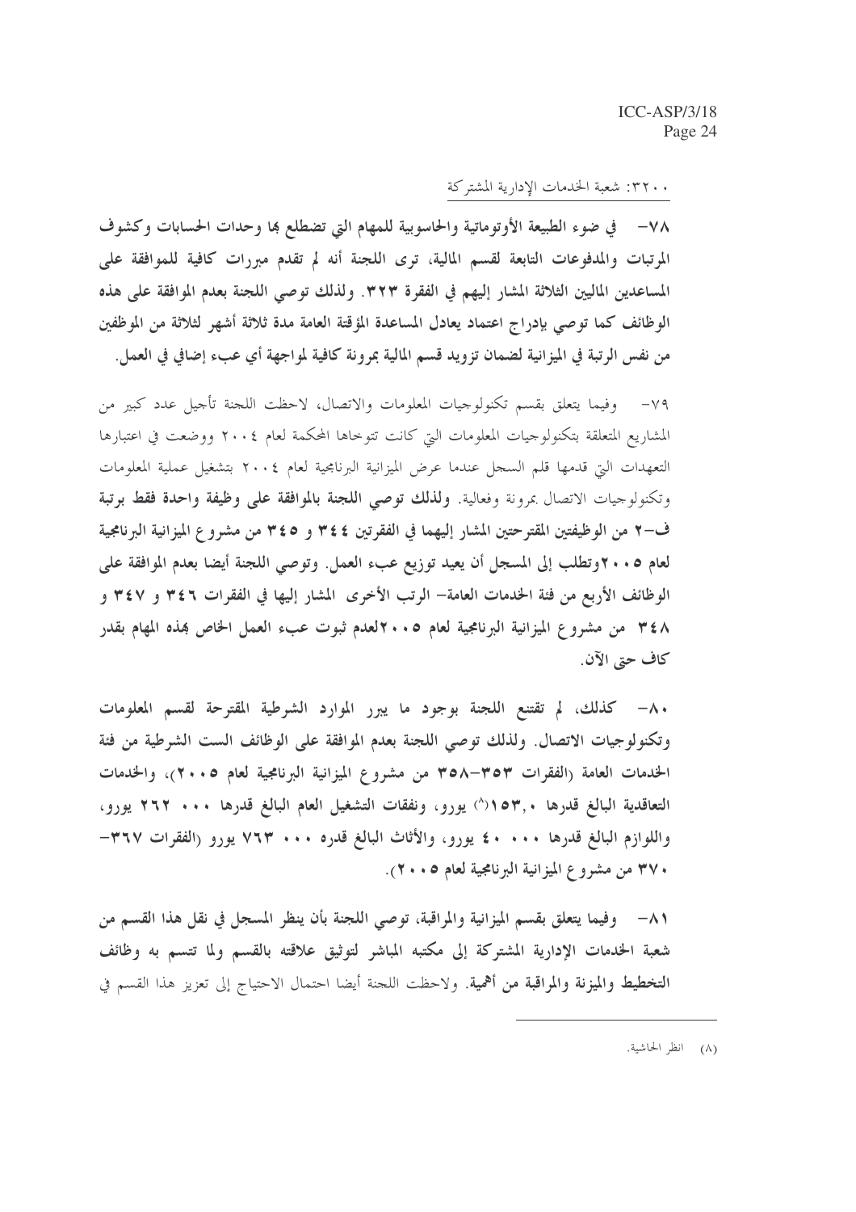٣٢٠٠: شعبة الخدمات الإدارية المشتركة

**٧٨- في ضوء الطبيعة الأوتوماتية والحاسوبية للمهام التي تضطلع بها وحدات الحسابات وكشوف المرتبات والمدفوعات التابعة لقسم المالية، ترى اللجنة أنه لم تقدم مبررات كافية للموافقة على المساعدين الماليين الثلاثة المشار إليهم في الفقرة ٣٢٣. ولذلك توصي اللجنة بعدم الموافقة على هذه الوظائف كما توصي بإدراج اعتماد يعادل المساعدة المؤقتة العامة مدة ثلاثة أشهر لثلاثة من الموظفين من نفس الرتبة في الميزانية لضمان تزويد قسم المالية بمرونة كافية لمواجهة أي عبء إضافي في العمل.**

٧٩- وفيما يتعلق بقسم تكنولوجيات المعلومات والاتصال، لاحظت اللجنة تأجيل عدد كبير من المشاريع المتعلقة بتكنولوجيات المعلومات التي كانت تتوخاها المحكمة لعام ٢٠٠٤ ووضعت في اعتبارها التعهدات التي قدمها قلم السجل عندما عرض الميزانية البرنامجية لعام ٢٠٠٤ بتشغيل عملية المعلومات وتكنولوجيات الاتصال بمرونة وفعالية. **ولذلك توصي اللجنة بالموافقة على وظيفة واحدة فقط برتبة ف-٢ من الوظيفتين المقترحتين المشار إليهما في الفقرتين ٣٤٤ و ٣٤٥ من مشروع الميزانية البرنامجية لعام ٢٠٠٥ وتطلب إلى المسجل أن يعيد توزيع عبء العمل. وتوصي اللجنة أيضا بعدم الموافقة على الوظائف الأربع من فئة الخدمات العامة- الرتب الأخرى المشار إليها في الفقرات ٣٤٦ و ٣٤٧ و ٣٤٨ من مشروع الميزانية البرنامجية لعام ٢٠٠٥ لعدم ثبوت عبء العمل الخاص بهذه المهام بقدر كاف حتى الآن.**

**٨٠- كذلك، لم تقتنع اللجنة بوجود ما يبرر الموارد الشرطية المقترحة لقسم المعلومات وتكنولوجيات الاتصال. ولذلك توصي اللجنة بعدم الموافقة على الوظائف الست الشرطية من فئة الخدمات العامة (الفقرات ٣٥٣-٣٥٨ من مشروع الميزانية البرنامجية لعام ٢٠٠٥)، والخدمات التعاقدية البالغ قدرها ١٥٣,٠[(٨)] يورو، ونفقات التشغيل العام البالغ قدرها ٢٦٢ ٠٠٠ يورو، واللوازم البالغ قدرها ٤٠ ٠٠٠ يورو، والأثاث البالغ قدره ٧٦٣ ٠٠٠ يورو (الفقرات ٣٦٧- ٣٧٠ من مشروع الميزانية البرنامجية لعام ٢٠٠٥).**

٨١- وفيما يتعلق بقسم الميزانية والمراقبة، **توصي اللجنة بأن ينظر المسجل في نقل هذا القسم من شعبة الخدمات الإدارية المشتركة إلى مكتبه المباشر لتوثيق علاقته بالقسم ولما تتسم به وظائف التخطيط والميزنة والمراقبة من أهمية.** ولاحظت اللجنة أيضا احتمال الاحتياج إلى تعزيز هذا القسم في

---

(٨) انظر الحاشية.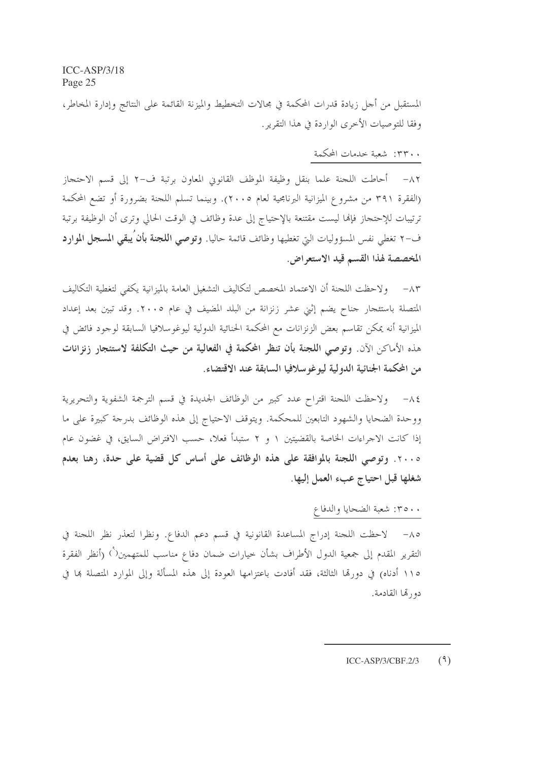المستقبل من أجل زيادة قدرات المحكمة في مجالات التخطيط والميزنة القائمة على النتائج وإدارة المخاطر، وفقا للتوصيات الأخرى الواردة في هذا التقرير.

٣٣٠٠: شعبة خدمات المحكمة

٨٢- أحاطت اللجنة علما بنقل وظيفة الموظف القانوني المعاون برتبة ف-٢ إلى قسم الاحتجاز (الفقرة ٣٩١ من مشروع الميزانية البرنامجية لعام ٢٠٠٥). وبينما تسلم اللجنة بضرورة أو تضع المحكمة ترتيبات للإحتجاز فإنها ليست مقتنعة بالإحتياج إلى عدة وظائف في الوقت الحالي وترى أن الوظيفة برتبة ف-٢ تغطي نفس المسؤوليات التي تغطيها وظائف قائمة حاليا. **وتوصي اللجنة بأن يُبقي المسجل الموارد المخصصة لهذا القسم قيد الاستعراض.**

٨٣- ولاحظت اللجنة أن الاعتماد المخصص لتكاليف التشغيل العامة بالميزانية يكفي لتغطية التكاليف المتصلة باستئجار جناح يضم إثني عشر زنزانة من البلد المضيف في عام ٢٠٠٥. وقد تبين بعد إعداد الميزانية أنه يمكن تقاسم بعض الزنزانات مع المحكمة الجنائية الدولية ليوغوسلافيا السابقة لوجود فائض في هذه الأماكن الآن. **وتوصي اللجنة بأن تنظر المحكمة في الفعالية من حيث التكلفة لاستئجار زنزانات من المحكمة الجنائية الدولية ليوغوسلافيا السابقة عند الاقتضاء.**

٨٤- ولاحظت اللجنة اقتراح عدد كبير من الوظائف الجديدة في قسم الترجمة الشفوية والتحريرية ووحدة الضحايا والشهود التابعين للمحكمة. ويتوقف الاحتياج إلى هذه الوظائف بدرجة كبيرة على ما إذا كانت الاجراءات الخاصة بالقضيتين ١ و ٢ ستبدأ فعلا، حسب الافتراض السابق، في غضون عام ٢٠٠٥. **وتوصي اللجنة بالموافقة على هذه الوظائف على أساس كل قضية على حدة، رهنا بعدم شغلها قبل احتياج عبء العمل إليها.**

٣٥٠٠: شعبة الضحايا والدفاع

٨٥- لاحظت اللجنة إدراج المساعدة القانونية في قسم دعم الدفاع. ونظرا لتعذر نظر اللجنة في التقرير المقدم إلى جمعية الدول الأطراف بشأن خيارات ضمان دفاع مناسب للمتهمين[٩] (أنظر الفقرة ١١٥ أدناه) في دورتها الثالثة، فقد أفادت باعتزامها العودة إلى هذه المسألة وإلى الموارد المتصلة بها في دورتها القادمة.

---

(٩) ICC-ASP/3/CBF.2/3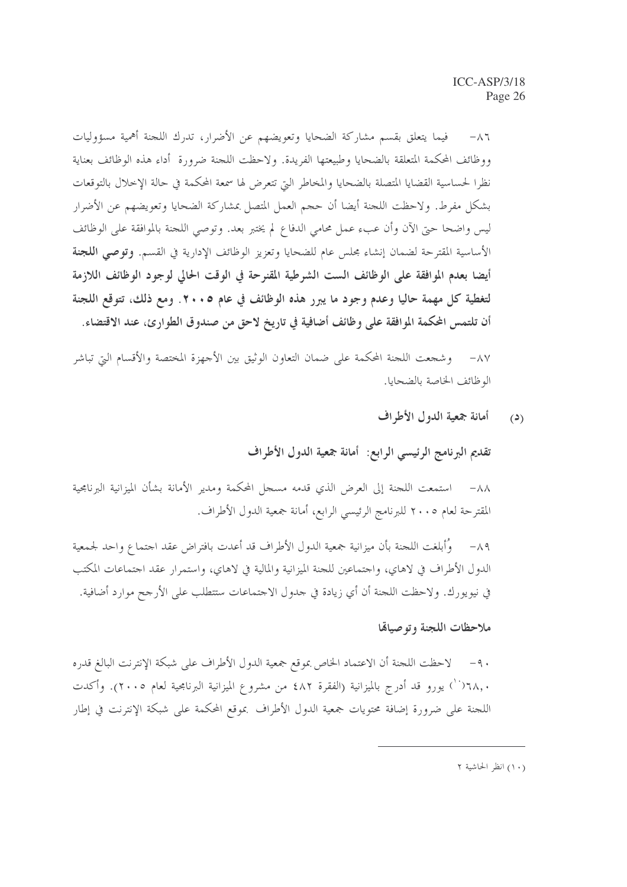٨٦- فيما يتعلق بقسم مشاركة الضحايا وتعويضهم عن الأضرار، تدرك اللجنة أهمية مسؤوليات ووظائف المحكمة المتعلقة بالضحايا وطبيعتها الفريدة. ولاحظت اللجنة ضرورة أداء هذه الوظائف بعناية نظرا لحساسية القضايا المتصلة بالضحايا والمخاطر التي تتعرض لها سمعة المحكمة في حالة الإخلال بالتوقعات بشكل مفرط. ولاحظت اللجنة أيضا أن حجم العمل المتصل بمشاركة الضحايا وتعويضهم عن الأضرار ليس واضحا حتى الآن وأن عبء عمل محامي الدفاع لم يختبر بعد. وتوصي اللجنة بالموافقة على الوظائف الأساسية المقترحة لضمان إنشاء مجلس عام للضحايا وتعزيز الوظائف الإدارية في القسم. **وتوصي اللجنة أيضا بعدم الموافقة على الوظائف الست الشرطية المقترحة في الوقت الحالي لوجود الوظائف اللازمة لتغطية كل مهمة حاليا وعدم وجود ما يبرر هذه الوظائف في عام ٢٠٠٥. ومع ذلك، تتوقع اللجنة أن تلتمس المحكمة الموافقة على وظائف أضافية في تاريخ لاحق من صندوق الطوارئ، عند الاقتضاء.**

٨٧- وشجعت اللجنة المحكمة على ضمان التعاون الوثيق بين الأجهزة المختصة والأقسام التي تباشر الوظائف الخاصة بالضحايا.

### (د) أمانة جمعية الدول الأطراف

### تقديم البرنامج الرئيسي الرابع: أمانة جمعية الدول الأطراف

٨٨- استمعت اللجنة إلى العرض الذي قدمه مسجل المحكمة ومدير الأمانة بشأن الميزانية البرنامجية المقترحة لعام ٢٠٠٥ للبرنامج الرئيسي الرابع، أمانة جمعية الدول الأطراف.

٨٩- وُأبلغت اللجنة بأن ميزانية جمعية الدول الأطراف قد أعدت بافتراض عقد اجتماع واحد لجمعية الدول الأطراف في لاهاي، واجتماعين للجنة الميزانية والمالية في لاهاي، واستمرار عقد اجتماعات المكتب في نيويورك. ولاحظت اللجنة أن أي زيادة في جدول الاجتماعات ستتطلب على الأرجح موارد أضافية.

### ملاحظات اللجنة وتوصياتها

٩٠- لاحظت اللجنة أن الاعتماد الخاص بموقع جمعية الدول الأطراف على شبكة الإنترنت البالغ قدره ٦٨,٠[١٠] يورو قد أدرج بالميزانية (الفقرة ٤٨٢ من مشروع الميزانية البرنامجية لعام ٢٠٠٥). وأكدت اللجنة على ضرورة إضافة محتويات جمعية الدول الأطراف بموقع المحكمة على شبكة الإنترنت في إطار

---

(١٠) انظر الحاشية ٢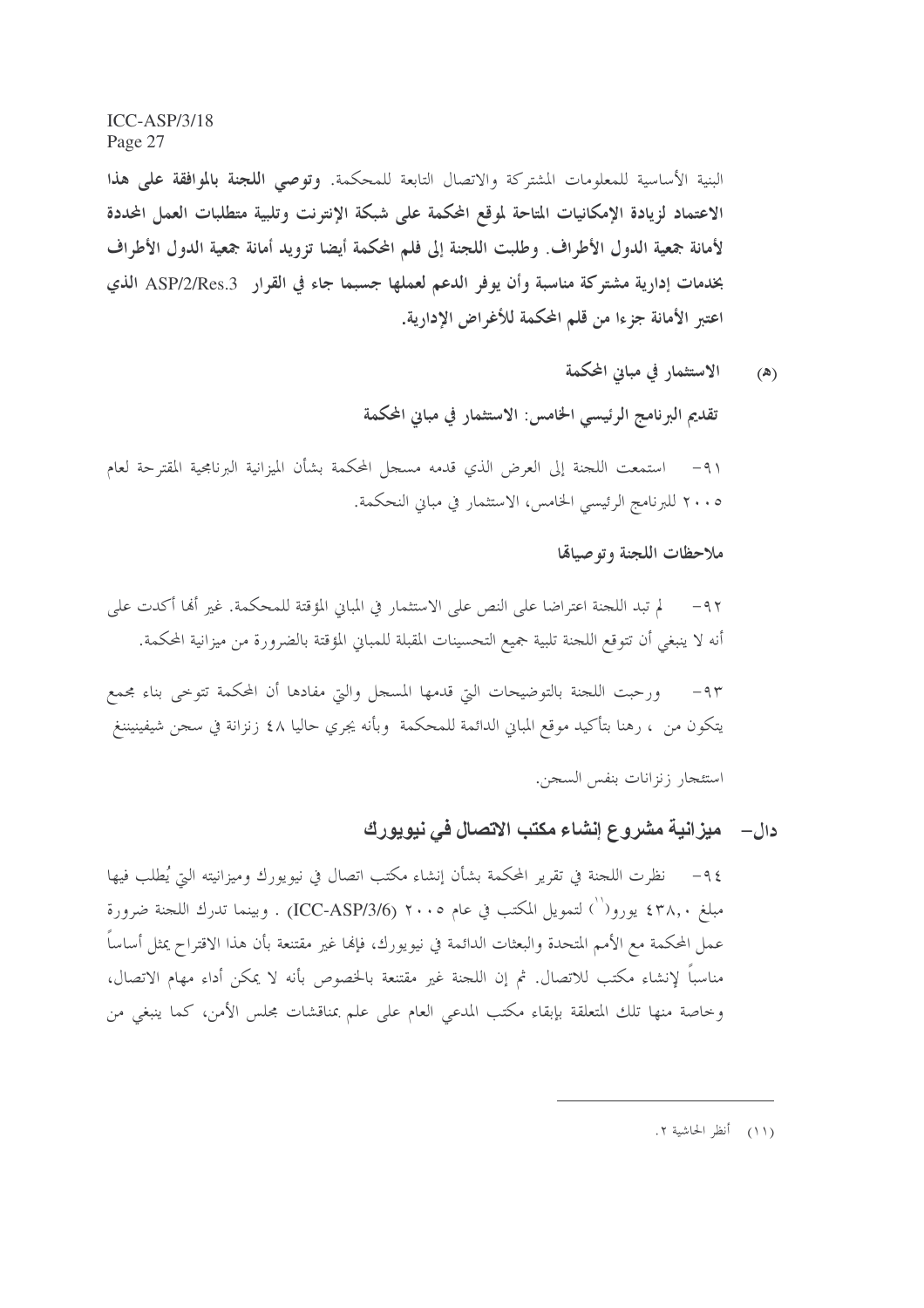البنية الأساسية للمعلومات المشتركة والاتصال التابعة للمحكمة. **وتوصي اللجنة بالموافقة على هذا الاعتماد لزيادة الإمكانيات المتاحة لموقع المحكمة على شبكة الإنترنت وتلبية متطلبات العمل المحددة لأمانة جمعية الدول الأطراف. وطلبت اللجنة إلى قلم المحكمة أيضا تزويد أمانة جمعية الدول الأطراف بخدمات إدارية مشتركة مناسبة وأن يوفر الدعم لعملها جسبما جاء في القرار ASP/2/Res.3 الذي اعتبر الأمانة جزءا من قلم المحكمة للأغراض الإدارية.**

### (هـ) الاستثمار في مباني المحكمة

### تقديم البرنامج الرئيسي الخامس: الاستثمار في مباني المحكمة

٩١- استمعت اللجنة إلى العرض الذي قدمه مسجل المحكمة بشأن الميزانية البرنامجية المقترحة لعام ٢٠٠٥ للبرنامج الرئيسي الخامس، الاستثمار في مباني النحكمة.

### ملاحظات اللجنة وتوصياتها

٩٢- لم تبد اللجنة اعتراضا على النص على الاستثمار في المباني المؤقتة للمحكمة. غير أنها أكدت على أنه لا ينبغي أن تتوقع اللجنة تلبية جميع التحسينات المقبلة للمباني المؤقتة بالضرورة من ميزانية المحكمة.

٩٣- ورحبت اللجنة بالتوضيحات التي قدمها المسجل والتي مفادها أن المحكمة تتوخى بناء مجمع يتكون من ، رهنا بتأكيد موقع المباني الدائمة للمحكمة وبأنه يجري حاليا ٤٨ زنزانة في سجن شيفينيننغ

استئجار زنزانات بنفس السجن.

## دال- ميزانية مشروع إنشاء مكتب الاتصال في نيويورك

٩٤- نظرت اللجنة في تقرير المحكمة بشأن إنشاء مكتب اتصال في نيويورك وميزانيته التي يُطلب فيها مبلغ ٤٣٨,٠ يورو[١١] لتمويل المكتب في عام ٢٠٠٥ (ICC-ASP/3/6) . وبينما تدرك اللجنة ضرورة عمل المحكمة مع الأمم المتحدة والبعثات الدائمة في نيويورك، فإنها غير مقتنعة بأن هذا الاقتراح يمثل أساساً مناسباً لإنشاء مكتب للاتصال. ثم إن اللجنة غير مقتنعة بالخصوص بأنه لا يمكن أداء مهام الاتصال، وخاصة منها تلك المتعلقة بإبقاء مكتب المدعي العام على علم بمناقشات مجلس الأمن، كما ينبغي من

---

(١١) أنظر الحاشية ٢.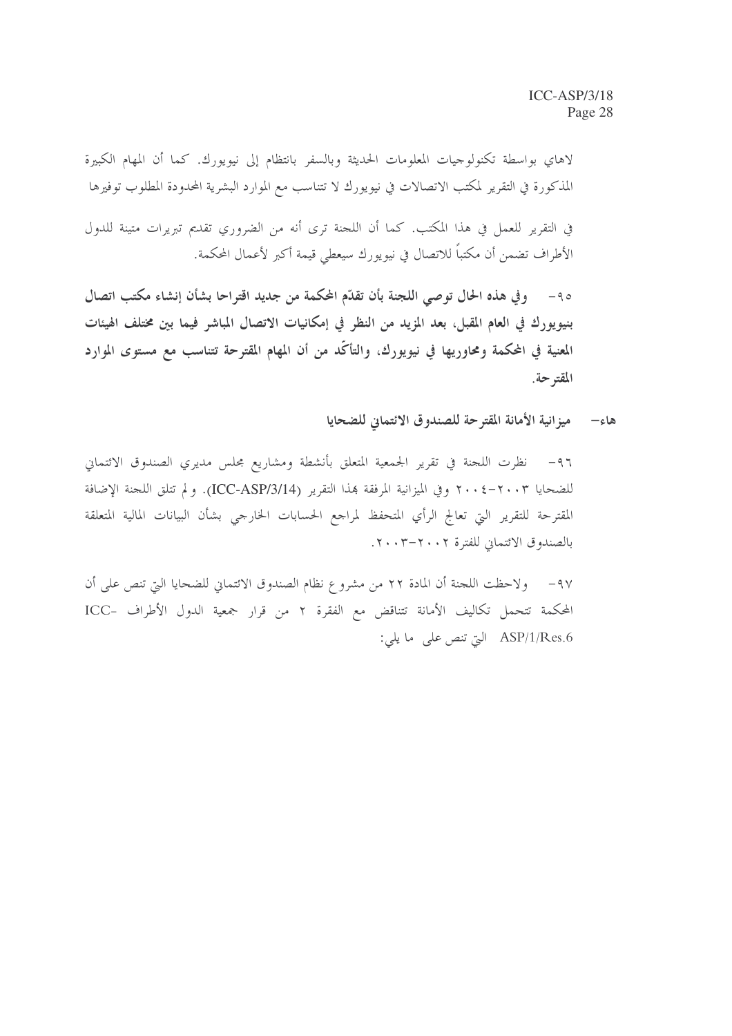لاهاي بواسطة تكنولوجيات المعلومات الحديثة وبالسفر بانتظام إلى نيويورك. كما أن المهام الكبيرة المذكورة في التقرير لمكتب الاتصالات في نيويورك لا تتناسب مع الموارد البشرية المحدودة المطلوب توفيرها

في التقرير للعمل في هذا المكتب. كما أن اللجنة ترى أنه من الضروري تقديم تبريرات متينة للدول الأطراف تضمن أن مكتباً للاتصال في نيويورك سيعطي قيمة أكبر لأعمال المحكمة.

**٩٥- وفي هذه الحال توصي اللجنة بأن تقدّم المحكمة من جديد اقتراحا بشأن إنشاء مكتب اتصال بنيويورك في العام المقبل، بعد المزيد من النظر في إمكانيات الاتصال المباشر فيما بين مختلف الهيئات المعنية في المحكمة ومحاوريها في نيويورك، والتأكّد من أن المهام المقترحة تتناسب مع مستوى الموارد المقترحة.**

### هاء- ميزانية الأمانة المقترحة للصندوق الائتماني للضحايا

٩٦- نظرت اللجنة في تقرير الجمعية المتعلق بأنشطة ومشاريع مجلس مديري الصندوق الائتماني للضحايا ٢٠٠٣-٢٠٠٤ وفي الميزانية المرفقة بهذا التقرير (ICC-ASP/3/14). ولم تتلق اللجنة الإضافة المقترحة للتقرير التي تعالج الرأي المتحفظ لمراجع الحسابات الخارجي بشأن البيانات المالية المتعلقة بالصندوق الائتماني للفترة ٢٠٠٢-٢٠٠٣.

٩٧- ولاحظت اللجنة أن المادة ٢٢ من مشروع نظام الصندوق الائتماني للضحايا التي تنص على أن المحكمة تتحمل تكاليف الأمانة تتناقض مع الفقرة ٢ من قرار جمعية الدول الأطراف ICC-ASP/1/Res.6 التي تنص على ما يلي: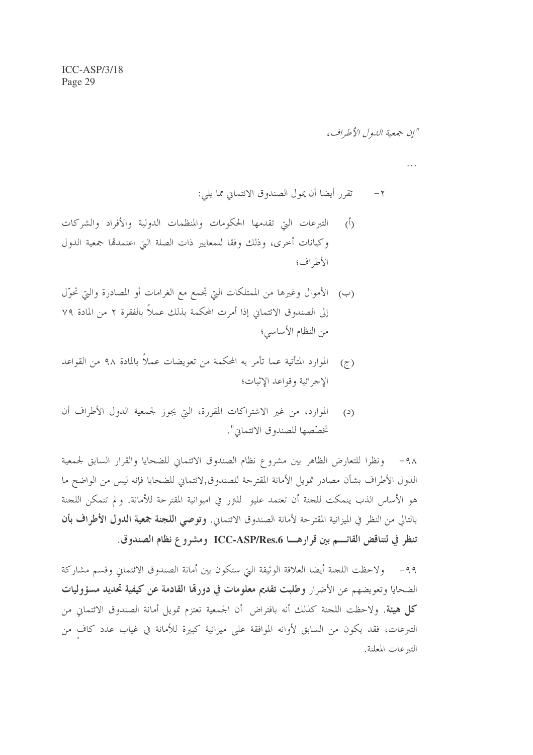*"إن جمعية الدول الأطراف،*

...

٢- تقرر أيضا أن يمول الصندوق الائتماني مما يلي:

(أ) التبرعات التي تقدمها الحكومات والمنظمات الدولية والأفراد والشركات وكيانات أخرى، وذلك وفقا للمعايير ذات الصلة التي اعتمدتها جمعية الدول الأطراف؛

(ب) الأموال وغيرها من الممتلكات التي تجمع مع الغرامات أو المصادرة والتي تحوّل إلى الصندوق الائتماني إذا أمرت المحكمة بذلك عملاً بالفقرة ٢ من المادة ٧٩ من النظام الأساسي؛

(ج) الموارد المتأتية عما تأمر به المحكمة من تعويضات عملاً بالمادة ٩٨ من القواعد الإجرائية وقواعد الإثبات؛

(د) الموارد، من غير الاشتراكات المقررة، التي يجوز لجمعية الدول الأطراف أن تخصّصها للصندوق الائتماني".

٩٨- ونظرا للتعارض الظاهر بين مشروع نظام الصندوق الائتماني للضحايا والقرار السابق لجمعية الدول الأطراف بشأن مصادر تمويل الأمانة المقترحة للصندوق,لائتماني للضحايا فإنه ليس من الواضح ما هو الأساس الذب ينمكت للجنة أن تعتمد عليو للترر في اميوانية المقترحة للأمانة. ولم تتمكن اللجنة بالتالي من النظر في الميزانية المقترحة لأمانة الصندوق الائتماني. **وتوصي اللجنة جمعية الدول الأطراف بأن تنظر في لتناقض القائـــم بين قرارهـــا ICC-ASP/Res.6 ومشروع نظام الصندوق.**

٩٩- ولاحظت اللجنة أيضا العلاقة الوثيقة التي ستكون بين أمانة الصندوق الائتماني وقسم مشاركة الضحايا وتعويضهم عن الأضرار **وطلبت تقديم معلومات في دورتها القادمة عن كيفية تحديد مسؤوليات كل هيئة.** ولاحظت اللجنة كذلك أنه بافتراض أن الجمعية تعتزم تمويل أمانة الصندوق الائتماني من التبرعات، فقد يكون من السابق لأوانه الموافقة على ميزانية كبيرة للأمانة في غياب عدد كافٍ من التبرعات المعلنة.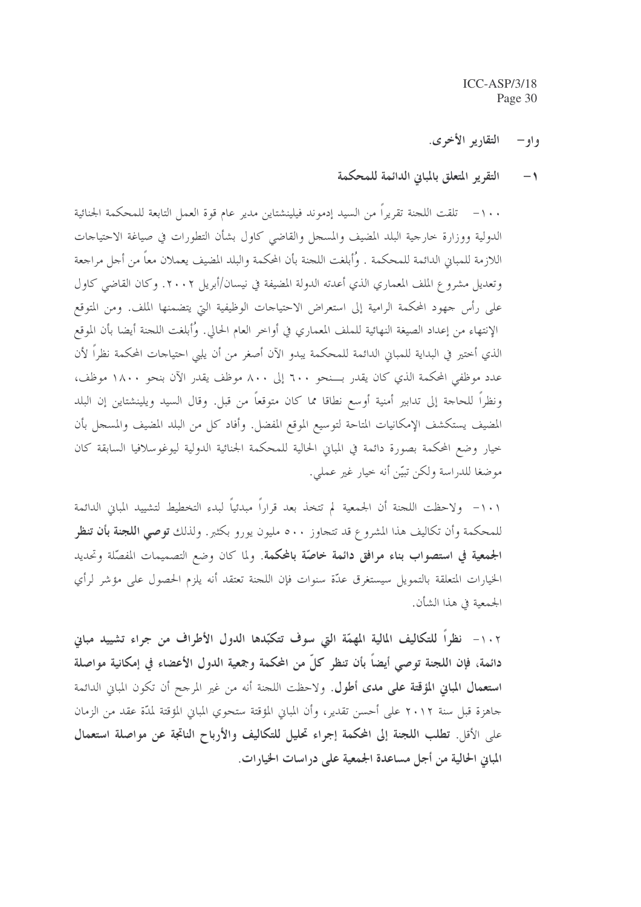## واو- التقارير الأخرى.

### ١- التقرير المتعلق بالمباني الدائمة للمحكمة

١٠٠- تلقت اللجنة تقريراً من السيد إدموند فيلينشتاين مدير عام قوة العمل التابعة للمحكمة الجنائية الدولية ووزارة خارجية البلد المضيف والمسجل والقاضي كاول بشأن التطورات في صياغة الاحتياجات اللازمة للمباني الدائمة للمحكمة . وأُبلغت اللجنة بأن المحكمة والبلد المضيف يعملان معاً من أجل مراجعة وتعديل مشروع الملف المعماري الذي أعدته الدولة المضيفة في نيسان/أبريل ٢٠٠٢. وكان القاضي كاول على رأس جهود المحكمة الرامية إلى استعراض الاحتياجات الوظيفية التي يتضمنها الملف. ومن المتوقع الإنتهاء من إعداد الصيغة النهائية للملف المعماري في أواخر العام الحالي. وأُبلغت اللجنة أيضا بأن الموقع الذي أختير في البداية للمباني الدائمة للمحكمة يبدو الآن أصغر من أن يلبي احتياجات المحكمة نظراً لأن عدد موظفي المحكمة الذي كان يقدر بـــنحو ٦٠٠ إلى ٨٠٠ موظف يقدر الآن بنحو ١٨٠٠ موظف، ونظراً للحاجة إلى تدابير أمنية أوسع نطاقا مما كان متوقعاً من قبل. وقال السيد ويلينشتاين إن البلد المضيف يستكشف الإمكانيات المتاحة لتوسيع الموقع المفضل. وأفاد كل من البلد المضيف والمسجل بأن خيار وضع المحكمة بصورة دائمة في المباني الحالية للمحكمة الجنائية الدولية ليوغوسلافيا السابقة كان موضعا للدراسة ولكن تبيّن أنه خيار غير عملي.

١٠١- ولاحظت اللجنة أن الجمعية لم تتخذ بعد قراراً مبدئياً لبدء التخطيط لتشييد المباني الدائمة للمحكمة وأن تكاليف هذا المشروع قد تتجاوز ٥٠٠ مليون يورو بكثير. ولذلك **توصي اللجنة بأن تنظر الجمعية في استصواب بناء مرافق دائمة خاصّة بالمحكمة**. ولما كان وضع التصميمات المفصّلة وتحديد الخيارات المتعلقة بالتمويل سيستغرق عدّة سنوات فإن اللجنة تعتقد أنه يلزم الحصول على مؤشر لرأي الجمعية في هذا الشأن.

**١٠٢- نظراً للتكاليف المالية المهمّة التي سوف تتكبّدها الدول الأطراف من جراء تشييد مباني دائمة، فإن اللجنة توصي أيضاً بأن تنظر كلّ من المحكمة وجمعية الدول الأعضاء في إمكانية مواصلة استعمال المباني المؤقتة على مدى أطول.** ولاحظت اللجنة أنه من غير المرجح أن تكون المباني الدائمة جاهزة قبل سنة ٢٠١٢ على أحسن تقدير، وأن المباني المؤقتة ستحوي المباني المؤقتة لمدّة عقد من الزمان على الأقل. **تطلب اللجنة إلى المحكمة إجراء تحليل للتكاليف والأرباح الناتجة عن مواصلة استعمال المباني الحالية من أجل مساعدة الجمعية على دراسات الخيارات.**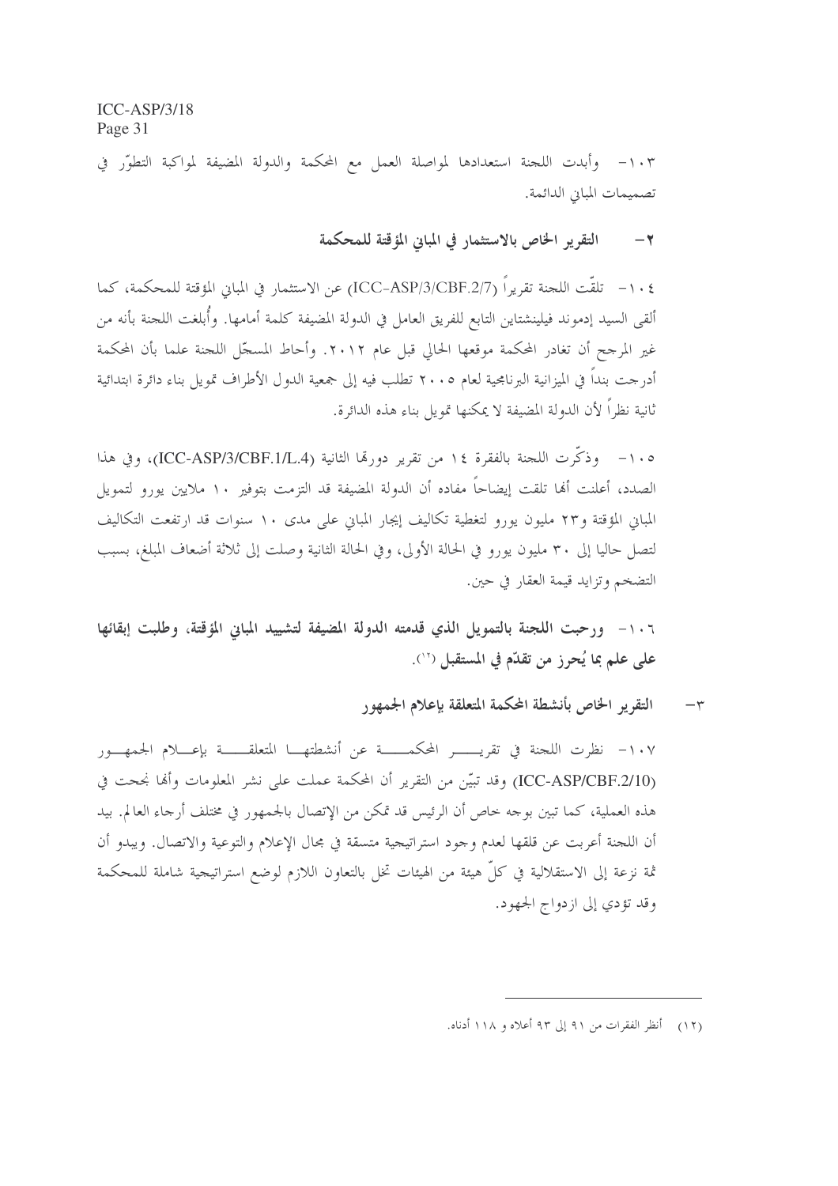١٠٣- وأبدت اللجنة استعدادها لمواصلة العمل مع المحكمة والدولة المضيفة لمواكبة التطوّر في تصميمات المباني الدائمة.

### ٢- التقرير الخاص بالاستثمار في المباني المؤقتة للمحكمة

١٠٤- تلقّت اللجنة تقريراً (ICC-ASP/3/CBF.2/7) عن الاستثمار في المباني المؤقتة للمحكمة، كما ألقى السيد إدموند فيلينشتاين التابع للفريق العامل في الدولة المضيفة كلمة أمامها. وأُبلغت اللجنة بأنه من غير المرجح أن تغادر المحكمة موقعها الحالي قبل عام ٢٠١٢. وأحاط المسجّل اللجنة علما بأن المحكمة أدرجت بنداً في الميزانية البرنامجية لعام ٢٠٠٥ تطلب فيه إلى جمعية الدول الأطراف تمويل بناء دائرة ابتدائية ثانية نظراً لأن الدولة المضيفة لا يمكنها تمويل بناء هذه الدائرة.

١٠٥- وذكّرت اللجنة بالفقرة ١٤ من تقرير دورتها الثانية (ICC-ASP/3/CBF.1/L.4)، وفي هذا الصدد، أعلنت أنها تلقت إيضاحاً مفاده أن الدولة المضيفة قد التزمت بتوفير ١٠ ملايين يورو لتمويل المباني المؤقتة و٢٣ مليون يورو لتغطية تكاليف إيجار المباني على مدى ١٠ سنوات قد ارتفعت التكاليف لتصل حاليا إلى ٣٠ مليون يورو في الحالة الأولى، وفي الحالة الثانية وصلت إلى ثلاثة أضعاف المبلغ، بسبب التضخم وتزايد قيمة العقار في حين.

**١٠٦- ورحبت اللجنة بالتمويل الذي قدمته الدولة المضيفة لتشييد المباني المؤقتة، وطلبت إبقائها على علم بما يُحرز من تقدّم في المستقبل [١٢].**

### ٣- التقرير الخاص بأنشطة المحكمة المتعلقة بإعلام الجمهور

١٠٧- نظرت اللجنة في تقرير المحكمة عن أنشطتها المتعلقة بإعلام الجمهور (ICC-ASP/CBF.2/10) وقد تبيّن من التقرير أن المحكمة عملت على نشر المعلومات وأنها نجحت في هذه العملية، كما تبين بوجه خاص أن الرئيس قد تمكن من الإتصال بالجمهور في مختلف أرجاء العالم. بيد أن اللجنة أعربت عن قلقها لعدم وجود استراتيجية متسقة في مجال الإعلام والتوعية والاتصال. ويبدو أن ثمة نزعة إلى الاستقلالية في كلّ هيئة من الهيئات تخل بالتعاون اللازم لوضع استراتيجية شاملة للمحكمة وقد تؤدي إلى ازدواج الجهود.

---

(١٢) أنظر الفقرات من ٩١ إلى ٩٣ أعلاه و ١١٨ أدناه.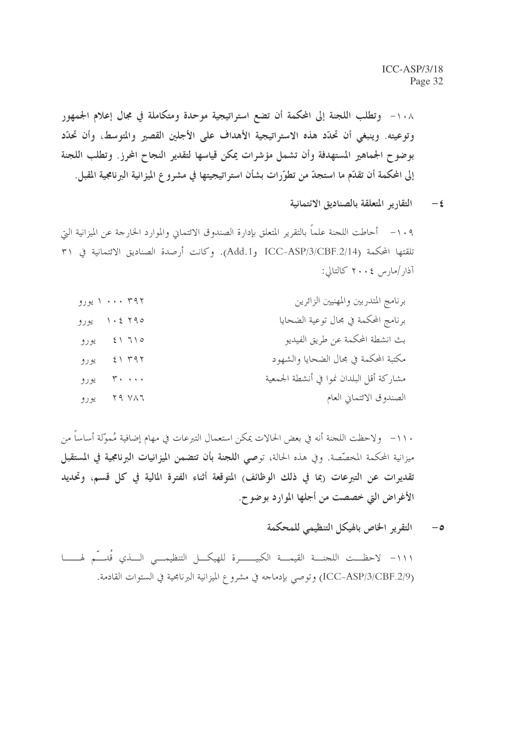**١٠٨- وتطلب اللجنة إلى المحكمة أن تضع استراتيجية موحدة ومتكاملة في مجال إعلام الجمهور وتوعيته. وينبغي أن تحدّد هذه الاستراتيجية الأهداف على الأجلين القصير والمتوسط، وأن تحدّد بوضوح الجماهير المستهدفة وأن تشمل مؤشرات يمكن قياسها لتقدير النجاح المحرز. وتطلب اللجنة إلى المحكمة أن تقدّم ما استجدّ من تطوّرات بشأن استراتيجيتها في مشروع الميزانية البرنامجية المقبل.**

### ٤- التقارير المتعلقة بالصناديق الائتمانية

١٠٩- أحاطت اللجنة علماً بالتقرير المتعلق بإدارة الصندوق الائتماني والموارد الخارجة عن الميزانية التي تلقتها المحكمة (ICC-ASP/3/CBF.2/14 وAdd.1). وكانت أرصدة الصناديق الائتمانية في ٣١ آذار/مارس ٢٠٠٤ كالتالي:

| | |
|---|---|
| برنامج المتدربين والمهنيين الزائرين | ١ ٠٠٠ ٣٩٢ يورو |
| برنامج المحكمة في مجال توعية الضحايا | ١٠٤ ٢٩٥ يورو |
| بث انشطة المحكمة عن طريق الفيديو | ٤١ ٦١٥ يورو |
| مكتبة المحكمة في مجال الضحايا والشهود | ٤١ ٣٩٢ يورو |
| مشاركة أقل البلدان نموا في أنشطة الجمعية | ٣٠ ٠٠٠ يورو |
| الصندوق الائتماني العام | ٢٩ ٧٨٦ يورو |

١١٠- ولاحظت اللجنة أنه في بعض الحالات يمكن استعمال التبرعات في مهام إضافية مُموّلة أساساً من ميزانية المحكمة المخصّصة. وفي هذه الحالة، **توصي اللجنة بأن تتضمن الميزانيات البرنامجية في المستقبل تقديرات عن التبرعات (بما في ذلك الوظائف) المتوقعة أثناء الفترة المالية في كل قسم، وتحديد الأغراض التي خصصت من أجلها الموارد بوضوح.**

### ٥- التقرير الخاص بالهيكل التنظيمي للمحكمة

١١١- لاحظت اللجنة القيمة الكبيرة للهيكل التنظيمي الذي قُدّم لها (ICC-ASP/3/CBF.2/9) وتوصي بإدماجه في مشروع الميزانية البرنامجية في السنوات القادمة.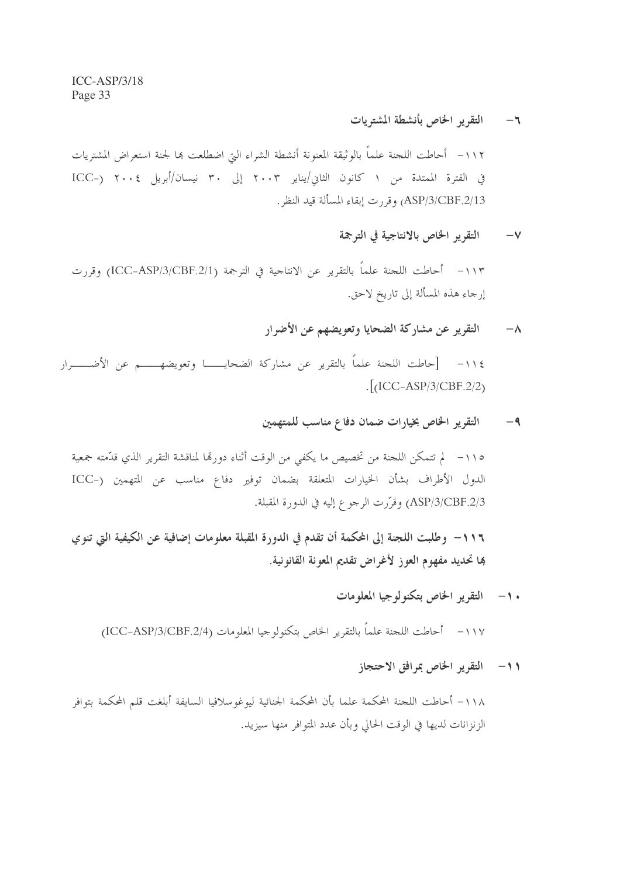### ٦- التقرير الخاص بأنشطة المشتريات

١١٢- أحاطت اللجنة علماً بالوثيقة المعنونة أنشطة الشراء التي اضطلعت بها لجنة استعراض المشتريات في الفترة الممتدة من ١ كانون الثاني/يناير ٢٠٠٣ إلى ٣٠ نيسان/أبريل ٢٠٠٤ (ICC-ASP/3/CBF.2/13) وقررت إبقاء المسألة قيد النظر.

### ٧- التقرير الخاص بالانتاجية في الترجمة

١١٣- أحاطت اللجنة علماً بالتقرير عن الانتاجية في الترجمة (ICC-ASP/3/CBF.2/1) وقررت إرجاء هذه المسألة إلى تاريخ لاحق.

### ٨- التقرير عن مشاركة الضحايا وتعويضهم عن الأضرار

١١٤- [حاطت اللجنة علماً بالتقرير عن مشاركة الضحايا وتعويضهم عن الأضرار (ICC-ASP/3/CBF.2/2)].

### ٩- التقرير الخاص بخيارات ضمان دفاع مناسب للمتهمين

١١٥- لم تتمكن اللجنة من تخصيص ما يكفي من الوقت أثناء دورتها لمناقشة التقرير الذي قدّمته جمعية الدول الأطراف بشأن الخيارات المتعلقة بضمان توفير دفاع مناسب عن المتهمين (ICC-ASP/3/CBF.2/3) وقرّرت الرجوع إليه في الدورة المقبلة.

**١١٦- وطلبت اللجنة إلى المحكمة أن تقدم في الدورة المقبلة معلومات إضافية عن الكيفية التي تنوي بها تحديد مفهوم العوز لأغراض تقديم المعونة القانونية.**

### ١٠- التقرير الخاص بتكنولوجيا المعلومات

١١٧- أحاطت اللجنة علماً بالتقرير الخاص بتكنولوجيا المعلومات (ICC-ASP/3/CBF.2/4)

### ١١- التقرير الخاص بمرافق الاحتجاز

١١٨- أحاطت اللجنة المحكمة علما بأن المحكمة الجنائية ليوغوسلافيا السابقة أبلغت قلم المحكمة بتوافر الزنزانات لديها في الوقت الحالي وبأن عدد المتوافر منها سيزيد.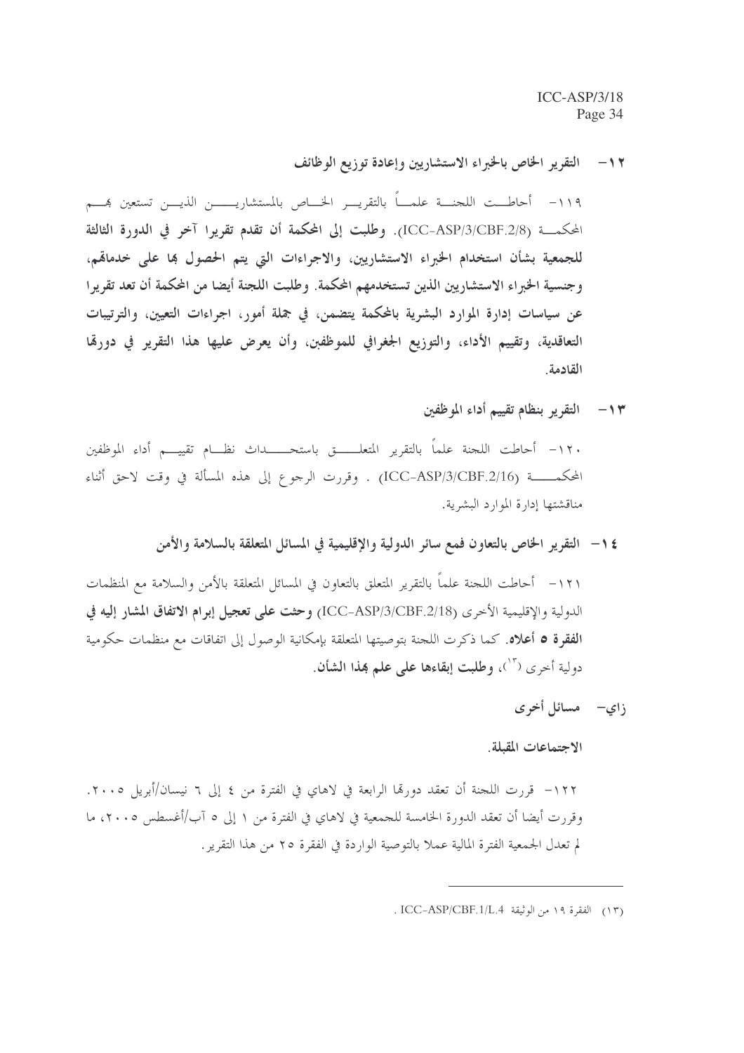### ١٢- التقرير الخاص بالخبراء الاستشاريين وإعادة توزيع الوظائف

١١٩- أحاطت اللجنة علماً بالتقرير الخاص بالمستشارين الذين تستعين بهم المحكمة (ICC-ASP/3/CBF.2/8). **وطلبت إلى المحكمة أن تقدم تقريرا آخر في الدورة الثالثة للجمعية بشأن استخدام الخبراء الاستشاريين، والاجراءات التي يتم الحصول بها على خدماتهم، وجنسية الخبراء الاستشاريين الذين تستخدمهم المحكمة. وطلبت اللجنة أيضا من المحكمة أن تعد تقريرا عن سياسات إدارة الموارد البشرية بالمحكمة يتضمن، في جملة أمور، اجراءات التعيين، والترتيبات التعاقدية، وتقييم الأداء، والتوزيع الجغرافي للموظفين، وأن يعرض عليها هذا التقرير في دورتها القادمة.**

### ١٣- التقرير بنظام تقييم أداء الموظفين

١٢٠- أحاطت اللجنة علماً بالتقرير المتعلق باستحداث نظام تقييم أداء الموظفين المحكمة (ICC-ASP/3/CBF.2/16) . وقررت الرجوع إلى هذه المسألة في وقت لاحق أثناء مناقشتها إدارة الموارد البشرية.

### ١٤- التقرير الخاص بالتعاون فمع سائر الدولية والإقليمية في المسائل المتعلقة بالسلامة والأمن

١٢١- أحاطت اللجنة علماً بالتقرير المتعلق بالتعاون في المسائل المتعلقة بالأمن والسلامة مع المنظمات الدولية والإقليمية الأخرى (ICC-ASP/3/CBF.2/18) **وحثت على تعجيل إبرام الاتفاق المشار إليه في الفقرة ٥ أعلاه**. كما ذكرت اللجنة بتوصيتها المتعلقة بإمكانية الوصول إلى اتفاقات مع منظمات حكومية دولية أخرى [١٣]، **وطلبت إبقاءها على علم بهذا الشأن.**

## زاي- مسائل أخرى

### الاجتماعات المقبلة.

١٢٢- قررت اللجنة أن تعقد دورتها الرابعة في لاهاي في الفترة من ٤ إلى ٦ نيسان/أبريل ٢٠٠٥. وقررت أيضا أن تعقد الدورة الخامسة للجمعية في لاهاي في الفترة من ١ إلى ٥ آب/أغسطس ٢٠٠٥، ما لم تعدل الجمعية الفترة المالية عملا بالتوصية الواردة في الفقرة ٢٥ من هذا التقرير.

---

(١٣) الفقرة ١٩ من الوثيقة ICC-ASP/CBF.1/L.4 .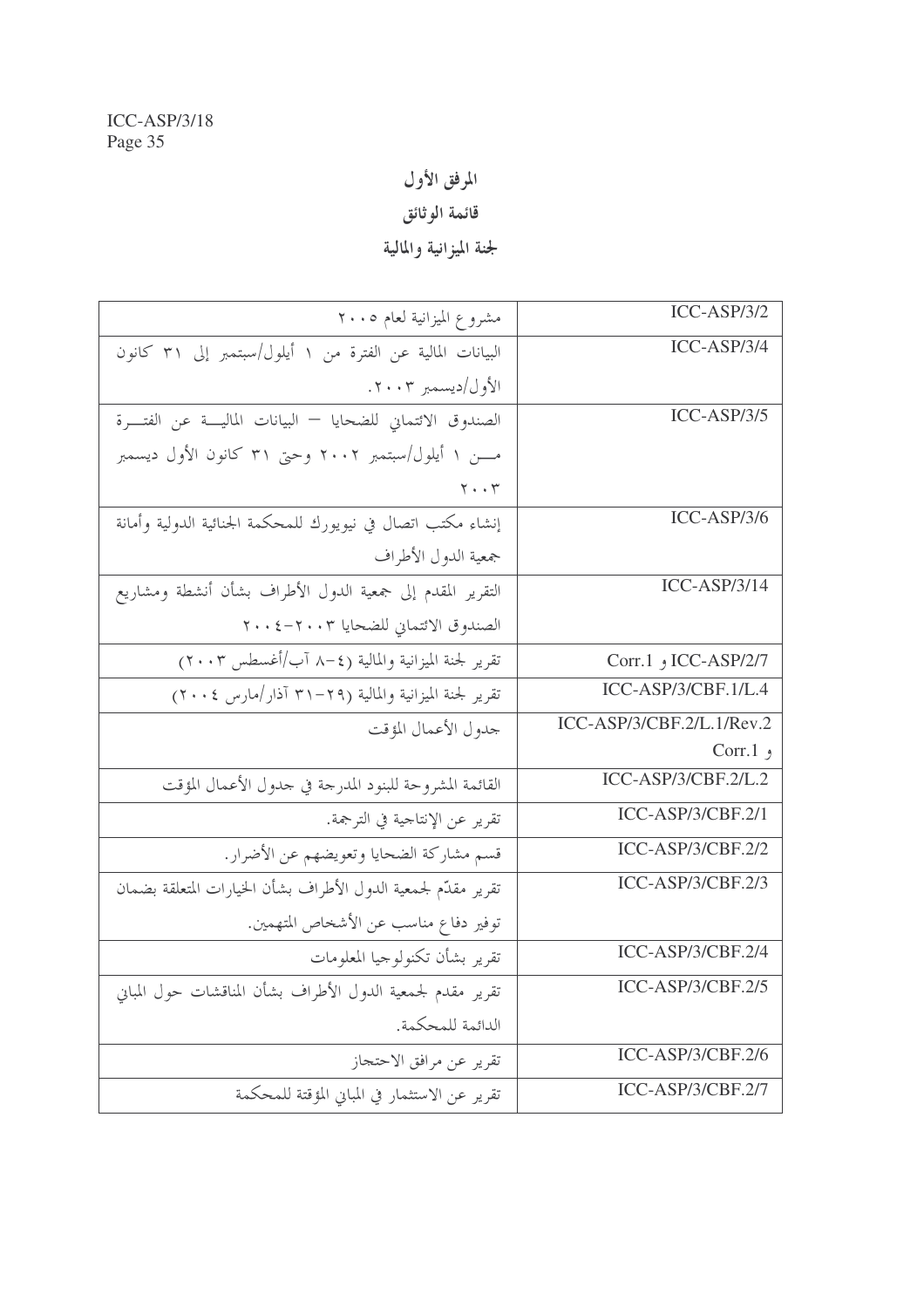# المرفق الأول

## قائمة الوثائق

## لجنة الميزانية والمالية

| | |
|---|---|
| ICC-ASP/3/2 | مشروع الميزانية لعام ٢٠٠٥ |
| ICC-ASP/3/4 | البيانات المالية عن الفترة من ١ أيلول/سبتمبر إلى ٣١ كانون الأول/ديسمبر ٢٠٠٣. |
| ICC-ASP/3/5 | الصندوق الائتماني للضحايا — البيانات المالية عن الفترة من ١ أيلول/سبتمبر ٢٠٠٢ وحتى ٣١ كانون الأول ديسمبر ٢٠٠٣ |
| ICC-ASP/3/6 | إنشاء مكتب اتصال في نيويورك للمحكمة الجنائية الدولية وأمانة جمعية الدول الأطراف |
| ICC-ASP/3/14 | التقرير المقدم إلى جمعية الدول الأطراف بشأن أنشطة ومشاريع الصندوق الائتماني للضحايا ٢٠٠٣-٢٠٠٤ |
| ICC-ASP/2/7 و Corr.1 | تقرير لجنة الميزانية والمالية (٤-٨ آب/أغسطس ٢٠٠٣) |
| ICC-ASP/3/CBF.1/L.4 | تقرير لجنة الميزانية والمالية (٢٩-٣١ آذار/مارس ٢٠٠٤) |
| ICC-ASP/3/CBF.2/L.1/Rev.2 و Corr.1 | جدول الأعمال المؤقت |
| ICC-ASP/3/CBF.2/L.2 | القائمة المشروحة للبنود المدرجة في جدول الأعمال المؤقت |
| ICC-ASP/3/CBF.2/1 | تقرير عن الإنتاجية في الترجمة. |
| ICC-ASP/3/CBF.2/2 | قسم مشاركة الضحايا وتعويضهم عن الأضرار. |
| ICC-ASP/3/CBF.2/3 | تقرير مقدّم لجمعية الدول الأطراف بشأن الخيارات المتعلقة بضمان توفير دفاع مناسب عن الأشخاص المتهمين. |
| ICC-ASP/3/CBF.2/4 | تقرير بشأن تكنولوجيا المعلومات |
| ICC-ASP/3/CBF.2/5 | تقرير مقدم لجمعية الدول الأطراف بشأن المناقشات حول المباني الدائمة للمحكمة. |
| ICC-ASP/3/CBF.2/6 | تقرير عن مرافق الاحتجاز |
| ICC-ASP/3/CBF.2/7 | تقرير عن الاستثمار في المباني المؤقتة للمحكمة |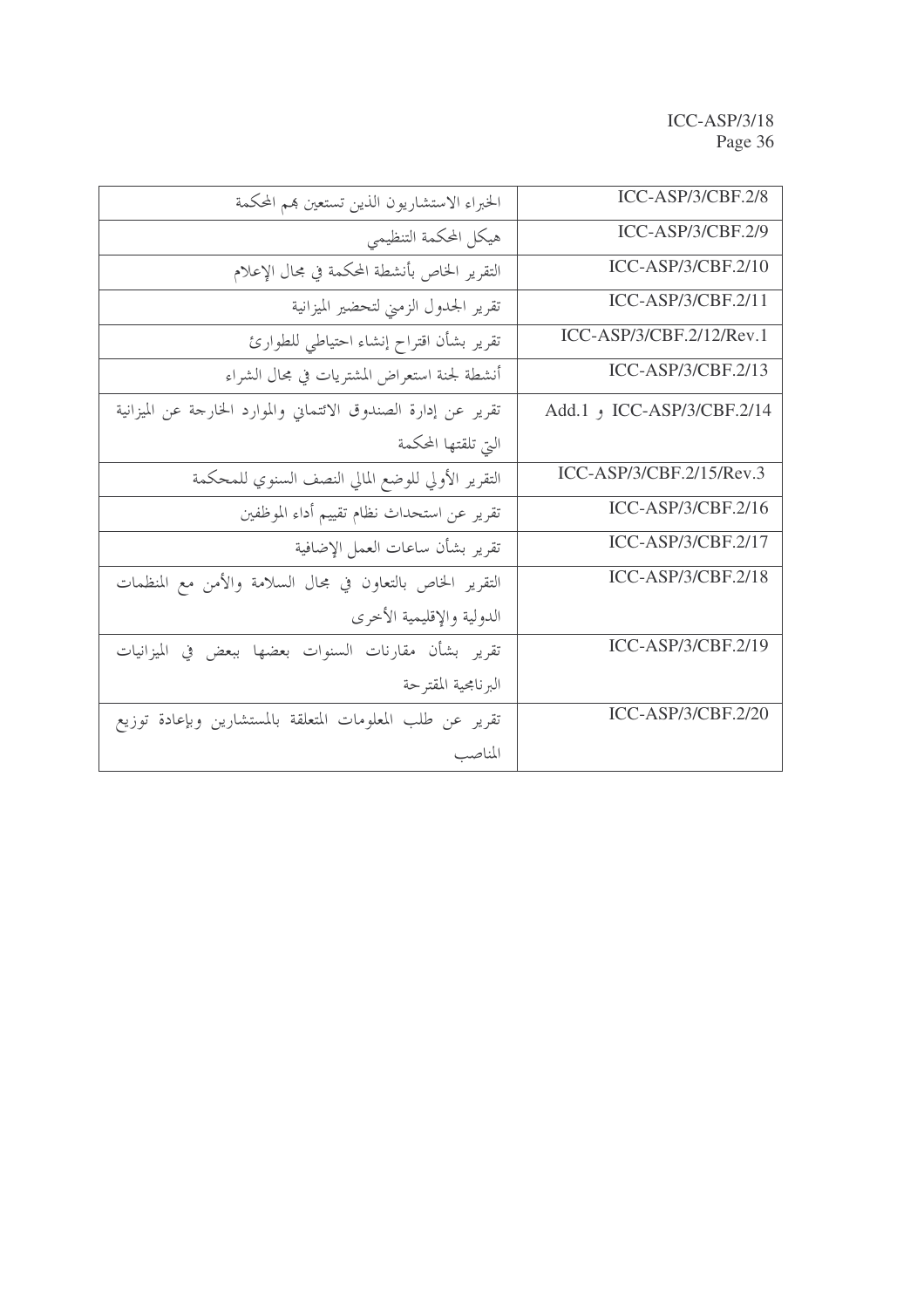| | |
|---|---|
| ICC-ASP/3/CBF.2/8 | الخبراء الاستشاريون الذين تستعين بهم المحكمة |
| ICC-ASP/3/CBF.2/9 | هيكل المحكمة التنظيمي |
| ICC-ASP/3/CBF.2/10 | التقرير الخاص بأنشطة المحكمة في مجال الإعلام |
| ICC-ASP/3/CBF.2/11 | تقرير الجدول الزمني لتحضير الميزانية |
| ICC-ASP/3/CBF.2/12/Rev.1 | تقرير بشأن اقتراح إنشاء احتياطي للطوارئ |
| ICC-ASP/3/CBF.2/13 | أنشطة لجنة استعراض المشتريات في مجال الشراء |
| ICC-ASP/3/CBF.2/14 و Add.1 | تقرير عن إدارة الصندوق الائتماني والموارد الخارجة عن الميزانية التي تلقتها المحكمة |
| ICC-ASP/3/CBF.2/15/Rev.3 | التقرير الأولي للوضع المالي النصف السنوي للمحكمة |
| ICC-ASP/3/CBF.2/16 | تقرير عن استحداث نظام تقييم أداء الموظفين |
| ICC-ASP/3/CBF.2/17 | تقرير بشأن ساعات العمل الإضافية |
| ICC-ASP/3/CBF.2/18 | التقرير الخاص بالتعاون في مجال السلامة والأمن مع المنظمات الدولية والإقليمية الأخرى |
| ICC-ASP/3/CBF.2/19 | تقرير بشأن مقارنات السنوات بعضها ببعض في الميزانيات البرنامجية المقترحة |
| ICC-ASP/3/CBF.2/20 | تقرير عن طلب المعلومات المتعلقة بالمستشارين وبإعادة توزيع المناصب |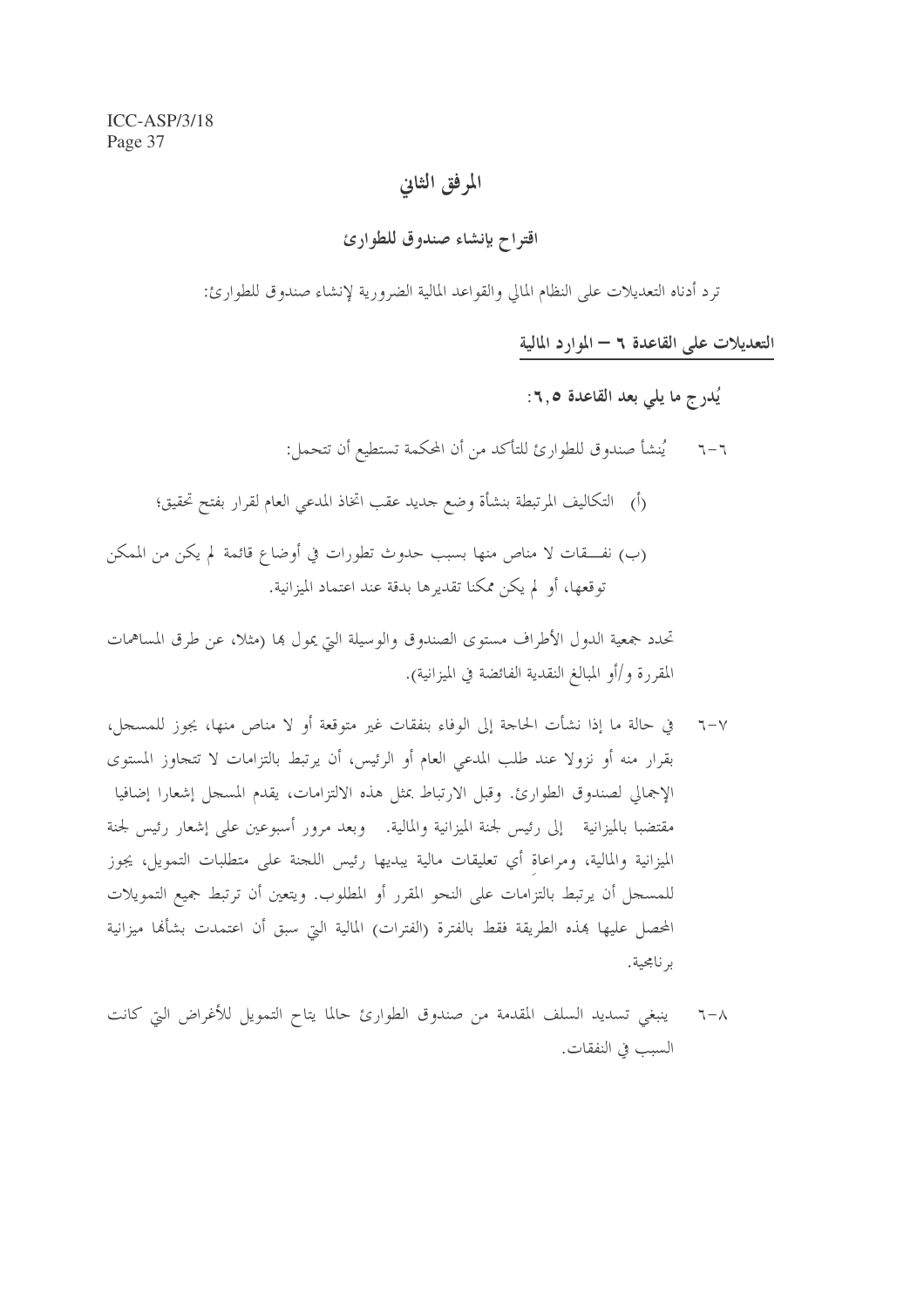# المرفق الثاني

## اقتراح بإنشاء صندوق للطوارئ

ترد أدناه التعديلات على النظام المالي والقواعد المالية الضرورية لإنشاء صندوق للطوارئ:

### التعديلات على القاعدة ٦ – الموارد المالية

**يُدرج ما يلي بعد القاعدة ٦,٥:**

٦-٦ يُنشأ صندوق للطوارئ للتأكد من أن المحكمة تستطيع أن تتحمل:

(أ) التكاليف المرتبطة بنشأة وضع جديد عقب اتخاذ المدعي العام لقرار بفتح تحقيق؛

(ب) نفقات لا مناص منها بسبب حدوث تطورات في أوضاع قائمة لم يكن من الممكن توقعها، أو لم يكن ممكنا تقديرها بدقة عند اعتماد الميزانية.

تحدد جمعية الدول الأطراف مستوى الصندوق والوسيلة التي يمول بها (مثلا، عن طرق المساهمات المقررة و/أو المبالغ النقدية الفائضة في الميزانية).

٦-٧ في حالة ما إذا نشأت الحاجة إلى الوفاء بنفقات غير متوقعة أو لا مناص منها، يجوز للمسجل، بقرار منه أو نزولا عند طلب المدعي العام أو الرئيس، أن يرتبط بالتزامات لا تتجاوز المستوى الإجمالي لصندوق الطوارئ. وقبل الارتباط بمثل هذه الالتزامات، يقدم المسجل إشعارا إضافيا مقتضبا بالميزانية إلى رئيس لجنة الميزانية والمالية. وبعد مرور أسبوعين على إشعار رئيس لجنة الميزانية والمالية، ومراعاة أي تعليقات مالية يبديها رئيس اللجنة على متطلبات التمويل، يجوز للمسجل أن يرتبط بالتزامات على النحو المقرر أو المطلوب. ويتعين أن ترتبط جميع التمويلات المحصل عليها بهذه الطريقة فقط بالفترة (الفترات) المالية التي سبق أن اعتمدت بشأنها ميزانية برنامجية.

٦-٨ ينبغي تسديد السلف المقدمة من صندوق الطوارئ حالما يتاح التمويل للأغراض التي كانت السبب في النفقات.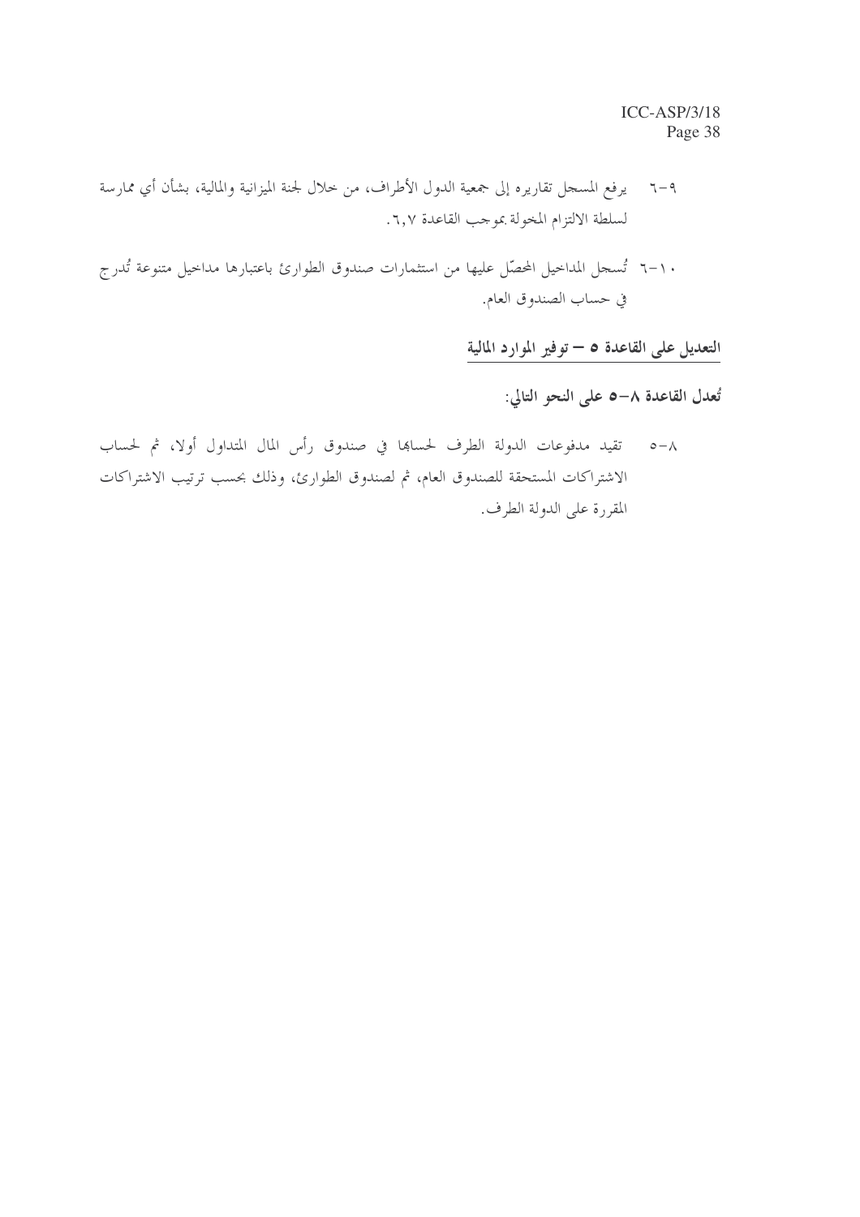٦-٩ يرفع المسجل تقاريره إلى جمعية الدول الأطراف، من خلال لجنة الميزانية والمالية، بشأن أي ممارسة لسلطة الالتزام المخولة بموجب القاعدة ٦,٧.

٦-١٠ تُسجل المداخيل المحصّل عليها من استثمارات صندوق الطوارئ باعتبارها مداخيل متنوعة تُدرج في حساب الصندوق العام.

## التعديل على القاعدة ٥ – توفير الموارد المالية

**تُعدل القاعدة ٨-٥ على النحو التالي:**

٨-٥ تقيد مدفوعات الدولة الطرف لحسابها في صندوق رأس المال المتداول أولا، ثم لحساب الاشتراكات المستحقة للصندوق العام، ثم لصندوق الطوارئ، وذلك بحسب ترتيب الاشتراكات المقررة على الدولة الطرف.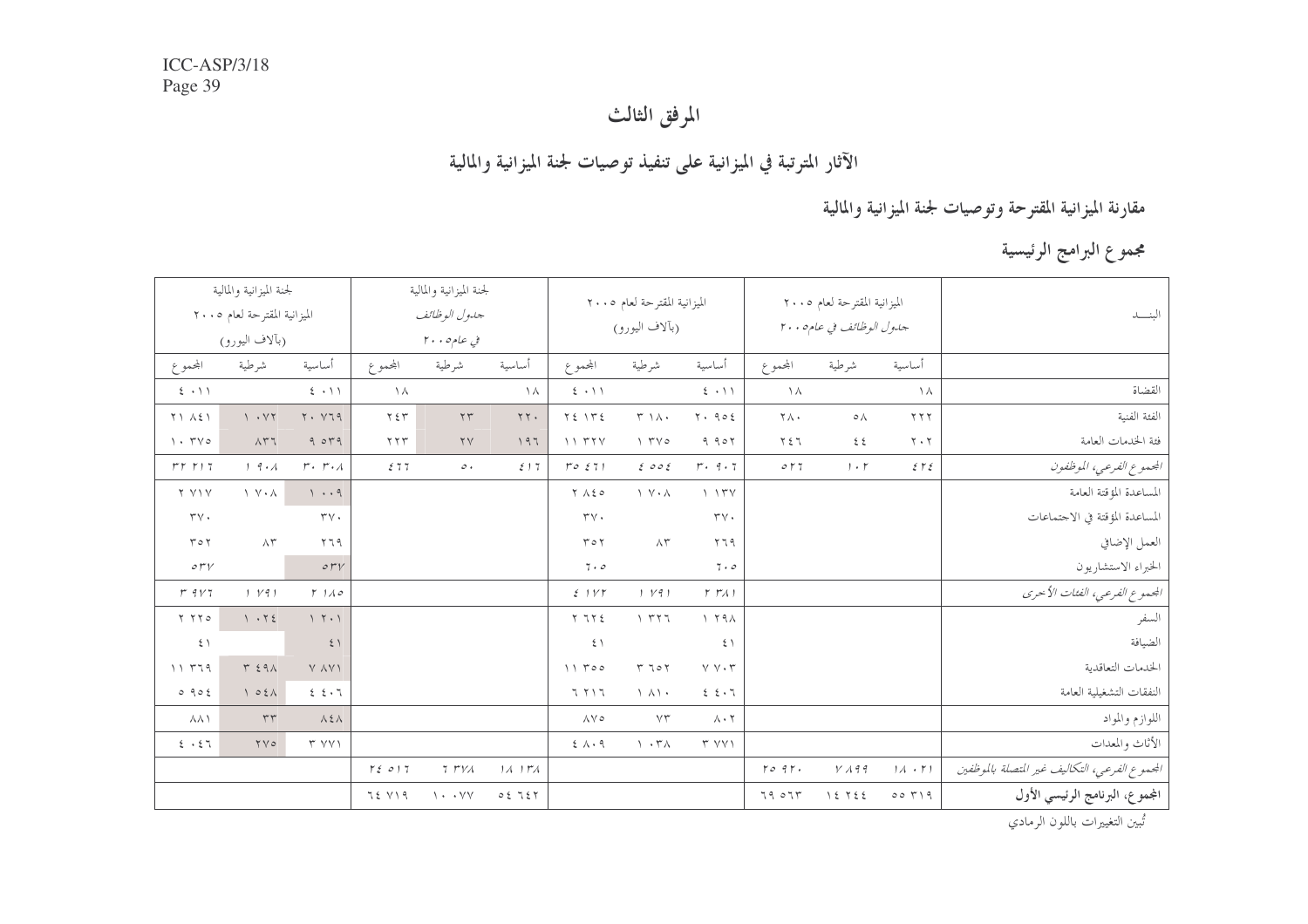# المرفق الثالث

## الآثار المترتبة في الميزانية على تنفيذ توصيات لجنة الميزانية والمالية

### مقارنة الميزانية المقترحة وتوصيات لجنة الميزانية والمالية

### مجموع البرامج الرئيسية

| البنــــد | الميزانية المقترحة لعام ٢٠٠٥ *جدول الوظائف في عام ٢٠٠٥* | | | الميزانية المقترحة لعام ٢٠٠٥ (بآلاف اليورو) | | | لجنة الميزانية والمالية *جدول الوظائف في عام ٢٠٠٥* | | | لجنة الميزانية والمالية الميزانية المقترحة لعام ٢٠٠٥ (بآلاف اليورو) | | |
|---|---|---|---|---|---|---|---|---|---|---|---|---|
| | أساسية | شرطية | المجموع | أساسية | شرطية | المجموع | أساسية | شرطية | المجموع | أساسية | شرطية | المجموع |
| القضاة | ١٨ | | ١٨ | ٤ ٠١١ | | ٤ ٠١١ | ١٨ | | ١٨ | ٤ ٠١١ | | ٤ ٠١١ |
| الفئة الفنية | ٢٢٢ | ٥٨ | ٢٨٠ | ٢٠ ٩٥٤ | ٣ ١٨٠ | ٢٤ ١٣٤ | ٢٢٠ | ٢٣ | ٢٤٣ | ٢٠ ٧٦٩ | ١ ٠٧٢ | ٢١ ٨٤١ |
| فئة الخدمات العامة | ٢٠٢ | ٤٤ | ٢٤٦ | ٩ ٩٥٢ | ١ ٣٧٥ | ١١ ٣٢٧ | ١٩٦ | ٢٧ | ٢٢٣ | ٩ ٥٣٩ | ٨٣٦ | ١٠ ٣٧٥ |
| *المجموع الفرعي، الموظفون* | *٤٢٤* | *١٠٢* | *٥٢٦* | *٣٠ ٩٠٦* | *٤ ٥٥٤* | *٣٥ ٤٦١* | *٤١٦* | *٥٠* | *٤٦٦* | *٣٠ ٣٠٨* | *١ ٩٠٨* | *٣٢ ٢١٦* |
| المساعدة المؤقتة العامة | | | | ١ ١٣٧ | ١ ٧٠٨ | ٢ ٨٤٥ | | | | ١ ٠٠٩ | ١ ٧٠٨ | ٢ ٧١٧ |
| المساعدة المؤقتة في الاجتماعات | | | | ٣٧٠ | | ٣٧٠ | | | | ٣٧٠ | | ٣٧٠ |
| العمل الإضافي | | | | ٢٦٩ | ٨٣ | ٣٥٢ | | | | ٢٦٩ | ٨٣ | ٣٥٢ |
| الخبراء الاستشاريون | | | | ٦٠٥ | | ٦٠٥ | | | | ٥٣٧ | | ٥٣٧ |
| *المجموع الفرعي، الفئات الأخرى* | | | | *٢ ٣٨١* | *١ ٧٩١* | *٤ ١٧٢* | | | | *٢ ١٨٥* | *١ ٧٩١* | *٣ ٩٧٦* |
| السفر | | | | ١ ٢٩٨ | ١ ٣٢٦ | ٢ ٦٢٤ | | | | ١ ٢٠١ | ١ ٠٢٤ | ٢ ٢٢٥ |
| الضيافة | | | | ٤١ | | ٤١ | | | | ٤١ | | ٤١ |
| الخدمات التعاقدية | | | | ٧ ٧٠٣ | ٣ ٦٥٢ | ١١ ٣٥٥ | | | | ٧ ٨٧١ | ٣ ٤٩٨ | ١١ ٣٦٩ |
| النفقات التشغيلية العامة | | | | ٤ ٤٠٦ | ١ ٨١٠ | ٦ ٢١٦ | | | | ٤ ٤٠٦ | ١ ٥٤٨ | ٥ ٩٥٤ |
| اللوازم والمواد | | | | ٨٠٢ | ٧٣ | ٨٧٥ | | | | ٨٤٨ | ٣٣ | ٨٨١ |
| الأثاث والمعدات | | | | ٣ ٧٧١ | ١ ٠٣٨ | ٤ ٨٠٩ | | | | ٣ ٧٧١ | ٢٧٥ | ٤ ٠٤٦ |
| *المجموع الفرعي، التكاليف غير المتصلة بالموظفين* | *١٨ ٠٢١* | *٧ ٨٩٩* | *٢٥ ٩٢٠* | | | | *١٨ ١٣٨* | *٦ ٣٧٨* | *٢٤ ٥١٦* | | | |
| **المجموع، البرنامج الرئيسي الأول** | ٥٥ ٣١٩ | ١٤ ٢٤٤ | ٦٩ ٥٦٣ | | | | ٥٤ ٦٤٢ | ١٠ ٠٧٧ | ٦٤ ٧١٩ | | | |

تُبين التغييرات باللون الرمادي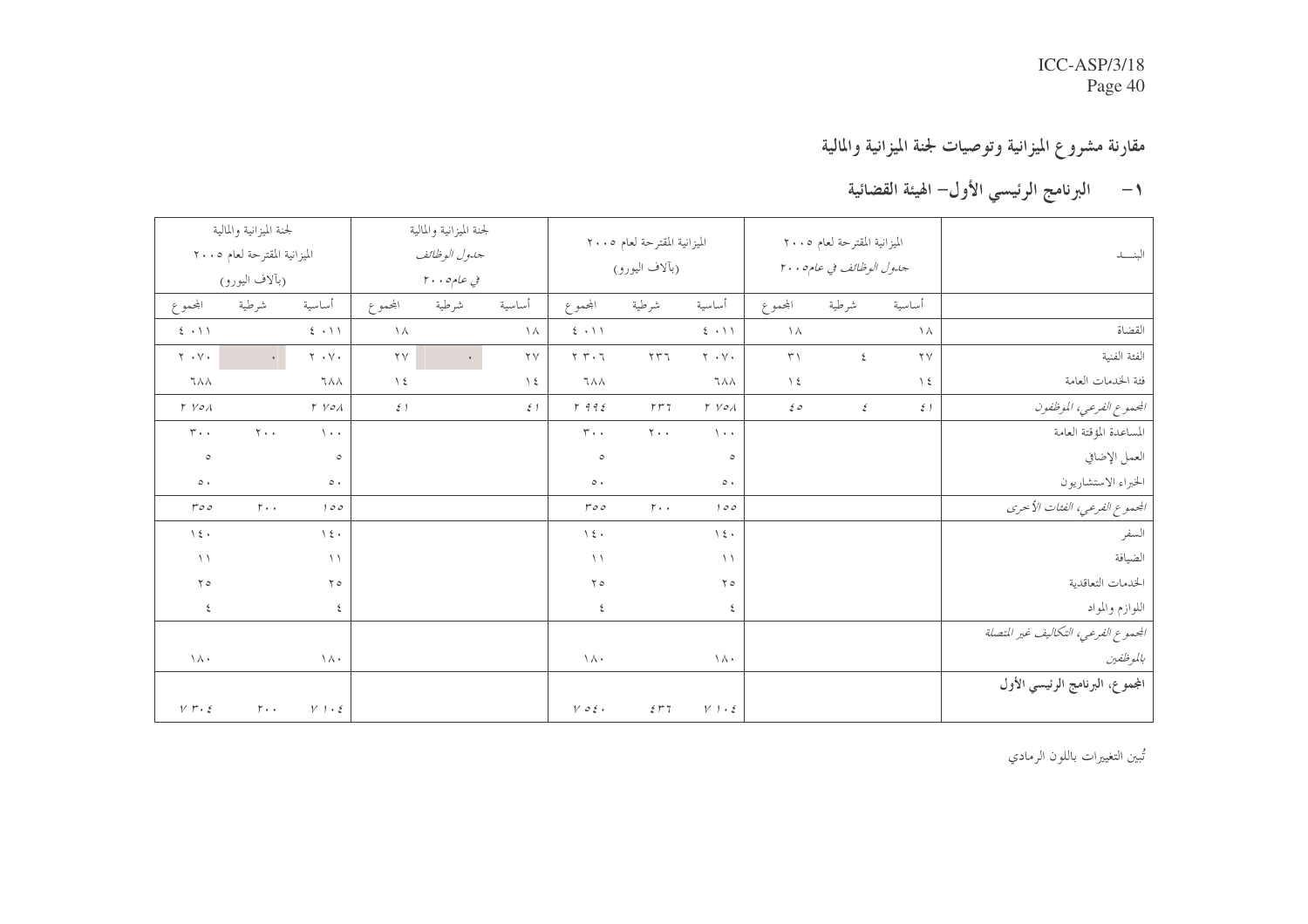## مقارنة مشروع الميزانية وتوصيات لجنة الميزانية والمالية

### ١– البرنامج الرئيسي الأول– الهيئة القضائية

| البنـــد | الميزانية المقترحة لعام ٢٠٠٥ جدول الوظائف في عام ٢٠٠٥ | | | الميزانية المقترحة لعام ٢٠٠٥ (بآلاف اليورو) | | | لجنة الميزانية والمالية جدول الوظائف في عام ٢٠٠٥ | | | لجنة الميزانية والمالية الميزانية المقترحة لعام ٢٠٠٥ (بآلاف اليورو) | | |
|---|---|---|---|---|---|---|---|---|---|---|---|---|
| | أساسية | شرطية | المجموع | أساسية | شرطية | المجموع | أساسية | شرطية | المجموع | أساسية | شرطية | المجموع |
| القضاة | ١٨ | | ١٨ | ٤ ٠١١ | | ٤ ٠١١ | ١٨ | | ١٨ | ٤ ٠١١ | | ٤ ٠١١ |
| الفئة الفنية | ٢٧ | ٤ | ٣١ | ٢ ٠٧٠ | ٢٣٦ | ٢ ٣٠٦ | ٢٧ | ٠ | ٢٧ | ٢ ٠٧٠ | ٠ | ٢ ٠٧٠ |
| فئة الخدمات العامة | ١٤ | | ١٤ | ٦٨٨ | | ٦٨٨ | ١٤ | | ١٤ | ٦٨٨ | | ٦٨٨ |
| *المجموع الفرعي، الموظفون* | *٤١* | *٤* | *٤٥* | *٢ ٧٥٨* | *٢٣٦* | *٢ ٩٩٤* | *٤١* | | *٤١* | *٢ ٧٥٨* | | *٢ ٧٥٨* |
| المساعدة المؤقتة العامة | | | | ١٠٠ | ٢٠٠ | ٣٠٠ | | | | ١٠٠ | ٢٠٠ | ٣٠٠ |
| العمل الإضافي | | | | ٥ | | ٥ | | | | ٥ | | ٥ |
| الخبراء الاستشاريون | | | | ٥٠ | | ٥٠ | | | | ٥٠ | | ٥٠ |
| *المجموع الفرعي، الفئات الأخرى* | | | | *١٥٥* | *٢٠٠* | *٣٥٥* | | | | *١٥٥* | *٢٠٠* | *٣٥٥* |
| السفر | | | | ١٤٠ | | ١٤٠ | | | | ١٤٠ | | ١٤٠ |
| الضيافة | | | | ١١ | | ١١ | | | | ١١ | | ١١ |
| الخدمات التعاقدية | | | | ٢٥ | | ٢٥ | | | | ٢٥ | | ٢٥ |
| اللوازم والمواد | | | | ٤ | | ٤ | | | | ٤ | | ٤ |
| *المجموع الفرعي، التكاليف غير المتصلة بالموظفين* | | | | ١٨٠ | | ١٨٠ | | | | ١٨٠ | | ١٨٠ |
| **المجموع، البرنامج الرئيسي الأول** | | | | *٧ ١٠٤* | *٤٣٦* | *٧ ٥٤٠* | | | | *٧ ١٠٤* | *٢٠٠* | *٧ ٣٠٤* |

تُبين التغييرات باللون الرمادي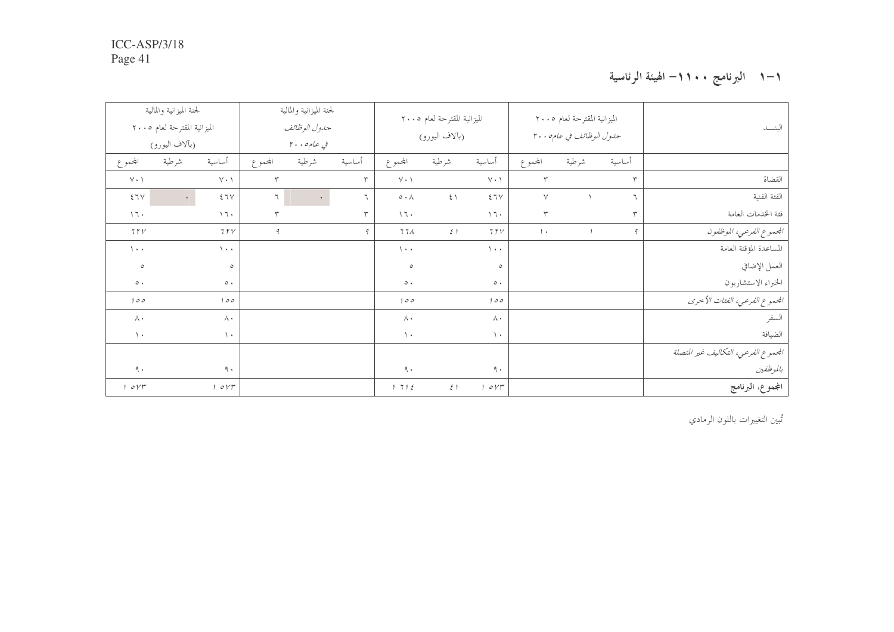## ١-١ البرنامج ١١٠٠- الهيئة الرئاسية

| البنـــد | الميزانية المقترحة لعام ٢٠٠٥ جدول الوظائف في عام٢٠٠٥ | | | الميزانية المقترحة لعام ٢٠٠٥ (بآلاف اليورو) | | | لجنة الميزانية والمالية جدول الوظائف في عام٢٠٠٥ | | | لجنة الميزانية والمالية الميزانية المقترحة لعام ٢٠٠٥ (بآلاف اليورو) | | |
|---|---|---|---|---|---|---|---|---|---|---|---|---|
| | أساسية | شرطية | المجموع | أساسية | شرطية | المجموع | أساسية | شرطية | المجموع | أساسية | شرطية | المجموع |
| القضاة | ٣ | | ٣ | ٧٠١ | | ٧٠١ | ٣ | | ٣ | ٧٠١ | | ٧٠١ |
| الفئة الفنية | ٦ | ١ | ٧ | ٤٦٧ | ٤١ | ٥٠٨ | ٦ | ٠ | ٦ | ٤٦٧ | ٠ | ٤٦٧ |
| فئة الخدمات العامة | ٣ | | ٣ | ١٦٠ | | ١٦٠ | ٣ | | ٣ | ١٦٠ | | ١٦٠ |
| *المجموع الفرعي، الموظفون* | ٩ | ١ | ١٠ | ٦٢٧ | ٤١ | ٦٦٨ | ٩ | | ٩ | ٦٢٧ | | ٦٢٧ |
| المساعدة المؤقتة العامة | | | | ١٠٠ | | ١٠٠ | | | | ١٠٠ | | ١٠٠ |
| العمل الإضافي | | | | ٥ | | ٥ | | | | ٥ | | ٥ |
| الخبراء الاستشاريون | | | | ٥٠ | | ٥٠ | | | | ٥٠ | | ٥٠ |
| *المجموع الفرعي، الفئات الأخرى* | | | | ١٥٥ | | ١٥٥ | | | | ١٥٥ | | ١٥٥ |
| السفر | | | | ٨٠ | | ٨٠ | | | | ٨٠ | | ٨٠ |
| الضيافة | | | | ١٠ | | ١٠ | | | | ١٠ | | ١٠ |
| *المجموع الفرعي، التكاليف غير المتصلة بالموظفين* | | | | ٩٠ | | ٩٠ | | | | ٩٠ | | ٩٠ |
| **المجموع، البرنامج** | | | | ١ ٥٧٣ | ٤١ | ١ ٦١٤ | | | | ١ ٥٧٣ | | ١ ٥٧٣ |

تُبين التغييرات باللون الرمادي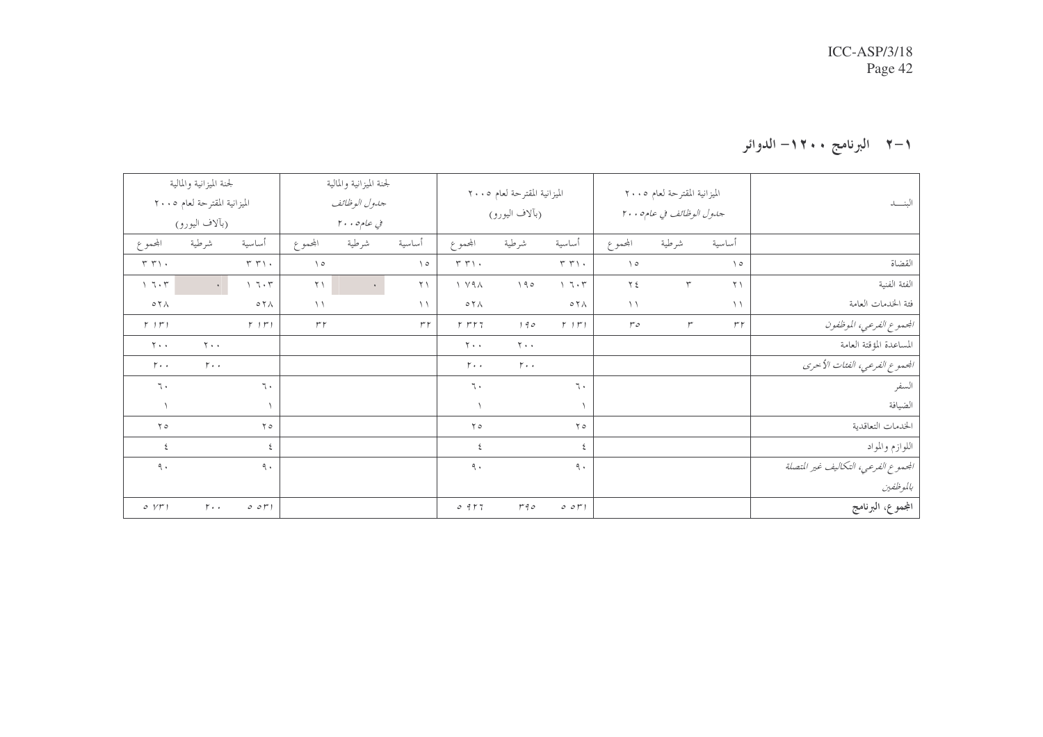## ١-٢ البرنامج ١٢٠٠– الدوائر

| البنــــد | الميزانية المقترحة لعام ٢٠٠٥ جدول الوظائف في عام٢٠٠٥ | | | الميزانية المقترحة لعام ٢٠٠٥ (بآلاف اليورو) | | | لجنة الميزانية والمالية جدول الوظائف في عام٢٠٠٥ | | | لجنة الميزانية والمالية الميزانية المقترحة لعام ٢٠٠٥ (بآلاف اليورو) | | |
|---|---|---|---|---|---|---|---|---|---|---|---|---|
| | أساسية | شرطية | المجموع | أساسية | شرطية | المجموع | أساسية | شرطية | المجموع | أساسية | شرطية | المجموع |
| القضاة | ١٥ | | ١٥ | ٣ ٣١٠ | | ٣ ٣١٠ | ١٥ | | ١٥ | ٣ ٣١٠ | | ٣ ٣١٠ |
| الفئة الفنية | ٢١ | ٣ | ٢٤ | ١ ٦٠٣ | ١٩٥ | ١ ٧٩٨ | ٢١ | ٠ | ٢١ | ١ ٦٠٣ | ٠ | ١ ٦٠٣ |
| فئة الخدمات العامة | ١١ | | ١١ | ٥٢٨ | | ٥٢٨ | ١١ | | ١١ | ٥٢٨ | | ٥٢٨ |
| *المجموع الفرعي، الموظفون* | ٣٢ | ٣ | ٣٥ | ٢ ١٣١ | ١٩٥ | ٢ ٣٢٦ | ٣٢ | | ٣٢ | ٢ ١٣١ | | ٢ ١٣١ |
| المساعدة المؤقتة العامة | | | | | ٢٠٠ | ٢٠٠ | | | | | ٢٠٠ | ٢٠٠ |
| *المجموع الفرعي، الفئات الأخرى* | | | | | ٢٠٠ | ٢٠٠ | | | | | ٢٠٠ | ٢٠٠ |
| السفر | | | | ٦٠ | | ٦٠ | | | | ٦٠ | | ٦٠ |
| الضيافة | | | | ١ | | ١ | | | | ١ | | ١ |
| الخدمات التعاقدية | | | | ٢٥ | | ٢٥ | | | | ٢٥ | | ٢٥ |
| اللوازم والمواد | | | | ٤ | | ٤ | | | | ٤ | | ٤ |
| *المجموع الفرعي، التكاليف غير المتصلة بالموظفين* | | | | ٩٠ | | ٩٠ | | | | ٩٠ | | ٩٠ |
| **المجموع، البرنامج** | | | | ٥ ٥٣١ | ٣٩٥ | ٥ ٩٢٦ | | | | ٥ ٥٣١ | ٢٠٠ | ٥ ٧٣١ |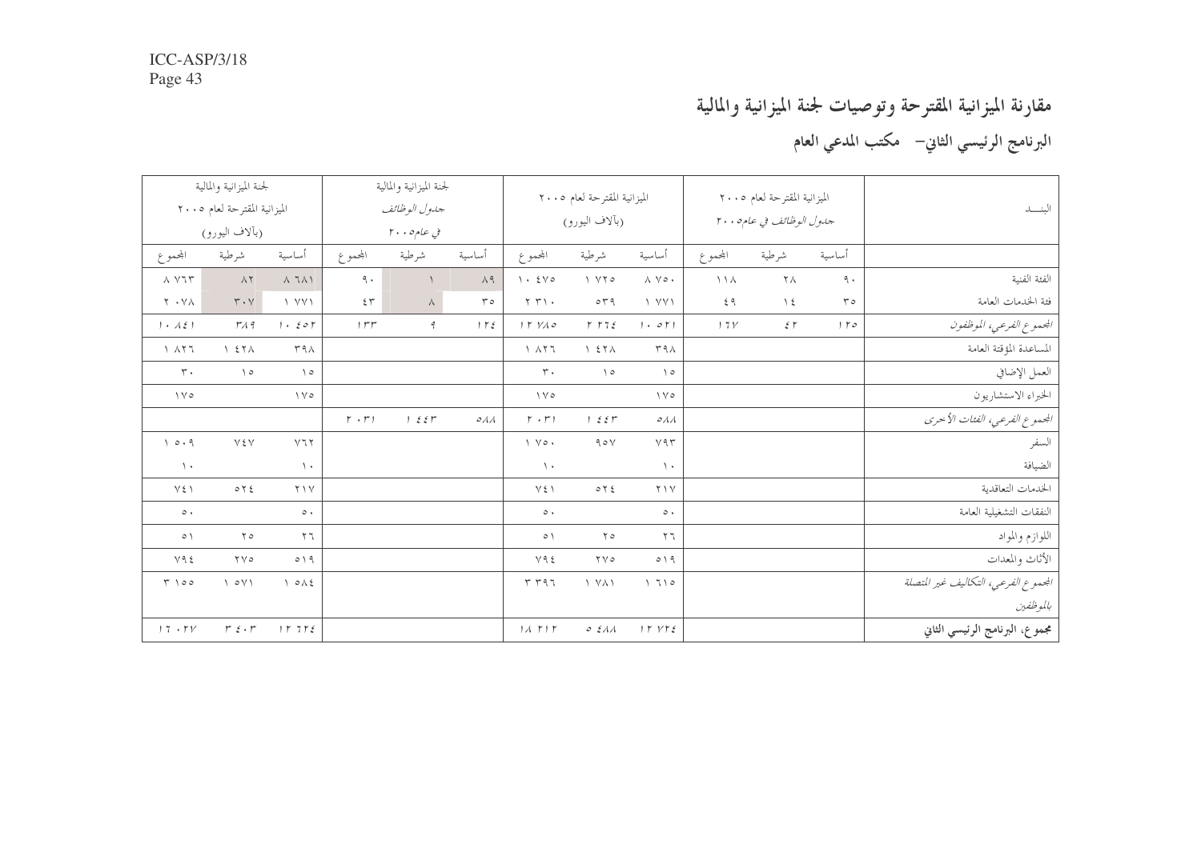## مقارنة الميزانية المقترحة وتوصيات لجنة الميزانية والمالية

### البرنامج الرئيسي الثاني– مكتب المدعي العام

| البنـــد | الميزانية المقترحة لعام ٢٠٠٥ جدول الوظائف في عام٢٠٠٥ | | | الميزانية المقترحة لعام ٢٠٠٥ (بآلاف اليورو) | | | لجنة الميزانية والمالية جدول الوظائف في عام٢٠٠٥ | | | لجنة الميزانية والمالية الميزانية المقترحة لعام ٢٠٠٥ (بآلاف اليورو) | | |
|---|---|---|---|---|---|---|---|---|---|---|---|---|
| | أساسية | شرطية | المجموع | أساسية | شرطية | المجموع | أساسية | شرطية | المجموع | أساسية | شرطية | المجموع |
| الفئة الفنية | ٩٠ | ٢٨ | ١١٨ | ٨ ٧٥٠ | ١ ٧٢٥ | ١٠ ٤٧٥ | ٨٩ | ١ | ٩٠ | ٨ ٦٨١ | ٨٢ | ٨ ٧٦٣ |
| فئة الخدمات العامة | ٣٥ | ١٤ | ٤٩ | ١ ٧٧١ | ٥٣٩ | ٢ ٣١٠ | ٣٥ | ٨ | ٤٣ | ١ ٧٧١ | ٣٠٧ | ٢ ٠٧٨ |
| *المجموع الفرعي، الموظفون* | *١٢٥* | *٤٢* | *١٦٧* | *١٠ ٥٢١* | *٢ ٢٦٤* | *١٢ ٧٨٥* | *١٢٤* | *٩* | *١٣٣* | *١٠ ٤٥٢* | *٣٨٩* | *١٠ ٨٤١* |
| المساعدة المؤقتة العامة | | | | ٣٩٨ | ١ ٤٢٨ | ١ ٨٢٦ | | | | ٣٩٨ | ١ ٤٢٨ | ١ ٨٢٦ |
| العمل الإضافي | | | | ١٥ | ١٥ | ٣٠ | | | | ١٥ | ١٥ | ٣٠ |
| الخبراء الاستشاريون | | | | ١٧٥ | | ١٧٥ | | | | ١٧٥ | | ١٧٥ |
| *المجموع الفرعي، الفئات الأخرى* | | | | *٥٨٨* | *١ ٤٤٣* | *٢ ٠٣١* | *٥٨٨* | *١ ٤٤٣* | *٢ ٠٣١* | | | |
| السفر | | | | ٧٩٣ | ٩٥٧ | ١ ٧٥٠ | | | | ٧٦٢ | ٧٤٧ | ١ ٥٠٩ |
| الضيافة | | | | ١٠ | | ١٠ | | | | ١٠ | | ١٠ |
| الخدمات التعاقدية | | | | ٢١٧ | ٥٢٤ | ٧٤١ | | | | ٢١٧ | ٥٢٤ | ٧٤١ |
| النفقات التشغيلية العامة | | | | ٥٠ | | ٥٠ | | | | ٥٠ | | ٥٠ |
| اللوازم والمواد | | | | ٢٦ | ٢٥ | ٥١ | | | | ٢٦ | ٢٥ | ٥١ |
| الأثاث والمعدات | | | | ٥١٩ | ٢٧٥ | ٧٩٤ | | | | ٥١٩ | ٢٧٥ | ٧٩٤ |
| *المجموع الفرعي، التكاليف غير المتصلة بالموظفين* | | | | ١ ٦١٥ | ١ ٧٨١ | ٣ ٣٩٦ | | | | ١ ٥٨٤ | ١ ٥٧١ | ٣ ١٥٥ |
| **مجموع، البرنامج الرئيسي الثاني** | | | | *١٢ ٧٢٤* | *٥ ٤٨٨* | *١٨ ٢١٢* | | | | *١٢ ٦٢٤* | *٣ ٤٠٣* | *١٦ ٠٢٧* |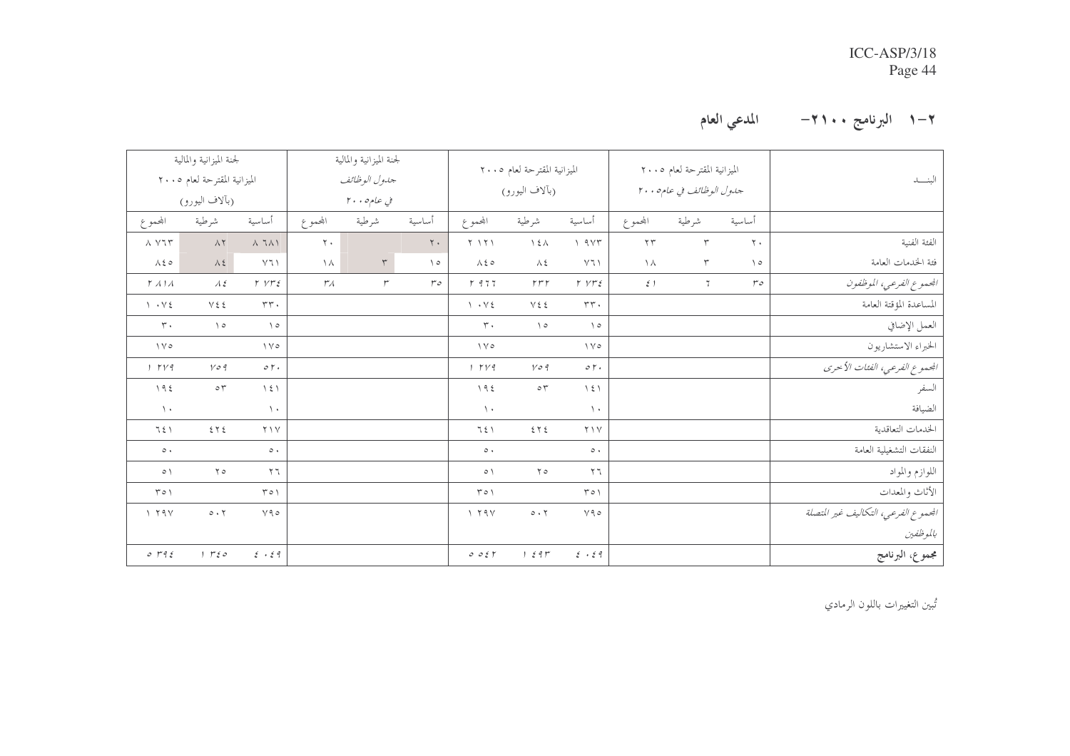## ٢-١ البرنامج ٢١٠٠- المدعي العام

| البنـــد | الميزانية المقترحة لعام ٢٠٠٥ جدول الوظائف في عام٢٠٠٥ | | | الميزانية المقترحة لعام ٢٠٠٥ (بآلاف اليورو) | | | لجنة الميزانية والمالية جدول الوظائف في عام٢٠٠٥ | | | لجنة الميزانية والمالية الميزانية المقترحة لعام ٢٠٠٥ (بآلاف اليورو) | | |
|---|---|---|---|---|---|---|---|---|---|---|---|---|
| | أساسية | شرطية | المجموع | أساسية | شرطية | المجموع | أساسية | شرطية | المجموع | أساسية | شرطية | المجموع |
| الفئة الفنية | ٢٠ | ٣ | ٢٣ | ١ ٩٧٣ | ١٤٨ | ٢ ١٢١ | ٢٠ | | ٢٠ | ٨ ٦٨١ | ٨٢ | ٨ ٧٦٣ |
| فئة الخدمات العامة | ١٥ | ٣ | ١٨ | ٧٦١ | ٨٤ | ٨٤٥ | ١٥ | ٣ | ١٨ | ٧٦١ | ٨٤ | ٨٤٥ |
| *المجموع الفرعي، الموظفون* | ٣٥ | ٦ | ٤١ | ٢ ٧٣٤ | ٢٣٢ | ٢ ٩٦٦ | ٣٥ | ٣ | ٣٨ | ٢ ٧٣٤ | ٨٤ | ٢ ٨١٨ |
| المساعدة المؤقتة العامة | | | | ٣٣٠ | ٧٤٤ | ١ ٠٧٤ | | | | ٣٣٠ | ٧٤٤ | ١ ٠٧٤ |
| العمل الإضافي | | | | ١٥ | ١٥ | ٣٠ | | | | ١٥ | ١٥ | ٣٠ |
| الخبراء الاستشاريون | | | | ١٧٥ | | ١٧٥ | | | | ١٧٥ | | ١٧٥ |
| *المجموع الفرعي، الفئات الأخرى* | | | | ٥٢٠ | ٧٥٩ | ١ ٢٧٩ | | | | ٥٢٠ | ٧٥٩ | ١ ٢٧٩ |
| السفر | | | | ١٤١ | ٥٣ | ١٩٤ | | | | ١٤١ | ٥٣ | ١٩٤ |
| الضيافة | | | | ١٠ | | ١٠ | | | | ١٠ | | ١٠ |
| الخدمات التعاقدية | | | | ٢١٧ | ٤٢٤ | ٦٤١ | | | | ٢١٧ | ٤٢٤ | ٦٤١ |
| النفقات التشغيلية العامة | | | | ٥٠ | | ٥٠ | | | | ٥٠ | | ٥٠ |
| اللوازم والمواد | | | | ٢٦ | ٢٥ | ٥١ | | | | ٢٦ | ٢٥ | ٥١ |
| الأثاث والمعدات | | | | ٣٥١ | | ٣٥١ | | | | ٣٥١ | | ٣٥١ |
| *المجموع الفرعي، التكاليف غير المتصلة بالموظفين* | | | | ٧٩٥ | ٥٠٢ | ١ ٢٩٧ | | | | ٧٩٥ | ٥٠٢ | ١ ٢٩٧ |
| **مجموع، البرنامج** | | | | ٤ ٠٤٩ | ١ ٤٩٣ | ٥ ٥٤٢ | | | | ٤ ٠٤٩ | ١ ٣٤٥ | ٥ ٣٩٤ |

تُبين التغييرات باللون الرمادي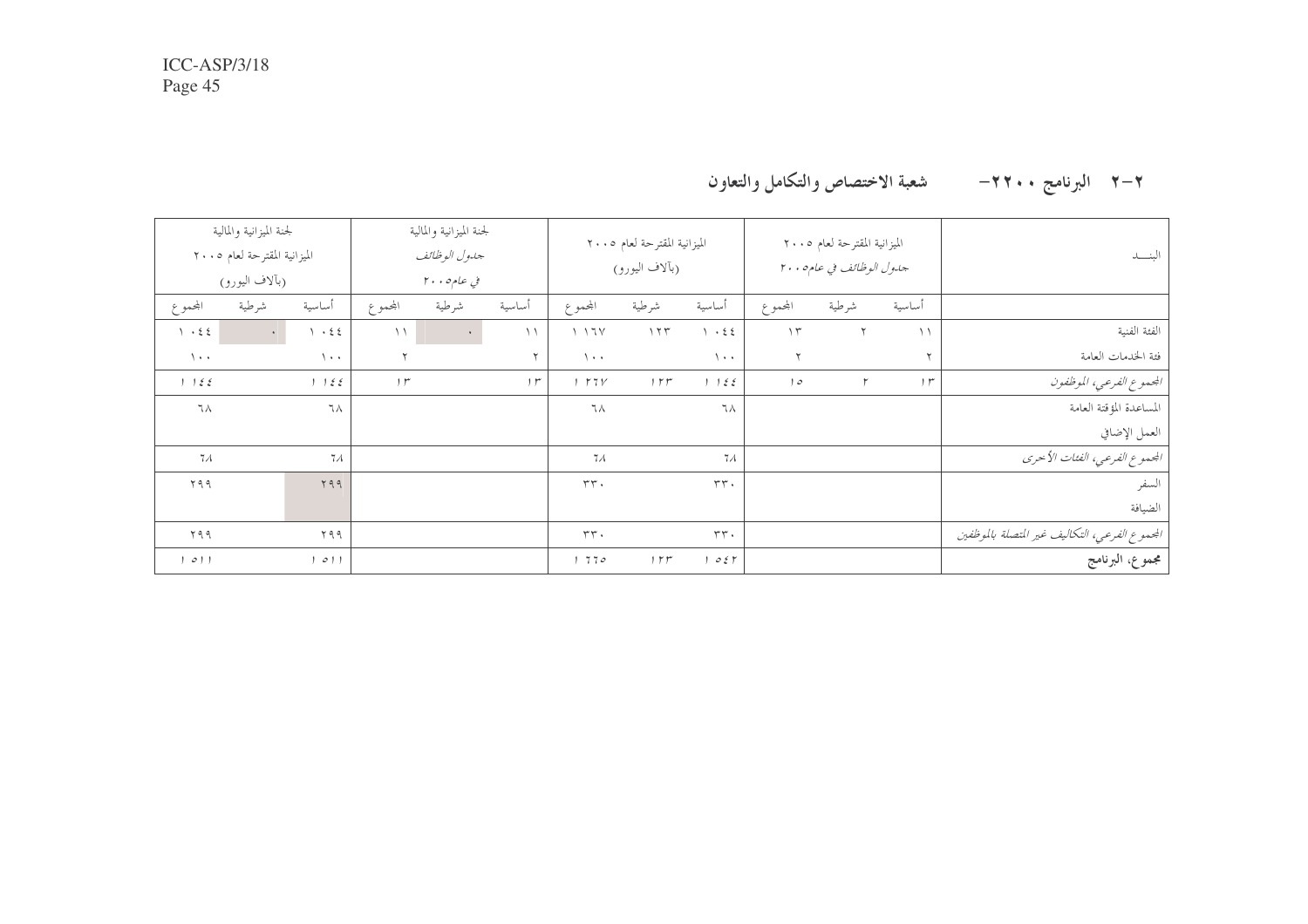## ٢-٢ البرنامج ٢٢٠٠- شعبة الاختصاص والتكامل والتعاون

| البنـــد | الميزانية المقترحة لعام ٢٠٠٥ جدول الوظائف في عام ٢٠٠٥ | | | الميزانية المقترحة لعام ٢٠٠٥ (بآلاف اليورو) | | | لجنة الميزانية والمالية جدول الوظائف في عام ٢٠٠٥ | | | لجنة الميزانية والمالية الميزانية المقترحة لعام ٢٠٠٥ (بآلاف اليورو) | | |
|---|---|---|---|---|---|---|---|---|---|---|---|---|
| | أساسية | شرطية | المجموع | أساسية | شرطية | المجموع | أساسية | شرطية | المجموع | أساسية | شرطية | المجموع |
| الفئة الفنية | ١١ | ٢ | ١٣ | ١ ٠٤٤ | ١٢٣ | ١ ١٦٧ | ١١ | ٠ | ١١ | ١ ٠٤٤ | ٠ | ١ ٠٤٤ |
| فئة الخدمات العامة | ٢ | | ٢ | ١٠٠ | | ١٠٠ | ٢ | | ٢ | ١٠٠ | | ١٠٠ |
| *المجموع الفرعي، الموظفون* | ١٣ | ٢ | ١٥ | ١ ١٤٤ | ١٢٣ | ١ ٢٦٧ | ١٣ | | ١٣ | ١ ١٤٤ | | ١ ١٤٤ |
| المساعدة المؤقتة العامة | | | | ٦٨ | | ٦٨ | | | | ٦٨ | | ٦٨ |
| العمل الإضافي | | | | | | | | | | | | |
| *المجموع الفرعي، الفئات الأخرى* | | | | ٦٨ | | ٦٨ | | | | ٦٨ | | ٦٨ |
| السفر | | | | ٣٣٠ | | ٣٣٠ | | | | ٢٩٩ | | ٢٩٩ |
| الضيافة | | | | | | | | | | | | |
| *المجموع الفرعي، التكاليف غير المتصلة بالموظفين* | | | | ٣٣٠ | | ٣٣٠ | | | | ٢٩٩ | | ٢٩٩ |
| **مجموع، البرنامج** | | | | ١ ٥٤٢ | ١٢٣ | ١ ٦٦٥ | | | | ١ ٥١١ | | ١ ٥١١ |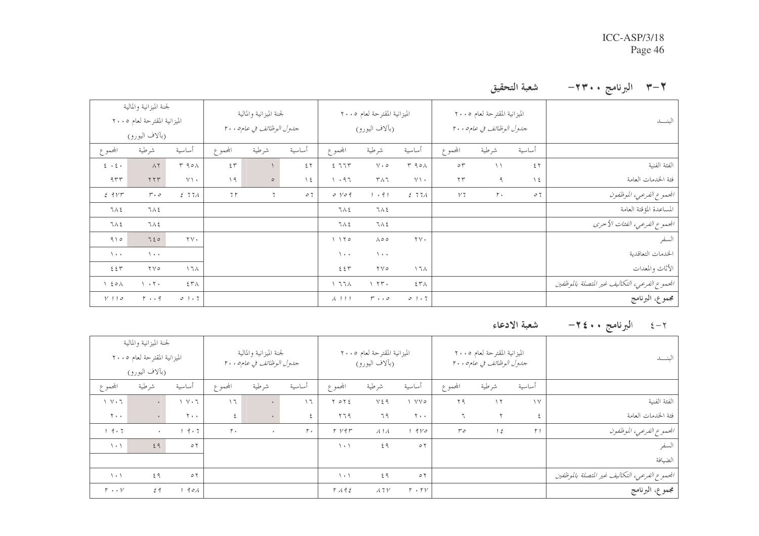## ٢-٣ البرنامج ٢٣٠٠- شعبة التحقيق

| البنــــد | الميزانية المقترحة لعام ٢٠٠٥ جدول الوظائف في عام ٢٠٠٥ | | | الميزانية المقترحة لعام ٢٠٠٥ (بآلاف اليورو) | | | لجنة الميزانية والمالية جدول الوظائف في عام ٢٠٠٥ | | | لجنة الميزانية والمالية الميزانية المقترحة لعام ٢٠٠٥ (بآلاف اليورو) | | |
|---|---|---|---|---|---|---|---|---|---|---|---|---|
| | أساسية | شرطية | المجموع | أساسية | شرطية | المجموع | أساسية | شرطية | المجموع | أساسية | شرطية | المجموع |
| الفئة الفنية | ٤٢ | ١١ | ٥٣ | ٣ ٩٥٨ | ٧٠٥ | ٤ ٦٦٣ | ٤٢ | ١ | ٤٣ | ٣ ٩٥٨ | ٨٢ | ٤ ٠٤٠ |
| فئة الخدمات العامة | ١٤ | ٩ | ٢٣ | ٧١٠ | ٣٨٦ | ١ ٠٩٦ | ١٤ | ٥ | ١٩ | ٧١٠ | ٢٢٣ | ٩٣٣ |
| *المجموع الفرعي، الموظفون* | *٥٦* | *٢٠* | *٧٦* | *٤ ٦٦٨* | *١ ٠٩١* | *٥ ٧٥٩* | *٥٦* | *٦* | *٦٢* | *٤ ٦٦٨* | *٣٠٥* | *٤ ٩٧٣* |
| المساعدة المؤقتة العامة | | | | | ٦٨٤ | ٦٨٤ | | | | | ٦٨٤ | ٦٨٤ |
| *المجموع الفرعي، الفئات الأخرى* | | | | | *٦٨٤* | *٦٨٤* | | | | | *٦٨٤* | *٦٨٤* |
| السفر | | | | ٢٧٠ | ٨٥٥ | ١ ١٢٥ | | | | ٢٧٠ | ٦٤٥ | ٩١٥ |
| الخدمات التعاقدية | | | | | ١٠٠ | ١٠٠ | | | | | ١٠٠ | ١٠٠ |
| الأثاث والمعدات | | | | ١٦٨ | ٢٧٥ | ٤٤٣ | | | | ١٦٨ | ٢٧٥ | ٤٤٣ |
| *المجموع الفرعي، التكاليف غير المتصلة بالموظفين* | | | | *٤٣٨* | *١ ٢٣٠* | *١ ٦٦٨* | | | | *٤٣٨* | *١ ٠٢٠* | *١ ٤٥٨* |
| **مجموع، البرنامج** | | | | *٥ ١٠٦* | *٣ ٠٠٥* | *٨ ١١١* | | | | *٥ ١٠٦* | *٢ ٠٠٩* | *٧ ١١٥* |

## ٢-٤ البرنامج ٢٤٠٠- شعبة الادعاء

| البنــــد | الميزانية المقترحة لعام ٢٠٠٥ جدول الوظائف في عام ٢٠٠٥ | | | الميزانية المقترحة لعام ٢٠٠٥ (بآلاف اليورو) | | | لجنة الميزانية والمالية جدول الوظائف في عام ٢٠٠٥ | | | لجنة الميزانية والمالية الميزانية المقترحة لعام ٢٠٠٥ (بآلاف اليورو) | | |
|---|---|---|---|---|---|---|---|---|---|---|---|---|
| | أساسية | شرطية | المجموع | أساسية | شرطية | المجموع | أساسية | شرطية | المجموع | أساسية | شرطية | المجموع |
| الفئة الفنية | ١٧ | ١٢ | ٢٩ | ١ ٧٧٥ | ٧٤٩ | ٢ ٥٢٤ | ١٦ | ٠ | ١٦ | ١ ٧٠٦ | ٠ | ١ ٧٠٦ |
| فئة الخدمات العامة | ٤ | ٢ | ٦ | ٢٠٠ | ٦٩ | ٢٦٩ | ٤ | ٠ | ٤ | ٢٠٠ | ٠ | ٢٠٠ |
| *المجموع الفرعي، الموظفون* | *٢١* | *١٤* | *٣٥* | *١ ٩٧٥* | *٨١٨* | *٢ ٧٩٣* | *٢٠* | *٠* | *٢٠* | *١ ٩٠٦* | *٠* | *١ ٩٠٦* |
| السفر | | | | ٥٢ | ٤٩ | ١٠١ | | | | ٥٢ | ٤٩ | ١٠١ |
| الضيافة | | | | | | | | | | | | |
| *المجموع الفرعي، التكاليف غير المتصلة بالموظفين* | | | | ٥٢ | ٤٩ | ١٠١ | | | | ٥٢ | ٤٩ | ١٠١ |
| **مجموع، البرنامج** | | | | *٢ ٠٢٧* | *٨٦٧* | *٢ ٨٩٤* | | | | *١ ٩٥٨* | *٤٩* | *٢ ٠٠٧* |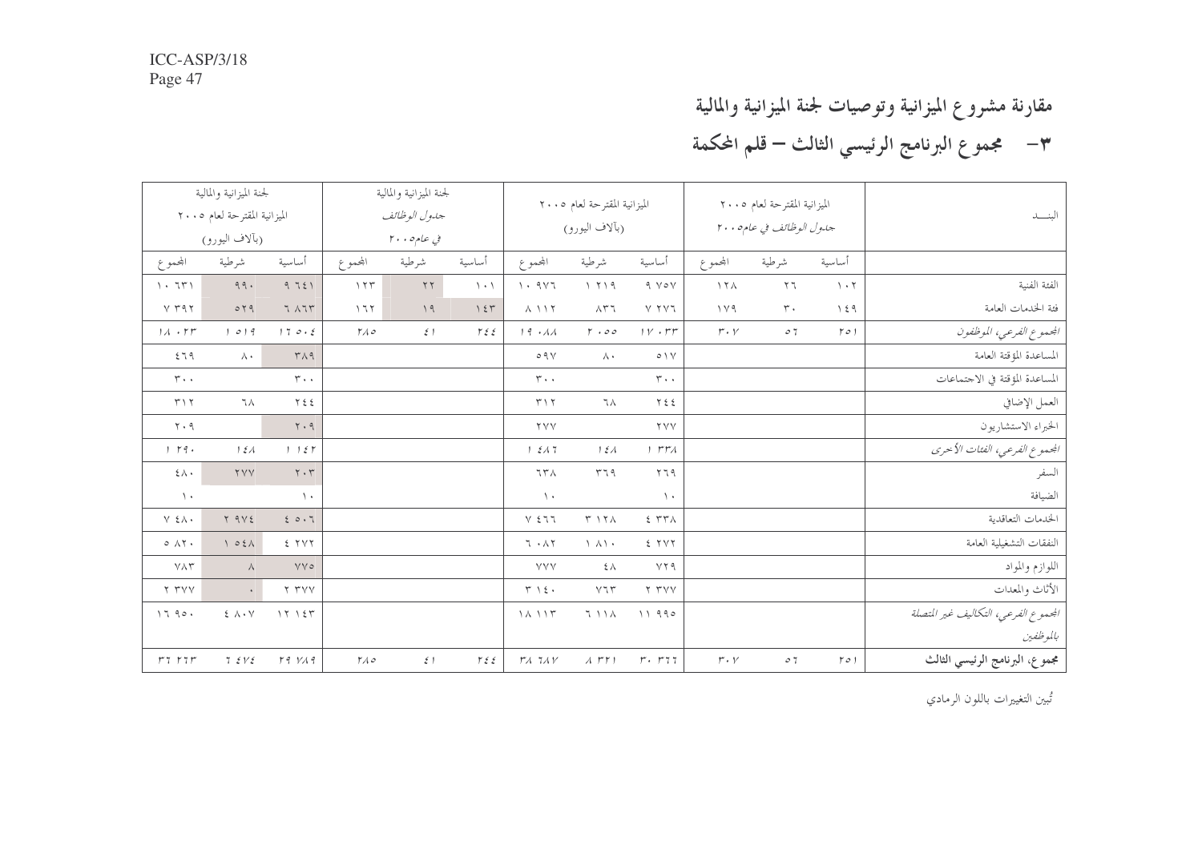## مقارنة مشروع الميزانية وتوصيات لجنة الميزانية والمالية

## ٣- مجموع البرنامج الرئيسي الثالث – قلم المحكمة

| البنـــد | الميزانية المقترحة لعام ٢٠٠٥ جدول الوظائف في عام٢٠٠٥ | | | الميزانية المقترحة لعام ٢٠٠٥ (بآلاف اليورو) | | | لجنة الميزانية والمالية جدول الوظائف في عام٢٠٠٥ | | | لجنة الميزانية والمالية الميزانية المقترحة لعام ٢٠٠٥ (بآلاف اليورو) | | |
|---|---|---|---|---|---|---|---|---|---|---|---|---|
| | أساسية | شرطية | المجموع | أساسية | شرطية | المجموع | أساسية | شرطية | المجموع | أساسية | شرطية | المجموع |
| الفئة الفنية | ١٠٢ | ٢٦ | ١٢٨ | ٩ ٧٥٧ | ١ ٢١٩ | ١٠ ٩٧٦ | ١٠١ | ٢٢ | ١٢٣ | ٩ ٦٤١ | ٩٩٠ | ١٠ ٦٣١ |
| فئة الخدمات العامة | ١٤٩ | ٣٠ | ١٧٩ | ٧ ٢٧٦ | ٨٣٦ | ٨ ١١٢ | ١٤٣ | ١٩ | ١٦٢ | ٦ ٨٦٣ | ٥٢٩ | ٧ ٣٩٢ |
| *المجموع الفرعي، الموظفون* | *٢٥١* | *٥٦* | *٣٠٧* | *١٧ ٠٣٣* | *٢ ٠٥٥* | *١٩ ٠٨٨* | *٢٤٤* | *٤١* | *٢٨٥* | *١٦ ٥٠٤* | *١ ٥١٩* | *١٨ ٠٢٣* |
| المساعدة المؤقتة العامة | | | | ٥١٧ | ٨٠ | ٥٩٧ | | | | ٣٨٩ | ٨٠ | ٤٦٩ |
| المساعدة المؤقتة في الاجتماعات | | | | ٣٠٠ | | ٣٠٠ | | | | ٣٠٠ | | ٣٠٠ |
| العمل الإضافي | | | | ٢٤٤ | ٦٨ | ٣١٢ | | | | ٢٤٤ | ٦٨ | ٣١٢ |
| الخبراء الاستشاريون | | | | ٢٧٧ | | ٢٧٧ | | | | ٢٠٩ | | ٢٠٩ |
| *المجموع الفرعي، الفئات الأخرى* | | | | *١ ٣٣٨* | *١٤٨* | *١ ٤٨٦* | | | | *١ ١٤٢* | *١٤٨* | *١ ٢٩٠* |
| السفر | | | | ٢٦٩ | ٣٦٩ | ٦٣٨ | | | | ٢٠٣ | ٢٧٧ | ٤٨٠ |
| الضيافة | | | | ١٠ | | ١٠ | | | | ١٠ | | ١٠ |
| الخدمات التعاقدية | | | | ٤ ٣٣٨ | ٣ ١٢٨ | ٧ ٤٦٦ | | | | ٤ ٥٠٦ | ٢ ٩٧٤ | ٧ ٤٨٠ |
| النفقات التشغيلية العامة | | | | ٤ ٢٧٢ | ١ ٨١٠ | ٦ ٠٨٢ | | | | ٤ ٢٧٢ | ١ ٥٤٨ | ٥ ٨٢٠ |
| اللوازم والمواد | | | | ٧٢٩ | ٤٨ | ٧٧٧ | | | | ٧٧٥ | ٨ | ٧٨٣ |
| الأثاث والمعدات | | | | ٢ ٣٧٧ | ٧٦٣ | ٣ ١٤٠ | | | | ٢ ٣٧٧ | ٠ | ٢ ٣٧٧ |
| *المجموع الفرعي، التكاليف غير المتصلة بالموظفين* | | | | *١١ ٩٩٥* | *٦ ١١٨* | *١٨ ١١٣* | | | | *١٢ ١٤٣* | *٤ ٨٠٧* | *١٦ ٩٥٠* |
| **مجموع، البرنامج الرئيسي الثالث** | *٢٥١* | *٥٦* | *٣٠٧* | *٣٠ ٣٦٦* | *٨ ٣٢١* | *٣٨ ٦٨٧* | *٢٤٤* | *٤١* | *٢٨٥* | *٢٩ ٧٨٩* | *٦ ٤٧٤* | *٣٦ ٢٦٣* |

تُبين التغييرات باللون الرمادي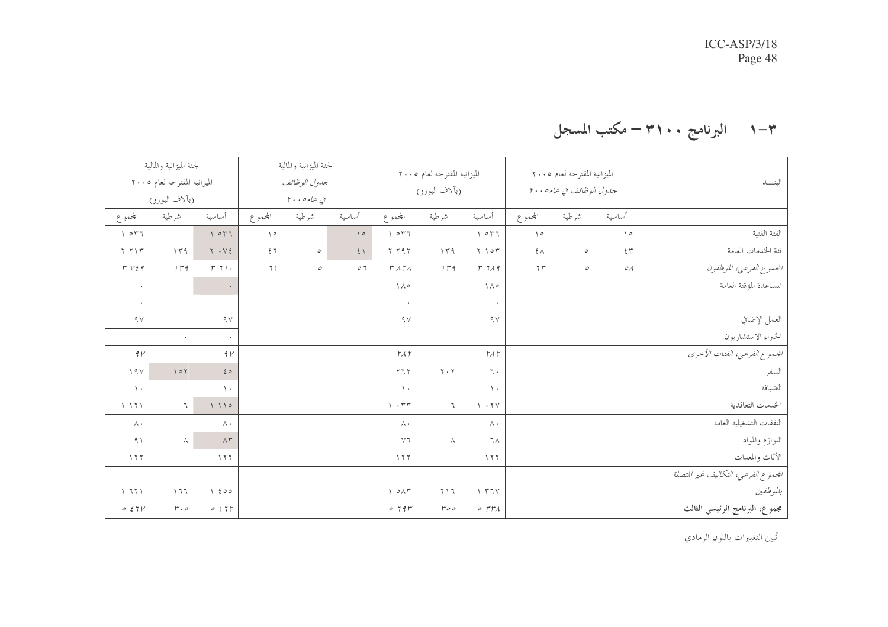# ١-٣ البرنامج ٣١٠٠ – مكتب المسجل

| البنـــد | الميزانية المقترحة لعام ٢٠٠٥ *جدول الوظائف في عام٢٠٠٥* | | | الميزانية المقترحة لعام ٢٠٠٥ (بآلاف اليورو) | | | لجنة الميزانية والمالية *جدول الوظائف في عام٢٠٠٥* | | | لجنة الميزانية والمالية الميزانية المقترحة لعام ٢٠٠٥ (بآلاف اليورو) | | |
|---|---|---|---|---|---|---|---|---|---|---|---|---|
| | أساسية | شرطية | المجموع | أساسية | شرطية | المجموع | أساسية | شرطية | المجموع | أساسية | شرطية | المجموع |
| الفئة الفنية | ١٥ | | ١٥ | ١ ٥٣٦ | | ١ ٥٣٦ | ١٥ | | ١٥ | ١ ٥٣٦ | | ١ ٥٣٦ |
| فئة الخدمات العامة | ٤٣ | ٥ | ٤٨ | ٢ ١٥٣ | ١٣٩ | ٢ ٢٩٢ | ٤١ | ٥ | ٤٦ | ٢ ٠٧٤ | ١٣٩ | ٢ ٢١٣ |
| *المجموع الفرعي، الموظفون* | *٥٨* | *٥* | *٦٣* | *٣ ٦٨٩* | *١٣٩* | *٣ ٨٢٨* | *٥٦* | *٥* | *٦١* | *٣ ٦١٠* | *١٣٩* | *٣ ٧٤٩* |
| المساعدة المؤقتة العامة | | | | ١٨٥ | | ١٨٥ | | | | ٠ | | ٠ |
| | | | | ٠ | | ٠ | | | | | | ٠ |
| العمل الإضافي | | | | ٩٧ | | ٩٧ | | | | ٩٧ | | ٩٧ |
| الخبراء الاستشاريون | | | | | | | | | | ٠ | ٠ | |
| *المجموع الفرعي، الفئات الأخرى* | | | | *٢٨٢* | | *٢٨٢* | | | | *٩٧* | | *٩٧* |
| السفر | | | | ٦٠ | ٢٠٢ | ٢٦٢ | | | | ٤٥ | ١٥٢ | ١٩٧ |
| الضيافة | | | | ١٠ | | ١٠ | | | | ١٠ | | ١٠ |
| الخدمات التعاقدية | | | | ١ ٠٢٧ | ٦ | ١ ٠٣٣ | | | | ١ ١١٥ | ٦ | ١ ١٢١ |
| النفقات التشغيلية العامة | | | | ٨٠ | | ٨٠ | | | | ٨٠ | | ٨٠ |
| اللوازم والمواد | | | | ٦٨ | ٨ | ٧٦ | | | | ٨٣ | ٨ | ٩١ |
| الأثاث والمعدات | | | | ١٢٢ | | ١٢٢ | | | | ١٢٢ | | ١٢٢ |
| *المجموع الفرعي، التكاليف غير المتصلة بالموظفين* | | | | ١ ٣٦٧ | ٢١٦ | ١ ٥٨٣ | | | | ١ ٤٥٥ | ١٦٦ | ١ ٦٢١ |
| **مجموع، البرنامج الرئيسي الثالث** | | | | *٥ ٣٣٨* | *٣٥٥* | *٥ ٦٩٣* | | | | *٥ ١٦٢* | *٣٠٥* | *٥ ٤٦٧* |

تُبين التغييرات باللون الرمادي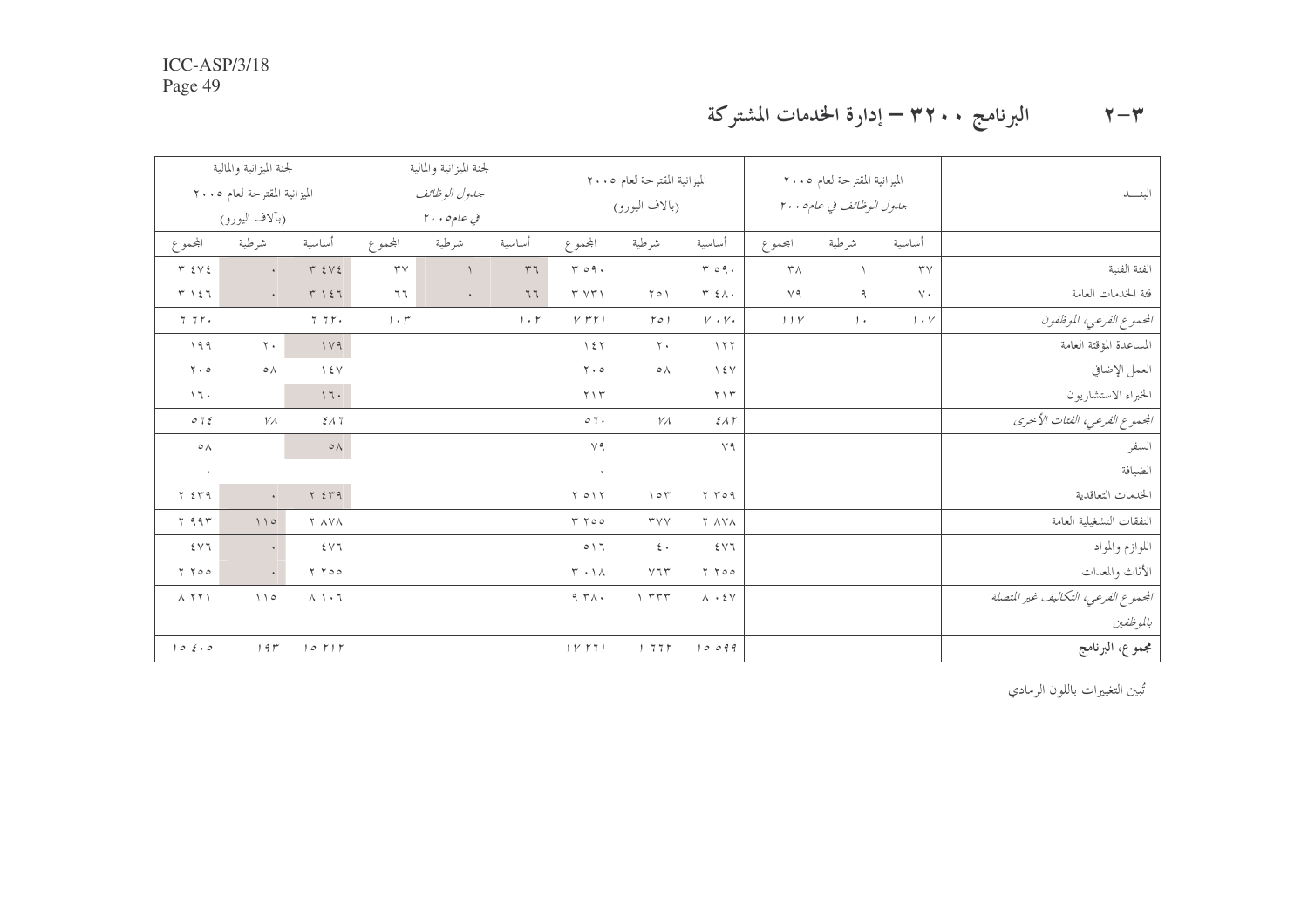## ٣-٢ البرنامج ٣٢٠٠ – إدارة الخدمات المشتركة

| البنـــد | الميزانية المقترحة لعام ٢٠٠٥ جدول الوظائف في عام٢٠٠٥ | | | الميزانية المقترحة لعام ٢٠٠٥ (بآلاف اليورو) | | | لجنة الميزانية والمالية جدول الوظائف في عام٢٠٠٥ | | | لجنة الميزانية والمالية الميزانية المقترحة لعام ٢٠٠٥ (بآلاف اليورو) | | |
|---|---|---|---|---|---|---|---|---|---|---|---|---|
| | أساسية | شرطية | المجموع | أساسية | شرطية | المجموع | أساسية | شرطية | المجموع | أساسية | شرطية | المجموع |
| الفئة الفنية | ٣٧ | ١ | ٣٨ | ٣ ٥٩٠ | | ٣ ٥٩٠ | ٣٦ | ١ | ٣٧ | ٣ ٤٧٤ | ٠ | ٣ ٤٧٤ |
| فئة الخدمات العامة | ٧٠ | ٩ | ٧٩ | ٣ ٤٨٠ | ٢٥١ | ٣ ٧٣١ | ٦٦ | ٠ | ٦٦ | ٣ ١٤٦ | ٠ | ٣ ١٤٦ |
| *المجموع الفرعي، الموظفون* | *١٠٧* | *١٠* | *١١٧* | *٧ ٠٧٠* | *٢٥١* | *٧ ٣٢١* | *١٠٢* | | *١٠٣* | *٦ ٦٢٠* | | *٦ ٦٢٠* |
| المساعدة المؤقتة العامة | | | | ١٢٢ | ٢٠ | ١٤٢ | | | | ١٧٩ | ٢٠ | ١٩٩ |
| العمل الإضافي | | | | ١٤٧ | ٥٨ | ٢٠٥ | | | | ١٤٧ | ٥٨ | ٢٠٥ |
| الخبراء الاستشاريون | | | | ٢١٣ | | ٢١٣ | | | | ١٦٠ | | ١٦٠ |
| *المجموع الفرعي، الفئات الأخرى* | | | | *٤٨٢* | *٧٨* | *٥٦٠* | | | | *٤٨٦* | *٧٨* | *٥٦٤* |
| السفر | | | | ٧٩ | | ٧٩ | | | | ٥٨ | | ٥٨ |
| الضيافة | | | | | | ٠ | | | | | | ٠ |
| الخدمات التعاقدية | | | | ٢ ٣٥٩ | ١٥٣ | ٢ ٥١٢ | | | | ٢ ٤٣٩ | ٠ | ٢ ٤٣٩ |
| النفقات التشغيلية العامة | | | | ٢ ٨٧٨ | ٣٧٧ | ٣ ٢٥٥ | | | | ٢ ٨٧٨ | ١١٥ | ٢ ٩٩٣ |
| اللوازم والمواد | | | | ٤٧٦ | ٤٠ | ٥١٦ | | | | ٤٧٦ | ٠ | ٤٧٦ |
| الأثاث والمعدات | | | | ٢ ٢٥٥ | ٧٦٣ | ٣ ٠١٨ | | | | ٢ ٢٥٥ | ٠ | ٢ ٢٥٥ |
| *المجموع الفرعي، التكاليف غير المتصلة بالموظفين* | | | | *٨ ٠٤٧* | *١ ٣٣٣* | *٩ ٣٨٠* | | | | *٨ ١٠٦* | *١١٥* | *٨ ٢٢١* |
| **مجموع، البرنامج** | | | | *١٥ ٥٩٩* | *١ ٦٦٢* | *١٧ ٢٦١* | | | | *١٥ ٢١٢* | *١٩٣* | *١٥ ٤٠٥* |

تُبين التغييرات باللون الرمادي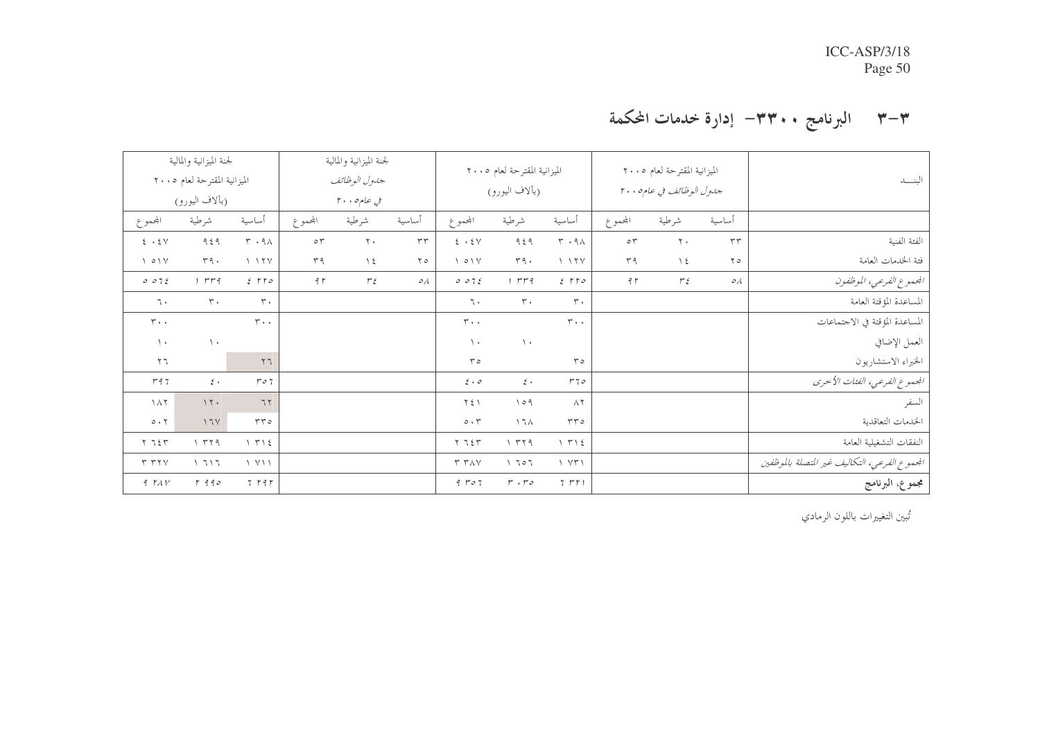## ٣-٣ البرنامج ٣٣٠٠- إدارة خدمات المحكمة

| البنـــد | الميزانية المقترحة لعام ٢٠٠٥ جدول الوظائف في عام٢٠٠٥ | | | الميزانية المقترحة لعام ٢٠٠٥ (بآلاف اليورو) | | | لجنة الميزانية والمالية جدول الوظائف في عام٢٠٠٥ | | | لجنة الميزانية والمالية الميزانية المقترحة لعام ٢٠٠٥ (بآلاف اليورو) | | |
|---|---|---|---|---|---|---|---|---|---|---|---|---|
| | أساسية | شرطية | المجموع | أساسية | شرطية | المجموع | أساسية | شرطية | المجموع | أساسية | شرطية | المجموع |
| الفئة الفنية | ٣٣ | ٢٠ | ٥٣ | ٣ ٠٩٨ | ٩٤٩ | ٤ ٠٤٧ | ٣٣ | ٢٠ | ٥٣ | ٣ ٠٩٨ | ٩٤٩ | ٤ ٠٤٧ |
| فئة الخدمات العامة | ٢٥ | ١٤ | ٣٩ | ١ ١٢٧ | ٣٩٠ | ١ ٥١٧ | ٢٥ | ١٤ | ٣٩ | ١ ١٢٧ | ٣٩٠ | ١ ٥١٧ |
| *المجموع الفرعي، الموظفون* | ٥٨ | ٣٤ | ٩٢ | ٤ ٢٢٥ | ١ ٣٣٩ | ٥ ٥٦٤ | ٥٨ | ٣٤ | ٩٢ | ٤ ٢٢٥ | ١ ٣٣٩ | ٥ ٥٦٤ |
| المساعدة المؤقتة العامة | | | | ٣٠ | ٣٠ | ٦٠ | | | | ٣٠ | ٣٠ | ٦٠ |
| المساعدة المؤقتة في الاجتماعات | | | | ٣٠٠ | | ٣٠٠ | | | | ٣٠٠ | | ٣٠٠ |
| العمل الإضافي | | | | | ١٠ | ١٠ | | | | | ١٠ | ١٠ |
| الخبراء الاستشاريون | | | | ٣٥ | | ٣٥ | | | | ٢٦ | | ٢٦ |
| *المجموع الفرعي، الفئات الأخرى* | | | | ٣٦٥ | ٤٠ | ٤٠٥ | | | | ٣٥٦ | ٤٠ | ٣٩٦ |
| السفر | | | | ٨٢ | ١٥٩ | ٢٤١ | | | | ٦٢ | ١٢٠ | ١٨٢ |
| الخدمات التعاقدية | | | | ٣٣٥ | ١٦٨ | ٥٠٣ | | | | ٣٣٥ | ١٦٧ | ٥٠٢ |
| النفقات التشغيلية العامة | | | | ١ ٣١٤ | ١ ٣٢٩ | ٢ ٦٤٣ | | | | ١ ٣١٤ | ١ ٣٢٩ | ٢ ٦٤٣ |
| *المجموع الفرعي، التكاليف غير المتصلة بالموظفين* | | | | ١ ٧٣١ | ١ ٦٥٦ | ٣ ٣٨٧ | | | | ١ ٧١١ | ١ ٦١٦ | ٣ ٣٢٧ |
| **مجموع، البرنامج** | | | | ٦ ٣٢١ | ٣ ٠٣٥ | ٩ ٣٥٦ | | | | ٦ ٢٩٢ | ٢ ٩٩٥ | ٩ ٢٨٧ |

تُبين التغييرات باللون الرمادي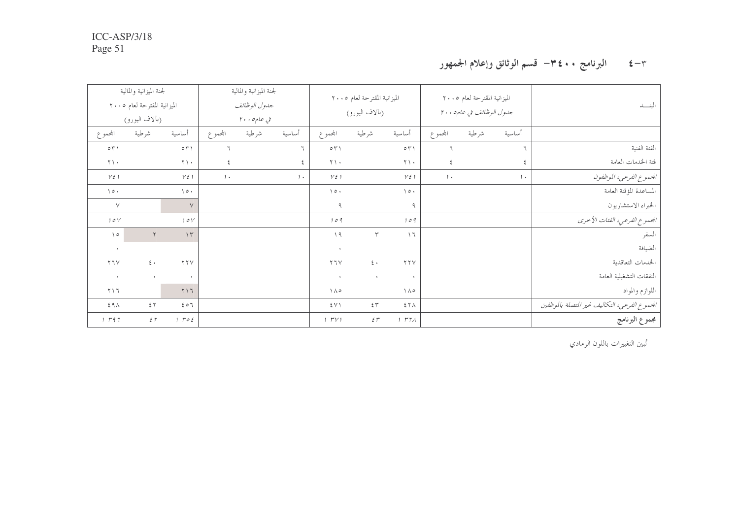## ٣-٤ البرنامج ٣٤٠٠- قسم الوثائق وإعلام الجمهور

| البنـــد | الميزانية المقترحة لعام ٢٠٠٥ جدول الوظائف في عام٢٠٠٥ | | | الميزانية المقترحة لعام ٢٠٠٥ (بآلاف اليورو) | | | لجنة الميزانية والمالية جدول الوظائف في عام٢٠٠٥ | | | لجنة الميزانية والمالية الميزانية المقترحة لعام ٢٠٠٥ (بآلاف اليورو) | | |
|---|---|---|---|---|---|---|---|---|---|---|---|---|
| | أساسية | شرطية | المجموع | أساسية | شرطية | المجموع | أساسية | شرطية | المجموع | أساسية | شرطية | المجموع |
| الفئة الفنية | ٦ | | ٦ | ٥٣١ | | ٥٣١ | ٦ | | ٦ | ٥٣١ | | ٥٣١ |
| فئة الخدمات العامة | ٤ | | ٤ | ٢١٠ | | ٢١٠ | ٤ | | ٤ | ٢١٠ | | ٢١٠ |
| *المجموع الفرعي، الموظفون* | *١٠* | | *١٠* | *٧٤١* | | *٧٤١* | *١٠* | | *١٠* | *٧٤١* | | *٧٤١* |
| المساعدة المؤقتة العامة | | | | ١٥٠ | | ١٥٠ | | | | ١٥٠ | | ١٥٠ |
| الخبراء الاستشاريون | | | | ٩ | | ٩ | | | | ٧ | | ٧ |
| *المجموع الفرعي، الفئات الأخرى* | | | | *١٥٩* | | *١٥٩* | | | | *١٥٧* | | *١٥٧* |
| السفر | | | | ١٦ | ٣ | ١٩ | | | | ١٣ | ٢ | ١٥ |
| الضيافة | | | | | | ٠ | | | | | | ٠ |
| الخدمات التعاقدية | | | | ٢٢٧ | ٤٠ | ٢٦٧ | | | | ٢٢٧ | ٤٠ | ٢٦٧ |
| النفقات التشغيلية العامة | | | | ٠ | ٠ | ٠ | | | | ٠ | ٠ | ٠ |
| اللوازم والمواد | | | | ١٨٥ | | ١٨٥ | | | | ٢١٦ | | ٢١٦ |
| *المجموع الفرعي، التكاليف غير المتصلة بالموظفين* | | | | ٤٢٨ | ٤٣ | ٤٧١ | | | | ٤٥٦ | ٤٢ | ٤٩٨ |
| **مجموع البرنامج** | | | | *١ ٣٢٨* | *٤٣* | *١ ٣٧١* | | | | *١ ٣٥٤* | *٤٢* | *١ ٣٩٦* |

تُبين التغييرات باللون الرمادي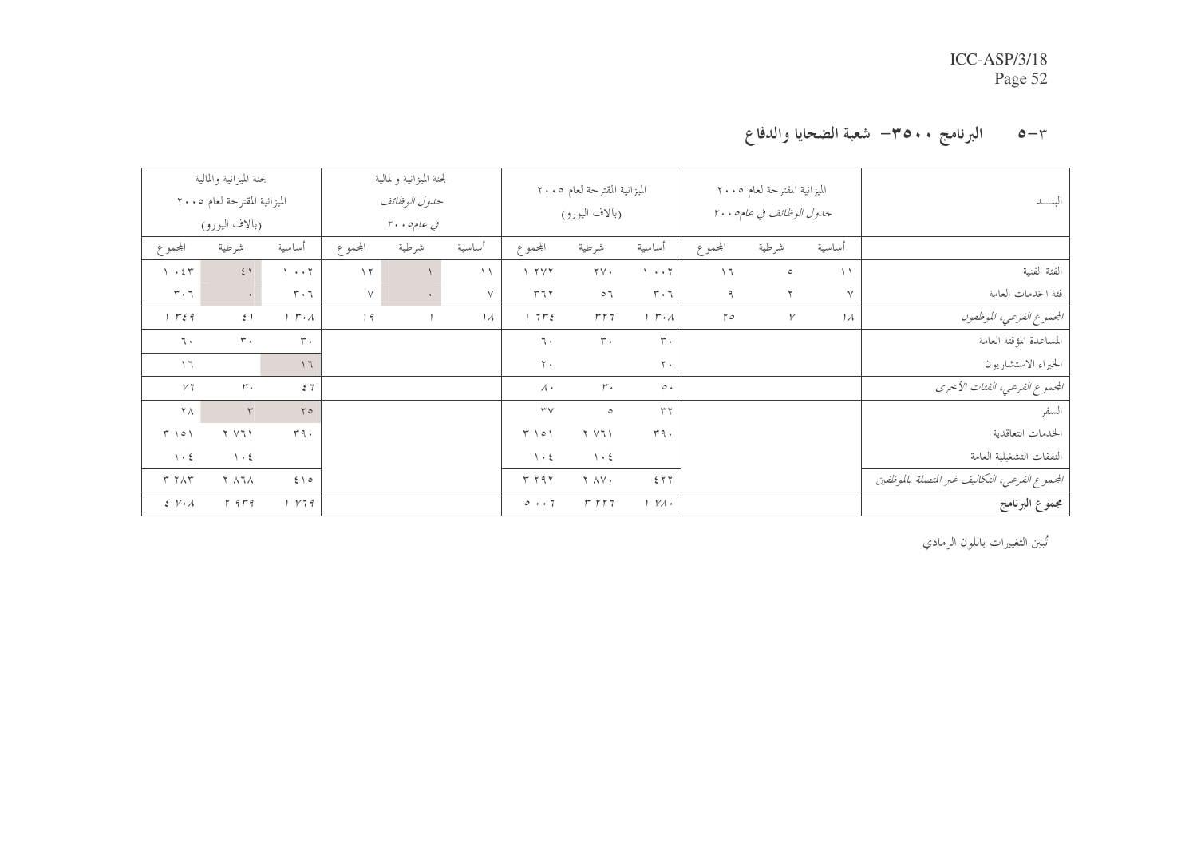## ٣-٥ البرنامج ٣٥٠٠- شعبة الضحايا والدفاع

| البنـــد | الميزانية المقترحة لعام ٢٠٠٥ جدول الوظائف في عام٢٠٠٥ | | | الميزانية المقترحة لعام ٢٠٠٥ (بآلاف اليورو) | | | لجنة الميزانية والمالية جدول الوظائف في عام٢٠٠٥ | | | لجنة الميزانية والمالية الميزانية المقترحة لعام ٢٠٠٥ (بآلاف اليورو) | | |
|---|---|---|---|---|---|---|---|---|---|---|---|---|
| | أساسية | شرطية | المجموع | أساسية | شرطية | المجموع | أساسية | شرطية | المجموع | أساسية | شرطية | المجموع |
| الفئة الفنية | ١١ | ٥ | ١٦ | ١ ٠٠٢ | ٢٧٠ | ١ ٢٧٢ | ١١ | ١ | ١٢ | ١ ٠٠٢ | ٤١ | ١ ٠٤٣ |
| فئة الخدمات العامة | ٧ | ٢ | ٩ | ٣٠٦ | ٥٦ | ٣٦٢ | ٧ | ٠ | ٧ | ٣٠٦ | ٠ | ٣٠٦ |
| *المجموع الفرعي، الموظفون* | *١٨* | *٧* | *٢٥* | *١ ٣٠٨* | *٣٢٦* | *١ ٦٣٤* | *١٨* | *١* | *١٩* | *١ ٣٠٨* | *٤١* | *١ ٣٤٩* |
| المساعدة المؤقتة العامة | | | | ٣٠ | ٣٠ | ٦٠ | | | | ٣٠ | ٣٠ | ٦٠ |
| الخبراء الاستشاريون | | | | ٢٠ | | ٢٠ | | | | ١٦ | | ١٦ |
| *المجموع الفرعي، الفئات الأخرى* | | | | *٥٠* | *٣٠* | *٨٠* | | | | *٤٦* | *٣٠* | *٧٦* |
| السفر | | | | ٣٢ | ٥ | ٣٧ | | | | ٢٥ | ٣ | ٢٨ |
| الخدمات التعاقدية | | | | ٣٩٠ | ٢ ٧٦١ | ٣ ١٥١ | | | | ٣٩٠ | ٢ ٧٦١ | ٣ ١٥١ |
| النفقات التشغيلية العامة | | | | | ١٠٤ | ١٠٤ | | | | | ١٠٤ | ١٠٤ |
| *المجموع الفرعي، التكاليف غير المتصلة بالموظفين* | | | | *٤٢٢* | *٢ ٨٧٠* | *٣ ٢٩٢* | | | | *٤١٥* | *٢ ٨٦٨* | *٣ ٢٨٣* |
| **مجموع البرنامج** | | | | *١ ٧٨٠* | *٣ ٢٢٦* | *٥ ٠٠٦* | | | | *١ ٧٦٩* | *٢ ٩٣٩* | *٤ ٧٠٨* |

تُبين التغييرات باللون الرمادي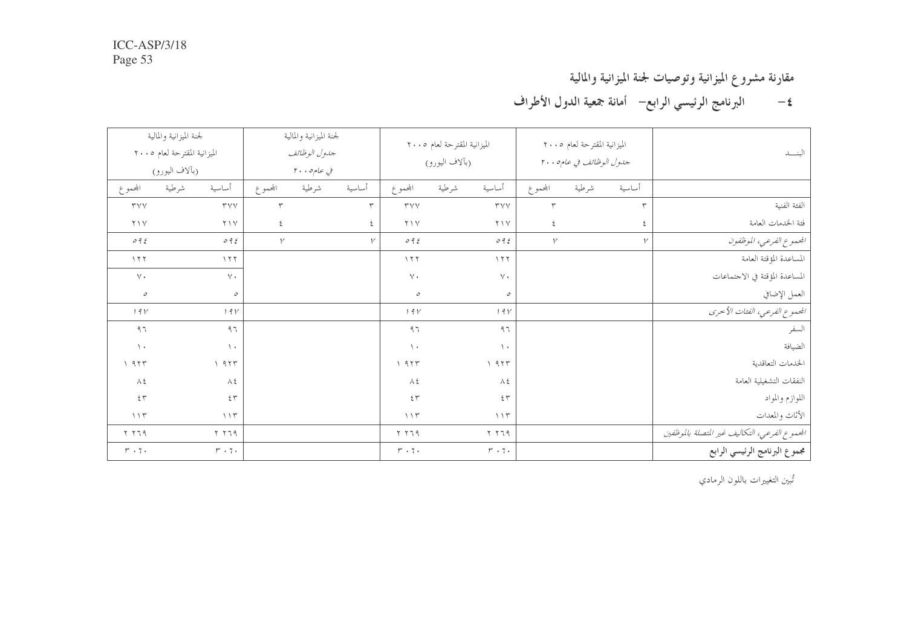## مقارنة مشروع الميزانية وتوصيات لجنة الميزانية والمالية

## ٤- البرنامج الرئيسي الرابع- أمانة جمعية الدول الأطراف

| البنـــد | الميزانية المقترحة لعام ٢٠٠٥ جدول الوظائف في عام٢٠٠٥ | | | الميزانية المقترحة لعام ٢٠٠٥ (بآلاف اليورو) | | | لجنة الميزانية والمالية جدول الوظائف في عام٢٠٠٥ | | | لجنة الميزانية والمالية الميزانية المقترحة لعام ٢٠٠٥ (بآلاف اليورو) | | |
|---|---|---|---|---|---|---|---|---|---|---|---|---|
| | أساسية | شرطية | المجموع | أساسية | شرطية | المجموع | أساسية | شرطية | المجموع | أساسية | شرطية | المجموع |
| الفئة الفنية | ٣ | | ٣ | ٣٧٧ | | ٣٧٧ | ٣ | | ٣ | ٣٧٧ | | ٣٧٧ |
| فئة الخدمات العامة | ٤ | | ٤ | ٢١٧ | | ٢١٧ | ٤ | | ٤ | ٢١٧ | | ٢١٧ |
| *المجموع الفرعي، الموظفون* | *٧* | | *٧* | *٥٩٤* | | *٥٩٤* | *٧* | | *٧* | *٥٩٤* | | *٥٩٤* |
| المساعدة المؤقتة العامة | | | | ١٢٢ | | ١٢٢ | | | | ١٢٢ | | ١٢٢ |
| المساعدة المؤقتة في الاجتماعات | | | | ٧٠ | | ٧٠ | | | | ٧٠ | | ٧٠ |
| العمل الإضافي | | | | ٥ | | ٥ | | | | ٥ | | ٥ |
| *المجموع الفرعي، الفئات الأخرى* | | | | *١٩٧* | | *١٩٧* | | | | *١٩٧* | | *١٩٧* |
| السفر | | | | ٩٦ | | ٩٦ | | | | ٩٦ | | ٩٦ |
| الضيافة | | | | ١٠ | | ١٠ | | | | ١٠ | | ١٠ |
| الخدمات التعاقدية | | | | ١ ٩٢٣ | | ١ ٩٢٣ | | | | ١ ٩٢٣ | | ١ ٩٢٣ |
| النفقات التشغيلية العامة | | | | ٨٤ | | ٨٤ | | | | ٨٤ | | ٨٤ |
| اللوازم والمواد | | | | ٤٣ | | ٤٣ | | | | ٤٣ | | ٤٣ |
| الأثاث والمعدات | | | | ١١٣ | | ١١٣ | | | | ١١٣ | | ١١٣ |
| *المجموع الفرعي، التكاليف غير المتصلة بالموظفين* | | | | *٢ ٢٦٩* | | *٢ ٢٦٩* | | | | *٢ ٢٦٩* | | *٢ ٢٦٩* |
| **مجموع البرنامج الرئيسي الرابع** | | | | ٣ ٠٦٠ | | ٣ ٠٦٠ | | | | ٣ ٠٦٠ | | ٣ ٠٦٠ |

تُبين التغييرات باللون الرمادي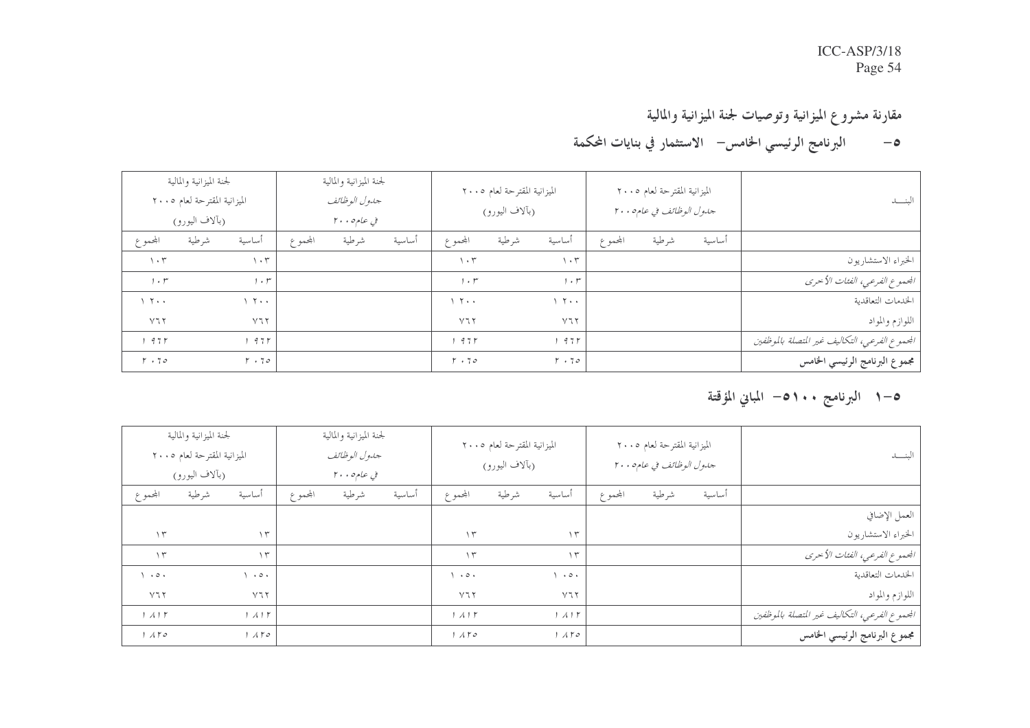## مقارنة مشروع الميزانية وتوصيات لجنة الميزانية والمالية

## ٥- البرنامج الرئيسي الخامس- الاستثمار في بنايات المحكمة

| البنــــد | جدول الوظائف في عام٢٠٠٥ الميزانية المقترحة لعام ٢٠٠٥ | | | الميزانية المقترحة لعام ٢٠٠٥ (بآلاف اليورو) | | | لجنة الميزانية والمالية جدول الوظائف في عام٢٠٠٥ | | | لجنة الميزانية والمالية الميزانية المقترحة لعام ٢٠٠٥ (بآلاف اليورو) | | |
|---|---|---|---|---|---|---|---|---|---|---|---|---|
| | أساسية | شرطية | المجموع | أساسية | شرطية | المجموع | أساسية | شرطية | المجموع | أساسية | شرطية | المجموع |
| الخبراء الاستشاريون | | | | ١٠٣ | | ١٠٣ | | | | ١٠٣ | | ١٠٣ |
| *المجموع الفرعي، الفئات الأخرى* | | | | *١٠٣* | | *١٠٣* | | | | *١٠٣* | | *١٠٣* |
| الخدمات التعاقدية | | | | ١ ٢٠٠ | | ١ ٢٠٠ | | | | ١ ٢٠٠ | | ١ ٢٠٠ |
| اللوازم والمواد | | | | ٧٦٢ | | ٧٦٢ | | | | ٧٦٢ | | ٧٦٢ |
| *المجموع الفرعي، التكاليف غير المتصلة بالموظفين* | | | | *١ ٩٦٢* | | *١ ٩٦٢* | | | | *١ ٩٦٢* | | *١ ٩٦٢* |
| **مجموع البرنامج الرئيسي الخامس** | | | | ٢ ٠٦٥ | | ٢ ٠٦٥ | | | | ٢ ٠٦٥ | | ٢ ٠٦٥ |

## ٥-١ البرنامج ٥١٠٠- المباني المؤقتة

| البنــــد | جدول الوظائف في عام٢٠٠٥ الميزانية المقترحة لعام ٢٠٠٥ | | | الميزانية المقترحة لعام ٢٠٠٥ (بآلاف اليورو) | | | لجنة الميزانية والمالية جدول الوظائف في عام٢٠٠٥ | | | لجنة الميزانية والمالية الميزانية المقترحة لعام ٢٠٠٥ (بآلاف اليورو) | | |
|---|---|---|---|---|---|---|---|---|---|---|---|---|
| | أساسية | شرطية | المجموع | أساسية | شرطية | المجموع | أساسية | شرطية | المجموع | أساسية | شرطية | المجموع |
| العمل الإضافي | | | | | | | | | | | | |
| الخبراء الاستشاريون | | | | ١٣ | | ١٣ | | | | ١٣ | | ١٣ |
| *المجموع الفرعي، الفئات الأخرى* | | | | *١٣* | | *١٣* | | | | *١٣* | | *١٣* |
| الخدمات التعاقدية | | | | ١ ٠٥٠ | | ١ ٠٥٠ | | | | ١ ٠٥٠ | | ١ ٠٥٠ |
| اللوازم والمواد | | | | ٧٦٢ | | ٧٦٢ | | | | ٧٦٢ | | ٧٦٢ |
| *المجموع الفرعي، التكاليف غير المتصلة بالموظفين* | | | | *١ ٨١٢* | | *١ ٨١٢* | | | | *١ ٨١٢* | | *١ ٨١٢* |
| **مجموع البرنامج الرئيسي الخامس** | | | | ١ ٨٢٥ | | ١ ٨٢٥ | | | | ١ ٨٢٥ | | ١ ٨٢٥ |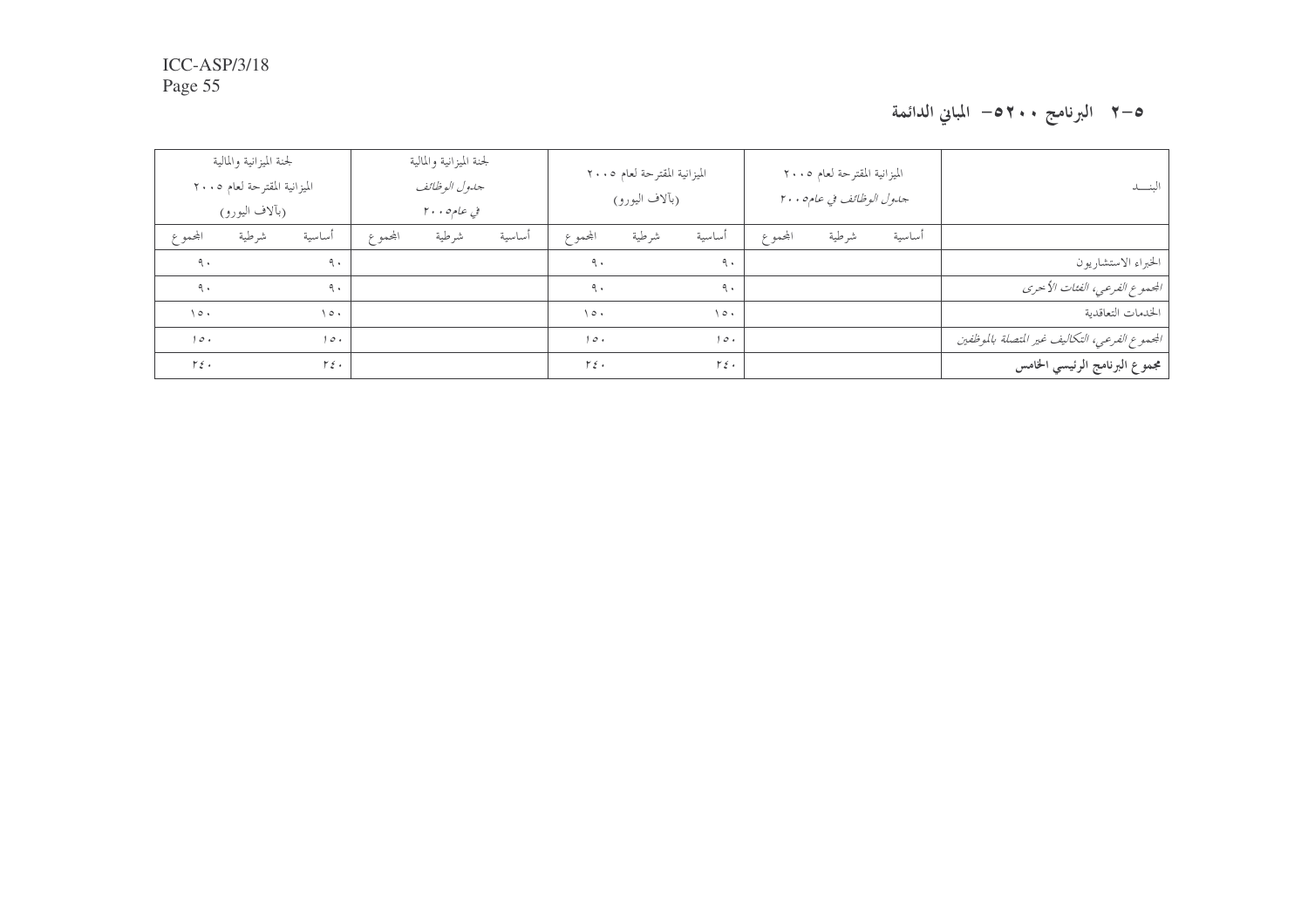## ٥-٢ البرنامج ٥٢٠٠- المباني الدائمة

| البنـــد | الميزانية المقترحة لعام ٢٠٠٥ جدول الوظائف في عام ٢٠٠٥ | | | الميزانية المقترحة لعام ٢٠٠٥ (بآلاف اليورو) | | | لجنة الميزانية والمالية جدول الوظائف في عام ٢٠٠٥ | | | لجنة الميزانية والمالية الميزانية المقترحة لعام ٢٠٠٥ (بآلاف اليورو) | | |
|---|---|---|---|---|---|---|---|---|---|---|---|---|
| | أساسية | شرطية | المجموع | أساسية | شرطية | المجموع | أساسية | شرطية | المجموع | أساسية | شرطية | المجموع |
| الخبراء الاستشاريون | | | | ٩٠ | | ٩٠ | | | | ٩٠ | | ٩٠ |
| *المجموع الفرعي، الفئات الأخرى* | | | | ٩٠ | | ٩٠ | | | | ٩٠ | | ٩٠ |
| الخدمات التعاقدية | | | | ١٥٠ | | ١٥٠ | | | | ١٥٠ | | ١٥٠ |
| *المجموع الفرعي، التكاليف غير المتصلة بالموظفين* | | | | ١٥٠ | | ١٥٠ | | | | ١٥٠ | | ١٥٠ |
| **مجموع البرنامج الرئيسي الخامس** | | | | ٢٤٠ | | ٢٤٠ | | | | ٢٤٠ | | ٢٤٠ |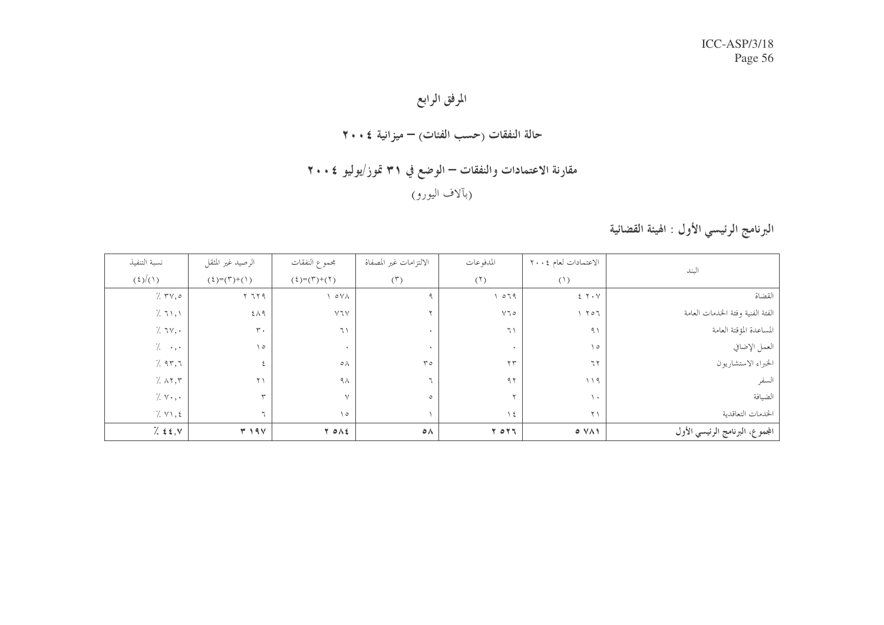# المرفق الرابع

## حالة النفقات (حسب الفئات) – ميزانية ٢٠٠٤

## مقارنة الاعتمادات والنفقات – الوضع في ٣١ تموز/يوليو ٢٠٠٤

(بآلاف اليورو)

### البرنامج الرئيسي الأول : الهيئة القضائية

| البند | الاعتمادات لعام ٢٠٠٤ (١) | المدفوعات (٢) | الالتزامات غير المصفاة (٣) | مجموع النفقات (٤)=(٣)+(٢) | الرصيد غير المثقل (٤)=(٣)+(١) | نسبة التنفيذ (٤)/(١) |
|---|---|---|---|---|---|---|
| القضاة | ٤ ٢٠٧ | ١ ٥٦٩ | ٩ | ١ ٥٧٨ | ٢ ٦٢٩ | ٪ ٣٧,٥ |
| الفئة الفنية وفئة الخدمات العامة | ١ ٢٥٦ | ٧٦٥ | ٢ | ٧٦٧ | ٤٨٩ | ٪ ٦١,١ |
| المساعدة المؤقتة العامة | ٩١ | ٦١ | ٠ | ٦١ | ٣٠ | ٪ ٦٧,٠ |
| العمل الإضافي | ١٥ | ٠ | ٠ | ٠ | ١٥ | ٪ ٠,٠ |
| الخبراء الاستشاريون | ٦٢ | ٢٣ | ٣٥ | ٥٨ | ٤ | ٪ ٩٣,٦ |
| السفر | ١١٩ | ٩٢ | ٦ | ٩٨ | ٢١ | ٪ ٨٢,٣ |
| الضيافة | ١٠ | ٢ | ٥ | ٧ | ٣ | ٪ ٧٠,٠ |
| الخدمات التعاقدية | ٢١ | ١٤ | ١ | ١٥ | ٦ | ٪ ٧١,٤ |
| **المجموع، البرنامج الرئيسي الأول** | **٥ ٧٨١** | **٢ ٥٢٦** | **٥٨** | **٢ ٥٨٤** | **٣ ١٩٧** | **٪ ٤٤,٧** |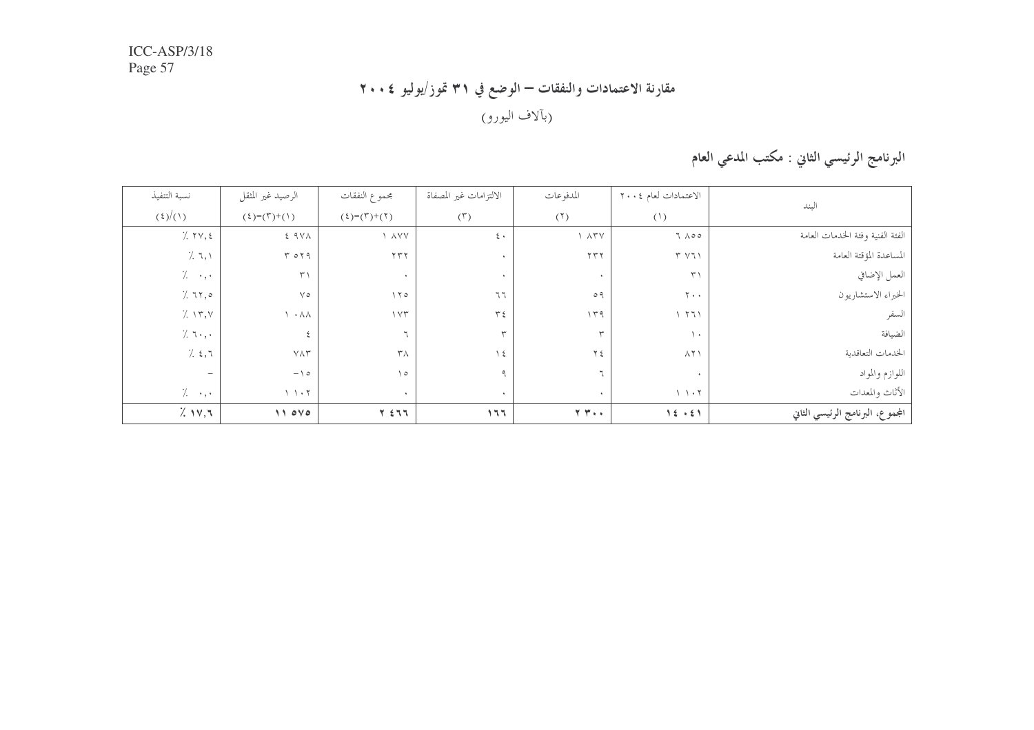## مقارنة الاعتمادات والنفقات – الوضع في ٣١ تموز/يوليو ٢٠٠٤

(بآلاف اليورو)

### البرنامج الرئيسي الثاني : مكتب المدعي العام

| البند | الاعتمادات لعام ٢٠٠٤ (١) | المدفوعات (٢) | الالتزامات غير المصفاة (٣) | مجموع النفقات (٤)=(٣)+(٢) | الرصيد غير المنفق (٤)=(٣)+(١) | نسبة التنفيذ (٤)/(١) |
|---|---|---|---|---|---|---|
| الفئة الفنية وفئة الخدمات العامة | ٦ ٨٥٥ | ١ ٨٣٧ | ٤٠ | ١ ٨٧٧ | ٤ ٩٧٨ | ٪ ٢٧,٤ |
| المساعدة المؤقتة العامة | ٣ ٧٦١ | ٢٣٢ | ٠ | ٢٣٢ | ٣ ٥٢٩ | ٪ ٦,١ |
| العمل الإضافي | ٣١ | ٠ | ٠ | ٠ | ٣١ | ٪ ٠,٠ |
| الخبراء الاستشاريون | ٢٠٠ | ٥٩ | ٦٦ | ١٢٥ | ٧٥ | ٪ ٦٢,٥ |
| السفر | ١ ٢٦١ | ١٣٩ | ٣٤ | ١٧٣ | ١ ٠٨٨ | ٪ ١٣,٧ |
| الضيافة | ١٠ | ٣ | ٣ | ٦ | ٤ | ٪ ٦٠,٠ |
| الخدمات التعاقدية | ٨٢١ | ٢٤ | ١٤ | ٣٨ | ٧٨٣ | ٪ ٤,٦ |
| اللوازم والمواد | ٠ | ٦ | ٩ | ١٥ | −١٥ | – |
| الأثاث والمعدات | ١ ١٠٢ | ٠ | ٠ | ٠ | ١ ١٠٢ | ٪ ٠,٠ |
| **المجموع، البرنامج الرئيسي الثاني** | **١٤ ٠٤١** | **٢ ٣٠٠** | **١٦٦** | **٢ ٤٦٦** | **١١ ٥٧٥** | **٪ ١٧,٦** |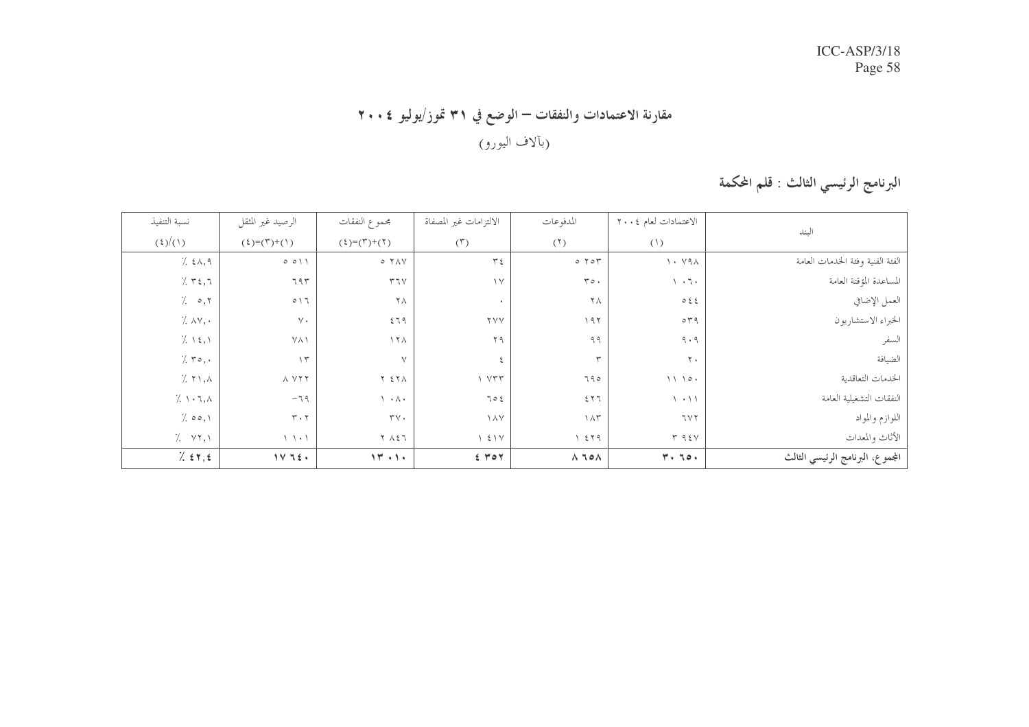# مقارنة الاعتمادات والنفقات – الوضع في ٣١ تموز/يوليو ٢٠٠٤

(بآلاف اليورو)

## البرنامج الرئيسي الثالث : قلم المحكمة

| البند | الاعتمادات لعام ٢٠٠٤<br>(١) | المدفوعات<br>(٢) | الالتزامات غير المصفاة<br>(٣) | مجموع النفقات<br>(٤)=(٣)+(٢) | الرصيد غير المنفق<br>(٤)=(٣)+(١) | نسبة التنفيذ<br>(٤)/(١) |
|---|---|---|---|---|---|---|
| الفئة الفنية وفئة الخدمات العامة | ١٠ ٧٩٨ | ٥ ٢٥٣ | ٣٤ | ٥ ٢٨٧ | ٥ ٥١١ | ٪ ٤٨,٩ |
| المساعدة المؤقتة العامة | ١ ٠٦٠ | ٣٥٠ | ١٧ | ٣٦٧ | ٦٩٣ | ٪ ٣٤,٦ |
| العمل الإضافي | ٥٤٤ | ٢٨ | ٠ | ٢٨ | ٥١٦ | ٪ ٥,٢ |
| الخبراء الاستشاريون | ٥٣٩ | ١٩٢ | ٢٧٧ | ٤٦٩ | ٧٠ | ٪ ٨٧,٠ |
| السفر | ٩٠٩ | ٩٩ | ٢٩ | ١٢٨ | ٧٨١ | ٪ ١٤,١ |
| الضيافة | ٢٠ | ٣ | ٤ | ٧ | ١٣ | ٪ ٣٥,٠ |
| الخدمات التعاقدية | ١١ ١٥٠ | ٦٩٥ | ١ ٧٣٣ | ٢ ٤٢٨ | ٨ ٧٢٢ | ٪ ٢١,٨ |
| النفقات التشغيلية العامة | ١ ٠١١ | ٤٢٦ | ٦٥٤ | ١ ٠٨٠ | -٦٩ | ٪ ١٠٦,٨ |
| اللوازم والمواد | ٦٧٢ | ١٨٣ | ١٨٧ | ٣٧٠ | ٣٠٢ | ٪ ٥٥,١ |
| الأثاث والمعدات | ٣ ٩٤٧ | ١ ٤٢٩ | ١ ٤١٧ | ٢ ٨٤٦ | ١ ١٠١ | ٪ ٧٢,١ |
| **المجموع، البرنامج الرئيسي الثالث** | **٣٠ ٦٥٠** | **٨ ٦٥٨** | **٤ ٣٥٢** | **١٣ ٠١٠** | **١٧ ٦٤٠** | **٪ ٤٢,٤** |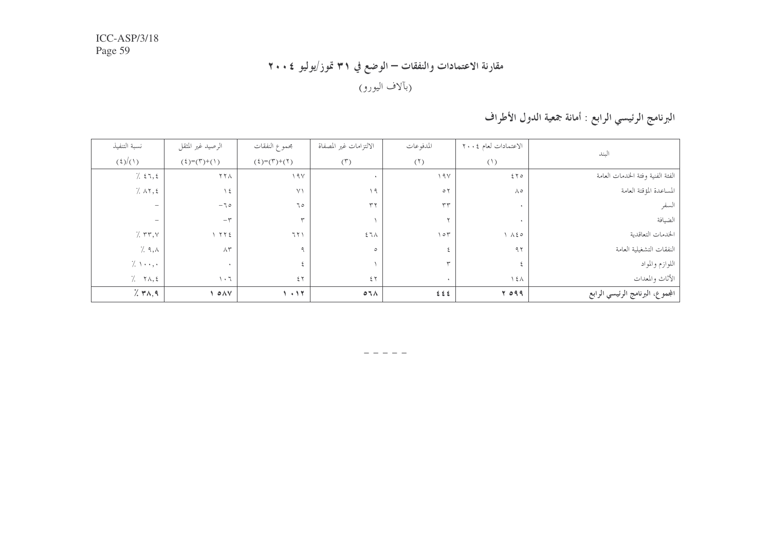## مقارنة الاعتمادات والنفقات – الوضع في ٣١ تموز/يوليو ٢٠٠٤

(بآلاف اليورو)

### البرنامج الرئيسي الرابع : أمانة جمعية الدول الأطراف

| البند | الاعتمادات لعام ٢٠٠٤ (١) | المدفوعات (٢) | الالتزامات غير المصفاة (٣) | مجموع النفقات (٤)=(٣)+(٢) | الرصيد غير المنقل (٤)=(٣)+(١) | نسبة التنفيذ (٤)/(١) |
|---|---|---|---|---|---|---|
| الفئة الفنية وفئة الخدمات العامة | ٤٢٥ | ١٩٧ | ٠ | ١٩٧ | ٢٢٨ | ٤٦,٤ ٪ |
| المساعدة المؤقتة العامة | ٨٥ | ٥٢ | ١٩ | ٧١ | ١٤ | ٨٢,٤ ٪ |
| السفر | ٠ | ٣٣ | ٣٢ | ٦٥ | ٦٥– | – |
| الضيافة | ٠ | ٢ | ١ | ٣ | ٣– | – |
| الخدمات التعاقدية | ١ ٨٤٥ | ١٥٣ | ٤٦٨ | ٦٢١ | ١ ٢٢٤ | ٣٣,٧ ٪ |
| النفقات التشغيلية العامة | ٩٢ | ٤ | ٥ | ٩ | ٨٣ | ٩,٨ ٪ |
| اللوازم والمواد | ٤ | ٣ | ١ | ٤ | ٠ | ١٠٠,٠ ٪ |
| الأثاث والمعدات | ١٤٨ | ٠ | ٤٢ | ٤٢ | ١٠٦ | ٢٨,٤ ٪ |
| **المجموع، البرنامج الرئيسي الرابع** | **٢ ٥٩٩** | **٤٤٤** | **٥٦٨** | **١ ٠١٢** | **١ ٥٨٧** | **٣٨,٩ ٪** |

– – – – –